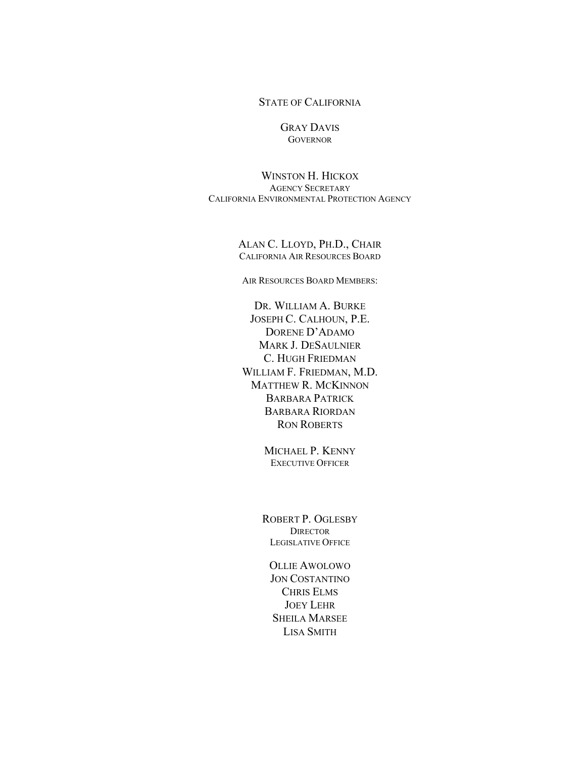STATE OF CALIFORNIA

GRAY DAVIS
GOVERNOR

WINSTON H. HICKOX
AGENCY SECRETARY
CALIFORNIA ENVIRONMENTAL PROTECTION AGENCY

ALAN C. LLOYD, PH.D., CHAIR
CALIFORNIA AIR RESOURCES BOARD

AIR RESOURCES BOARD MEMBERS:

DR. WILLIAM A. BURKE
JOSEPH C. CALHOUN, P.E.
DORENE D'ADAMO
MARK J. DESAULNIER
C. HUGH FRIEDMAN
WILLIAM F. FRIEDMAN, M.D.
MATTHEW R. MCKINNON
BARBARA PATRICK
BARBARA RIORDAN
RON ROBERTS

MICHAEL P. KENNY
EXECUTIVE OFFICER

ROBERT P. OGLESBY
DIRECTOR
LEGISLATIVE OFFICE

OLLIE AWOLOWO
JON COSTANTINO
CHRIS ELMS
JOEY LEHR
SHEILA MARSEE
LISA SMITH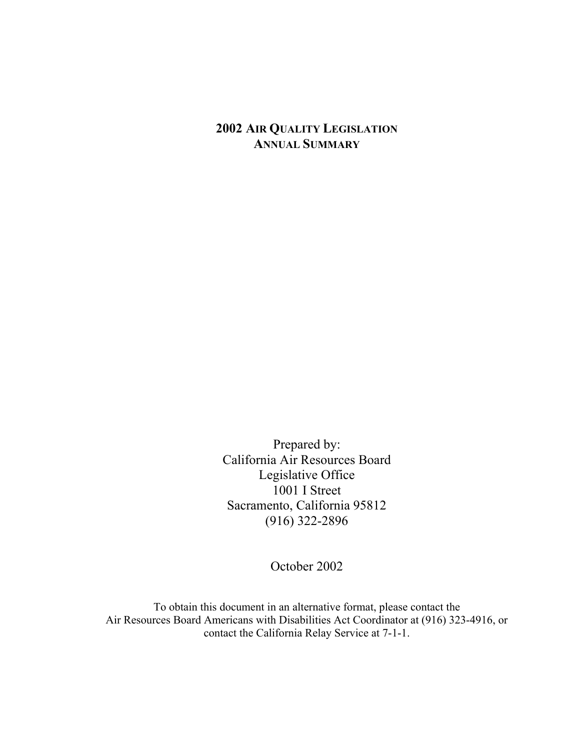# 2002 Air Quality Legislation Annual Summary

Prepared by:
California Air Resources Board
Legislative Office
1001 I Street
Sacramento, California 95812
(916) 322-2896

October 2002

To obtain this document in an alternative format, please contact the Air Resources Board Americans with Disabilities Act Coordinator at (916) 323-4916, or contact the California Relay Service at 7-1-1.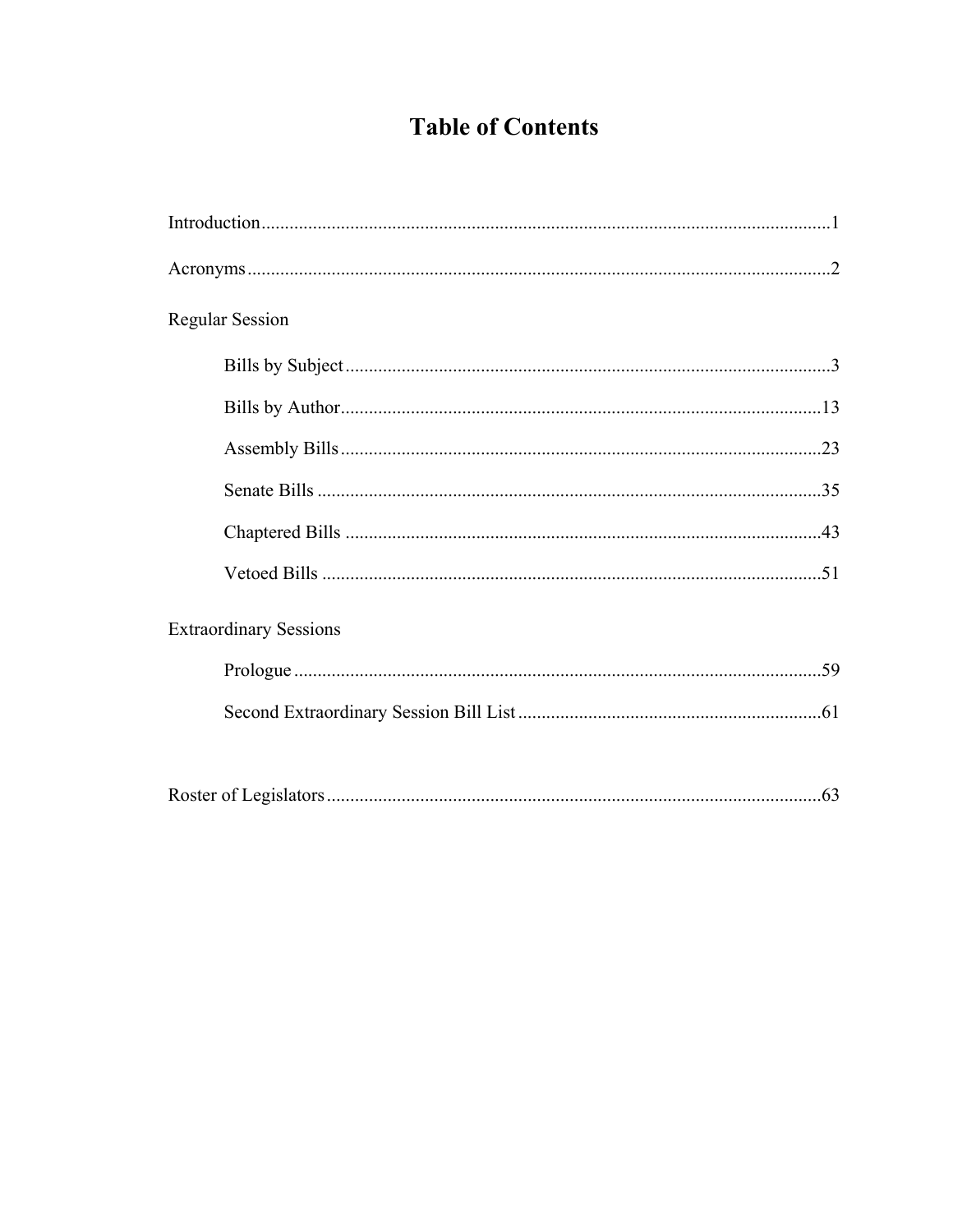# Table of Contents

Introduction........................................................................................................................1

Acronyms...........................................................................................................................2

Regular Session

- Bills by Subject.......................................................................................................3
- Bills by Author......................................................................................................13
- Assembly Bills......................................................................................................23
- Senate Bills ...........................................................................................................35
- Chaptered Bills .....................................................................................................43
- Vetoed Bills ..........................................................................................................51

Extraordinary Sessions

- Prologue ................................................................................................................59
- Second Extraordinary Session Bill List ................................................................61

Roster of Legislators.........................................................................................................63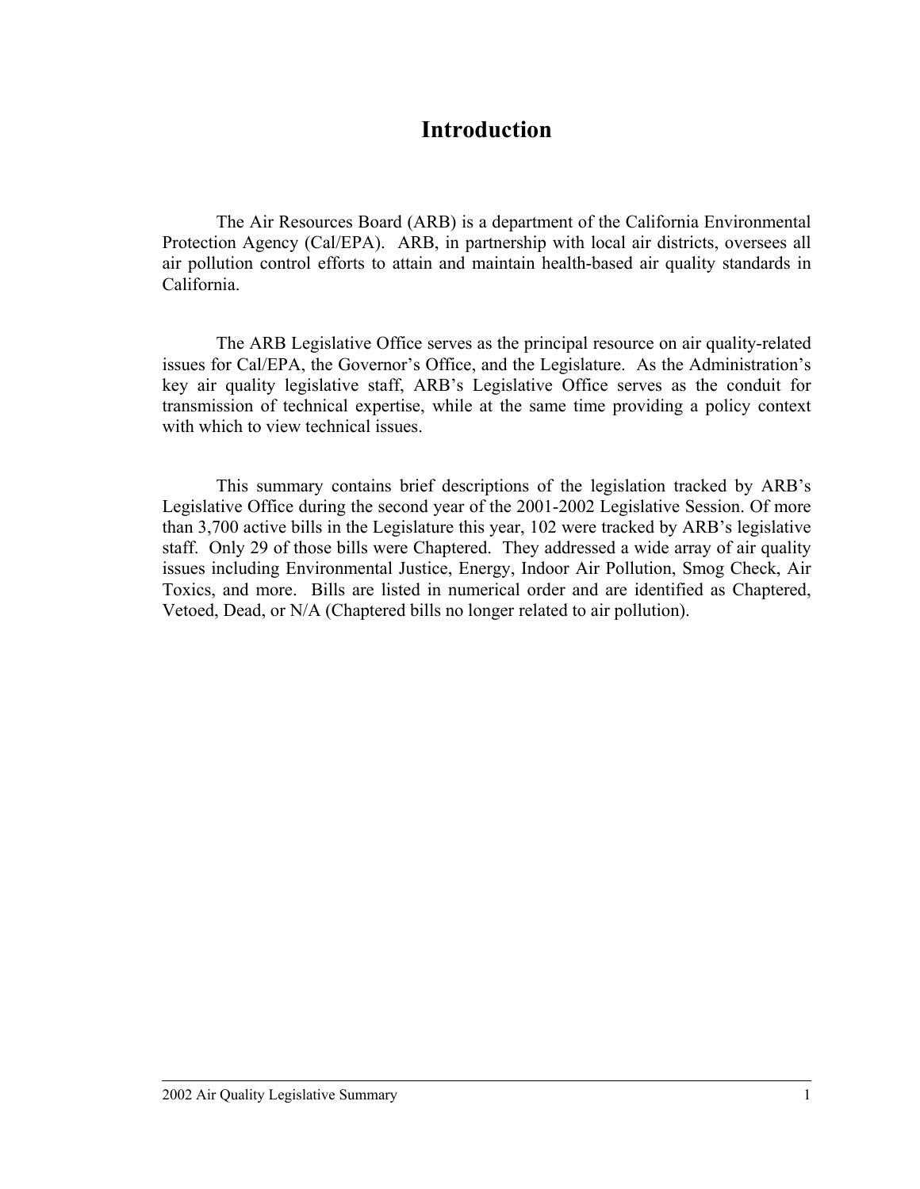# Introduction

The Air Resources Board (ARB) is a department of the California Environmental Protection Agency (Cal/EPA). ARB, in partnership with local air districts, oversees all air pollution control efforts to attain and maintain health-based air quality standards in California.

The ARB Legislative Office serves as the principal resource on air quality-related issues for Cal/EPA, the Governor's Office, and the Legislature. As the Administration's key air quality legislative staff, ARB's Legislative Office serves as the conduit for transmission of technical expertise, while at the same time providing a policy context with which to view technical issues.

This summary contains brief descriptions of the legislation tracked by ARB's Legislative Office during the second year of the 2001-2002 Legislative Session. Of more than 3,700 active bills in the Legislature this year, 102 were tracked by ARB's legislative staff. Only 29 of those bills were Chaptered. They addressed a wide array of air quality issues including Environmental Justice, Energy, Indoor Air Pollution, Smog Check, Air Toxics, and more. Bills are listed in numerical order and are identified as Chaptered, Vetoed, Dead, or N/A (Chaptered bills no longer related to air pollution).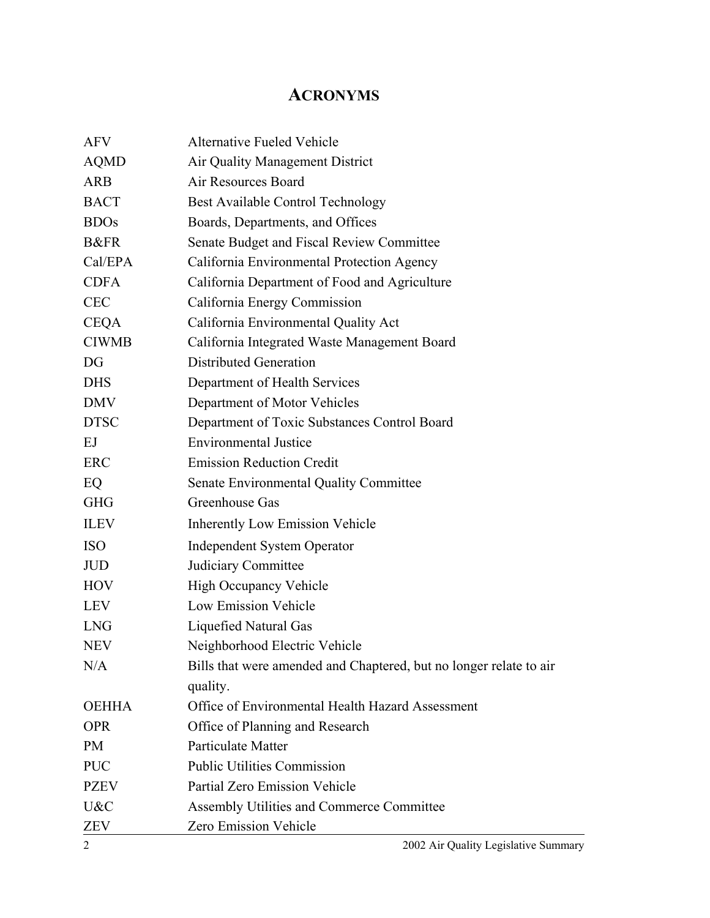# ACRONYMS

| | |
|---|---|
| AFV | Alternative Fueled Vehicle |
| AQMD | Air Quality Management District |
| ARB | Air Resources Board |
| BACT | Best Available Control Technology |
| BDOs | Boards, Departments, and Offices |
| B&FR | Senate Budget and Fiscal Review Committee |
| Cal/EPA | California Environmental Protection Agency |
| CDFA | California Department of Food and Agriculture |
| CEC | California Energy Commission |
| CEQA | California Environmental Quality Act |
| CIWMB | California Integrated Waste Management Board |
| DG | Distributed Generation |
| DHS | Department of Health Services |
| DMV | Department of Motor Vehicles |
| DTSC | Department of Toxic Substances Control Board |
| EJ | Environmental Justice |
| ERC | Emission Reduction Credit |
| EQ | Senate Environmental Quality Committee |
| GHG | Greenhouse Gas |
| ILEV | Inherently Low Emission Vehicle |
| ISO | Independent System Operator |
| JUD | Judiciary Committee |
| HOV | High Occupancy Vehicle |
| LEV | Low Emission Vehicle |
| LNG | Liquefied Natural Gas |
| NEV | Neighborhood Electric Vehicle |
| N/A | Bills that were amended and Chaptered, but no longer relate to air quality. |
| OEHHA | Office of Environmental Health Hazard Assessment |
| OPR | Office of Planning and Research |
| PM | Particulate Matter |
| PUC | Public Utilities Commission |
| PZEV | Partial Zero Emission Vehicle |
| U&C | Assembly Utilities and Commerce Committee |
| ZEV | Zero Emission Vehicle |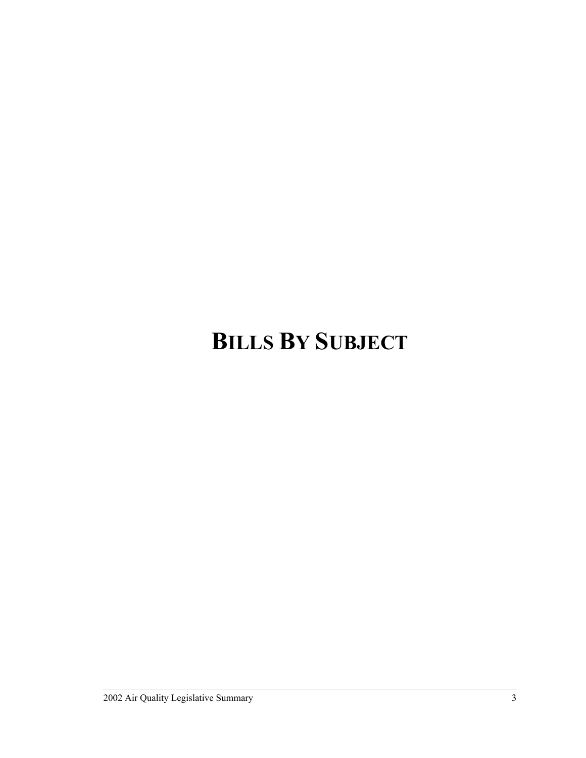# BILLS BY SUBJECT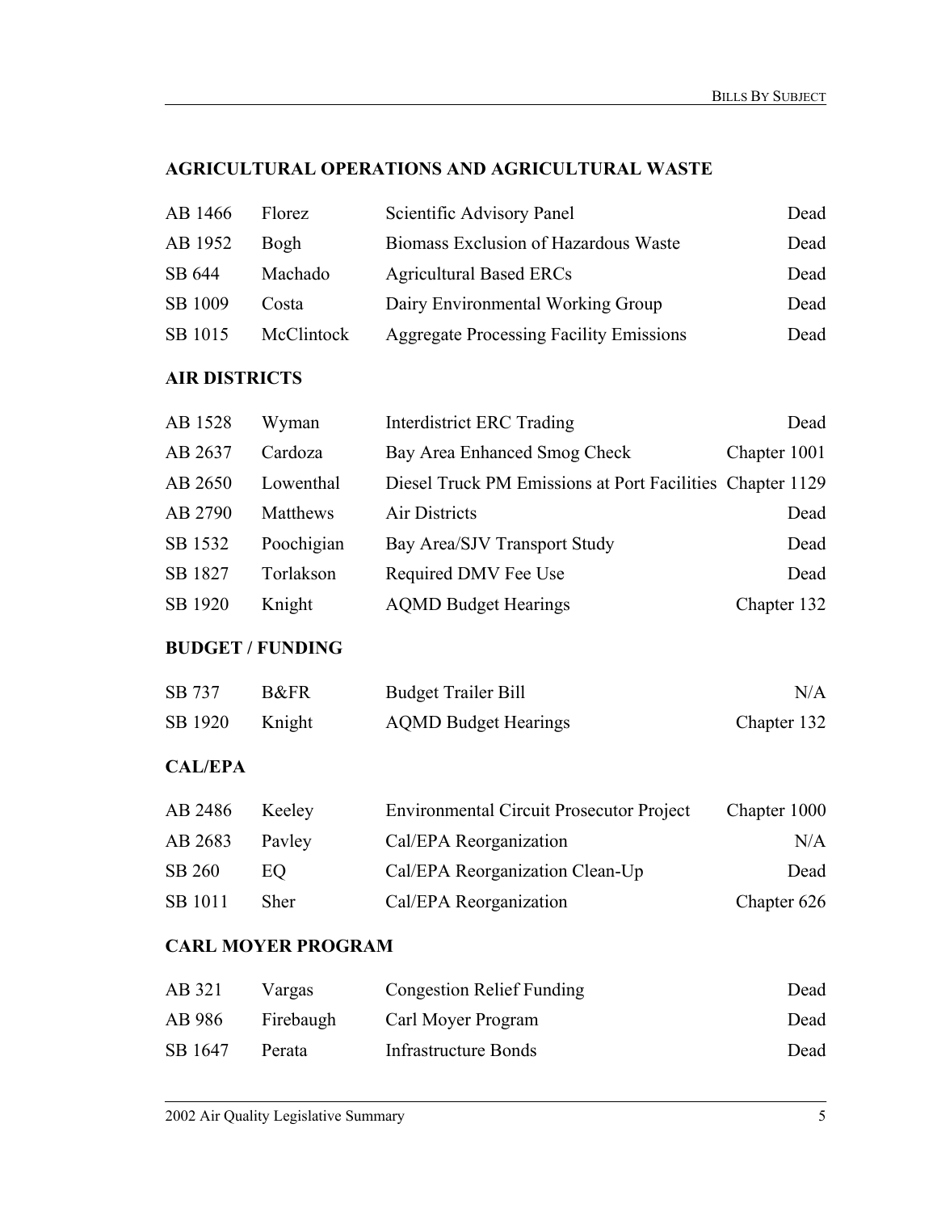## AGRICULTURAL OPERATIONS AND AGRICULTURAL WASTE

| | | | |
|---|---|---|---|
| AB 1466 | Florez | Scientific Advisory Panel | Dead |
| AB 1952 | Bogh | Biomass Exclusion of Hazardous Waste | Dead |
| SB 644 | Machado | Agricultural Based ERCs | Dead |
| SB 1009 | Costa | Dairy Environmental Working Group | Dead |
| SB 1015 | McClintock | Aggregate Processing Facility Emissions | Dead |

## AIR DISTRICTS

| | | | |
|---|---|---|---|
| AB 1528 | Wyman | Interdistrict ERC Trading | Dead |
| AB 2637 | Cardoza | Bay Area Enhanced Smog Check | Chapter 1001 |
| AB 2650 | Lowenthal | Diesel Truck PM Emissions at Port Facilities | Chapter 1129 |
| AB 2790 | Matthews | Air Districts | Dead |
| SB 1532 | Poochigian | Bay Area/SJV Transport Study | Dead |
| SB 1827 | Torlakson | Required DMV Fee Use | Dead |
| SB 1920 | Knight | AQMD Budget Hearings | Chapter 132 |

## BUDGET / FUNDING

| | | | |
|---|---|---|---|
| SB 737 | B&FR | Budget Trailer Bill | N/A |
| SB 1920 | Knight | AQMD Budget Hearings | Chapter 132 |

## CAL/EPA

| | | | |
|---|---|---|---|
| AB 2486 | Keeley | Environmental Circuit Prosecutor Project | Chapter 1000 |
| AB 2683 | Pavley | Cal/EPA Reorganization | N/A |
| SB 260 | EQ | Cal/EPA Reorganization Clean-Up | Dead |
| SB 1011 | Sher | Cal/EPA Reorganization | Chapter 626 |

## CARL MOYER PROGRAM

| | | | |
|---|---|---|---|
| AB 321 | Vargas | Congestion Relief Funding | Dead |
| AB 986 | Firebaugh | Carl Moyer Program | Dead |
| SB 1647 | Perata | Infrastructure Bonds | Dead |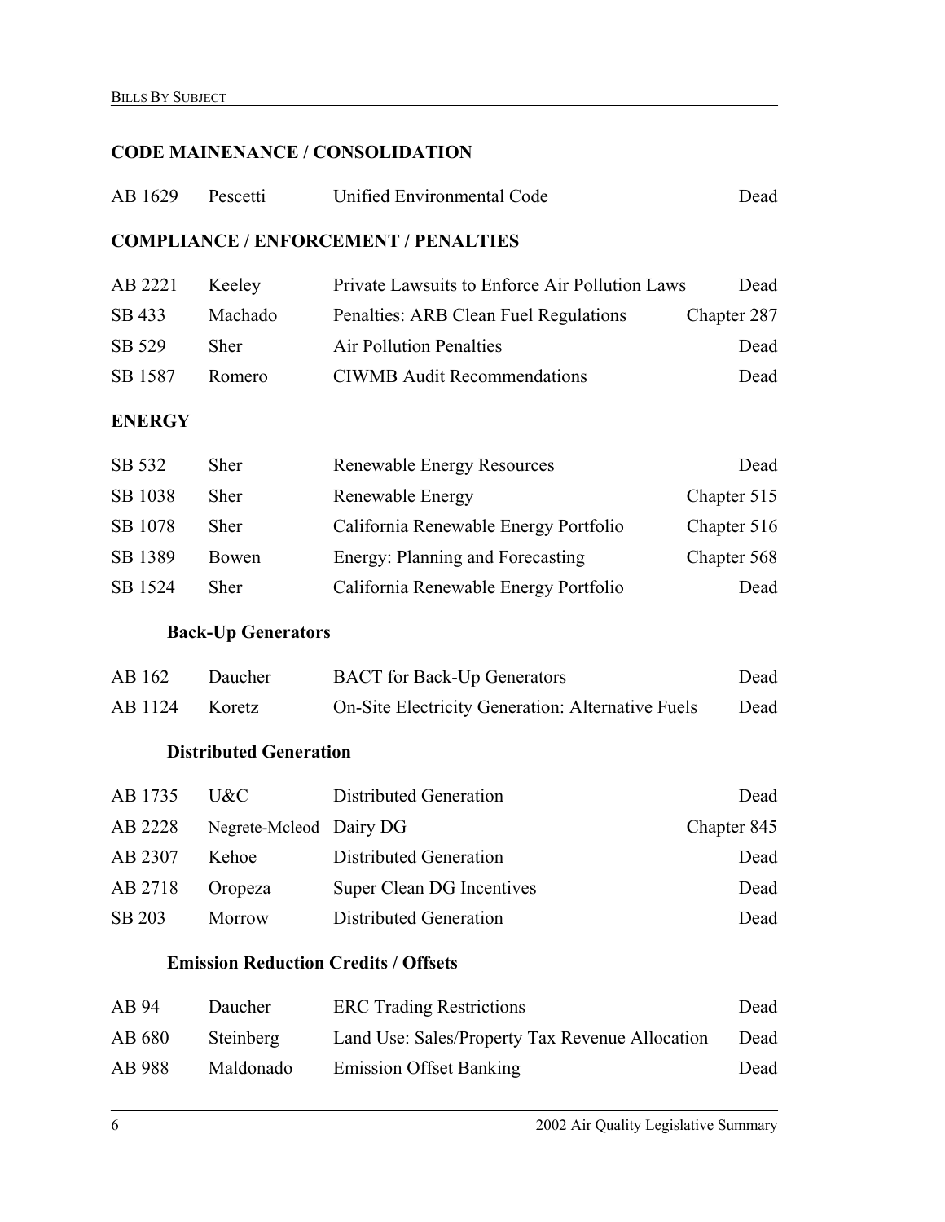## CODE MAINENANCE / CONSOLIDATION

| | | | |
|---|---|---|---|
| AB 1629 | Pescetti | Unified Environmental Code | Dead |

## COMPLIANCE / ENFORCEMENT / PENALTIES

| | | | |
|---|---|---|---|
| AB 2221 | Keeley | Private Lawsuits to Enforce Air Pollution Laws | Dead |
| SB 433 | Machado | Penalties: ARB Clean Fuel Regulations | Chapter 287 |
| SB 529 | Sher | Air Pollution Penalties | Dead |
| SB 1587 | Romero | CIWMB Audit Recommendations | Dead |

## ENERGY

| | | | |
|---|---|---|---|
| SB 532 | Sher | Renewable Energy Resources | Dead |
| SB 1038 | Sher | Renewable Energy | Chapter 515 |
| SB 1078 | Sher | California Renewable Energy Portfolio | Chapter 516 |
| SB 1389 | Bowen | Energy: Planning and Forecasting | Chapter 568 |
| SB 1524 | Sher | California Renewable Energy Portfolio | Dead |

### Back-Up Generators

| | | | |
|---|---|---|---|
| AB 162 | Daucher | BACT for Back-Up Generators | Dead |
| AB 1124 | Koretz | On-Site Electricity Generation: Alternative Fuels | Dead |

### Distributed Generation

| | | | |
|---|---|---|---|
| AB 1735 | U&C | Distributed Generation | Dead |
| AB 2228 | Negrete-Mcleod | Dairy DG | Chapter 845 |
| AB 2307 | Kehoe | Distributed Generation | Dead |
| AB 2718 | Oropeza | Super Clean DG Incentives | Dead |
| SB 203 | Morrow | Distributed Generation | Dead |

### Emission Reduction Credits / Offsets

| | | | |
|---|---|---|---|
| AB 94 | Daucher | ERC Trading Restrictions | Dead |
| AB 680 | Steinberg | Land Use: Sales/Property Tax Revenue Allocation | Dead |
| AB 988 | Maldonado | Emission Offset Banking | Dead |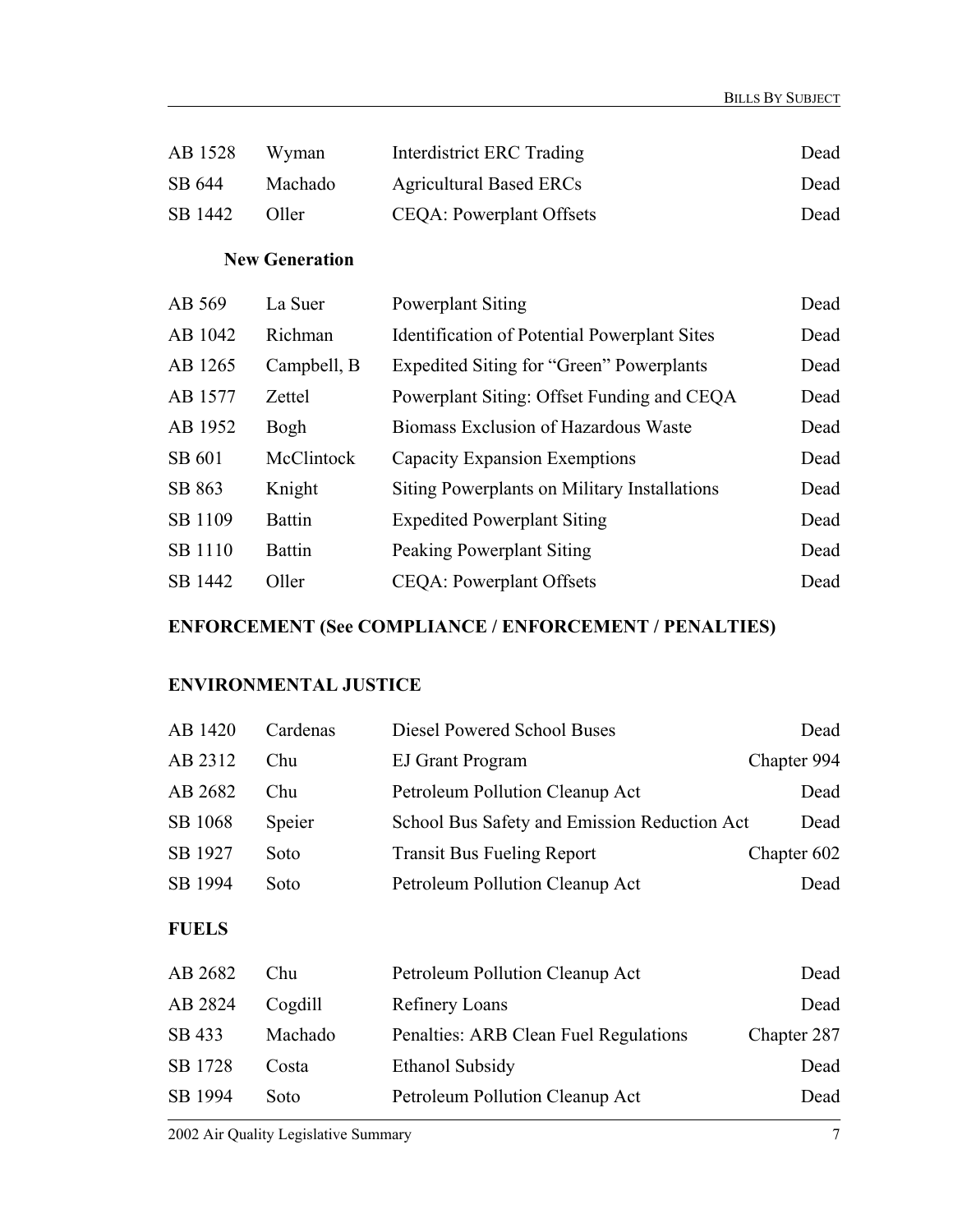| | | | |
|---|---|---|---|
| AB 1528 | Wyman | Interdistrict ERC Trading | Dead |
| SB 644 | Machado | Agricultural Based ERCs | Dead |
| SB 1442 | Oller | CEQA: Powerplant Offsets | Dead |

### New Generation

| | | | |
|---|---|---|---|
| AB 569 | La Suer | Powerplant Siting | Dead |
| AB 1042 | Richman | Identification of Potential Powerplant Sites | Dead |
| AB 1265 | Campbell, B | Expedited Siting for "Green" Powerplants | Dead |
| AB 1577 | Zettel | Powerplant Siting: Offset Funding and CEQA | Dead |
| AB 1952 | Bogh | Biomass Exclusion of Hazardous Waste | Dead |
| SB 601 | McClintock | Capacity Expansion Exemptions | Dead |
| SB 863 | Knight | Siting Powerplants on Military Installations | Dead |
| SB 1109 | Battin | Expedited Powerplant Siting | Dead |
| SB 1110 | Battin | Peaking Powerplant Siting | Dead |
| SB 1442 | Oller | CEQA: Powerplant Offsets | Dead |

## ENFORCEMENT (See COMPLIANCE / ENFORCEMENT / PENALTIES)

## ENVIRONMENTAL JUSTICE

| | | | |
|---|---|---|---|
| AB 1420 | Cardenas | Diesel Powered School Buses | Dead |
| AB 2312 | Chu | EJ Grant Program | Chapter 994 |
| AB 2682 | Chu | Petroleum Pollution Cleanup Act | Dead |
| SB 1068 | Speier | School Bus Safety and Emission Reduction Act | Dead |
| SB 1927 | Soto | Transit Bus Fueling Report | Chapter 602 |
| SB 1994 | Soto | Petroleum Pollution Cleanup Act | Dead |

## FUELS

| | | | |
|---|---|---|---|
| AB 2682 | Chu | Petroleum Pollution Cleanup Act | Dead |
| AB 2824 | Cogdill | Refinery Loans | Dead |
| SB 433 | Machado | Penalties: ARB Clean Fuel Regulations | Chapter 287 |
| SB 1728 | Costa | Ethanol Subsidy | Dead |
| SB 1994 | Soto | Petroleum Pollution Cleanup Act | Dead |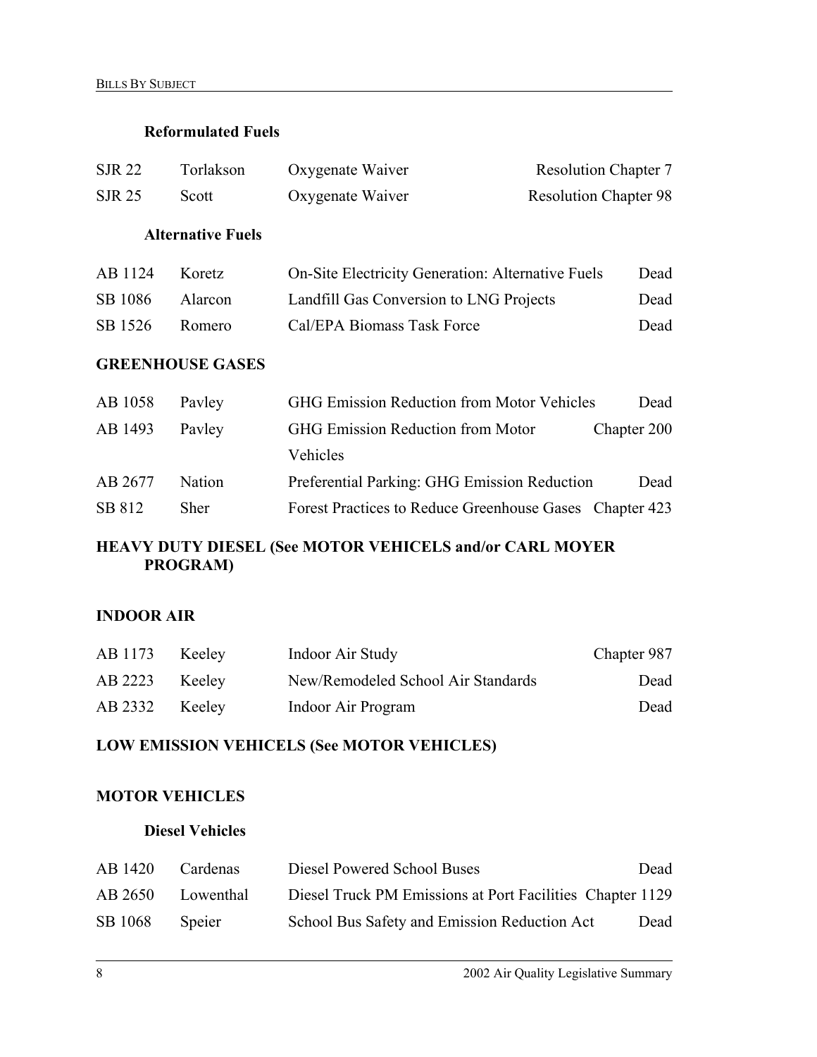### Reformulated Fuels

| | | | |
|---|---|---|---|
| SJR 22 | Torlakson | Oxygenate Waiver | Resolution Chapter 7 |
| SJR 25 | Scott | Oxygenate Waiver | Resolution Chapter 98 |

### Alternative Fuels

| | | | |
|---|---|---|---|
| AB 1124 | Koretz | On-Site Electricity Generation: Alternative Fuels | Dead |
| SB 1086 | Alarcon | Landfill Gas Conversion to LNG Projects | Dead |
| SB 1526 | Romero | Cal/EPA Biomass Task Force | Dead |

## GREENHOUSE GASES

| | | | |
|---|---|---|---|
| AB 1058 | Pavley | GHG Emission Reduction from Motor Vehicles | Dead |
| AB 1493 | Pavley | GHG Emission Reduction from Motor Vehicles | Chapter 200 |
| AB 2677 | Nation | Preferential Parking: GHG Emission Reduction | Dead |
| SB 812 | Sher | Forest Practices to Reduce Greenhouse Gases | Chapter 423 |

## HEAVY DUTY DIESEL (See MOTOR VEHICELS and/or CARL MOYER PROGRAM)

## INDOOR AIR

| | | | |
|---|---|---|---|
| AB 1173 | Keeley | Indoor Air Study | Chapter 987 |
| AB 2223 | Keeley | New/Remodeled School Air Standards | Dead |
| AB 2332 | Keeley | Indoor Air Program | Dead |

## LOW EMISSION VEHICELS (See MOTOR VEHICLES)

## MOTOR VEHICLES

### Diesel Vehicles

| | | | |
|---|---|---|---|
| AB 1420 | Cardenas | Diesel Powered School Buses | Dead |
| AB 2650 | Lowenthal | Diesel Truck PM Emissions at Port Facilities | Chapter 1129 |
| SB 1068 | Speier | School Bus Safety and Emission Reduction Act | Dead |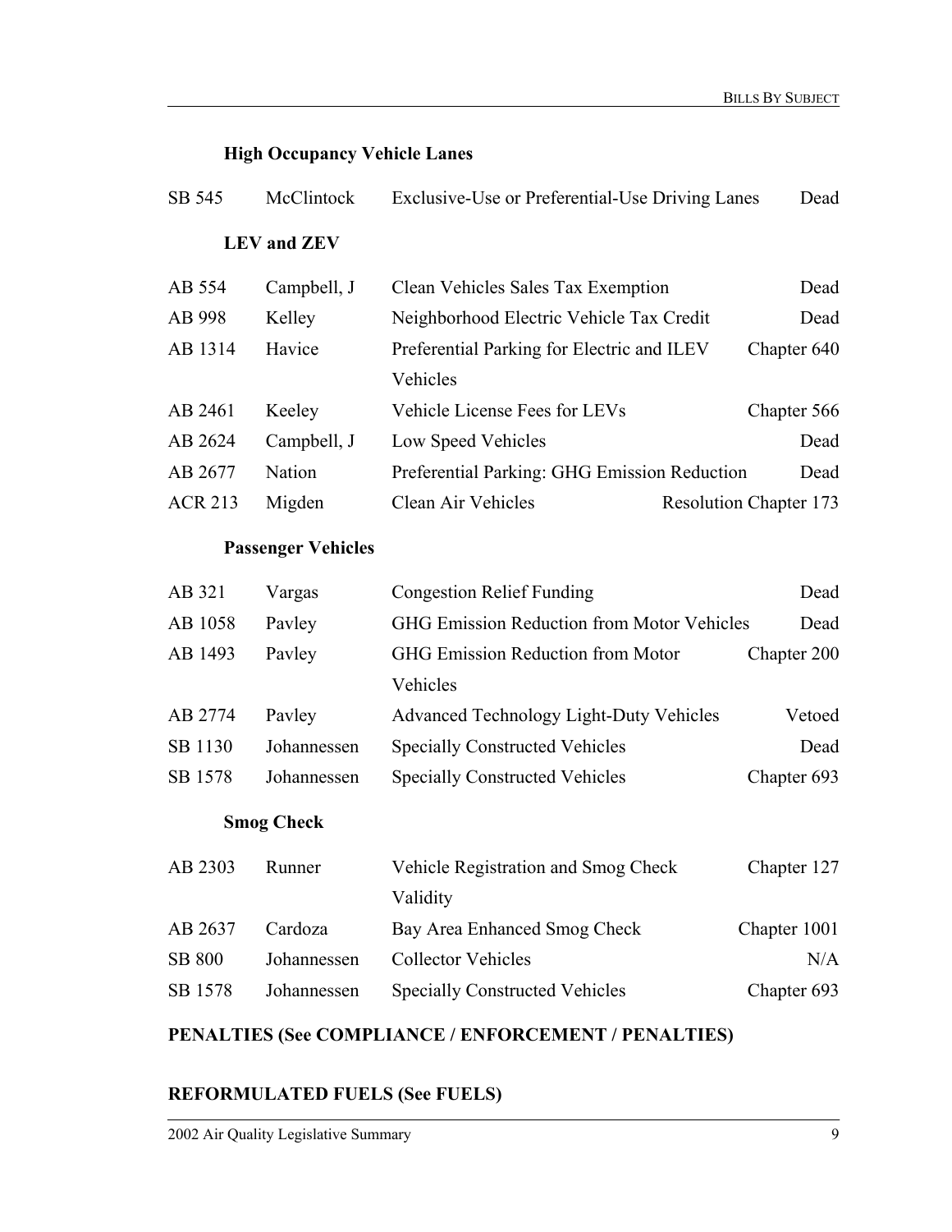### High Occupancy Vehicle Lanes

| | | | |
|---|---|---|---|
| SB 545 | McClintock | Exclusive-Use or Preferential-Use Driving Lanes | Dead |

### LEV and ZEV

| | | | |
|---|---|---|---|
| AB 554 | Campbell, J | Clean Vehicles Sales Tax Exemption | Dead |
| AB 998 | Kelley | Neighborhood Electric Vehicle Tax Credit | Dead |
| AB 1314 | Havice | Preferential Parking for Electric and ILEV Vehicles | Chapter 640 |
| AB 2461 | Keeley | Vehicle License Fees for LEVs | Chapter 566 |
| AB 2624 | Campbell, J | Low Speed Vehicles | Dead |
| AB 2677 | Nation | Preferential Parking: GHG Emission Reduction | Dead |
| ACR 213 | Migden | Clean Air Vehicles | Resolution Chapter 173 |

### Passenger Vehicles

| | | | |
|---|---|---|---|
| AB 321 | Vargas | Congestion Relief Funding | Dead |
| AB 1058 | Pavley | GHG Emission Reduction from Motor Vehicles | Dead |
| AB 1493 | Pavley | GHG Emission Reduction from Motor Vehicles | Chapter 200 |
| AB 2774 | Pavley | Advanced Technology Light-Duty Vehicles | Vetoed |
| SB 1130 | Johannessen | Specially Constructed Vehicles | Dead |
| SB 1578 | Johannessen | Specially Constructed Vehicles | Chapter 693 |

### Smog Check

| | | | |
|---|---|---|---|
| AB 2303 | Runner | Vehicle Registration and Smog Check Validity | Chapter 127 |
| AB 2637 | Cardoza | Bay Area Enhanced Smog Check | Chapter 1001 |
| SB 800 | Johannessen | Collector Vehicles | N/A |
| SB 1578 | Johannessen | Specially Constructed Vehicles | Chapter 693 |

## PENALTIES (See COMPLIANCE / ENFORCEMENT / PENALTIES)

## REFORMULATED FUELS (See FUELS)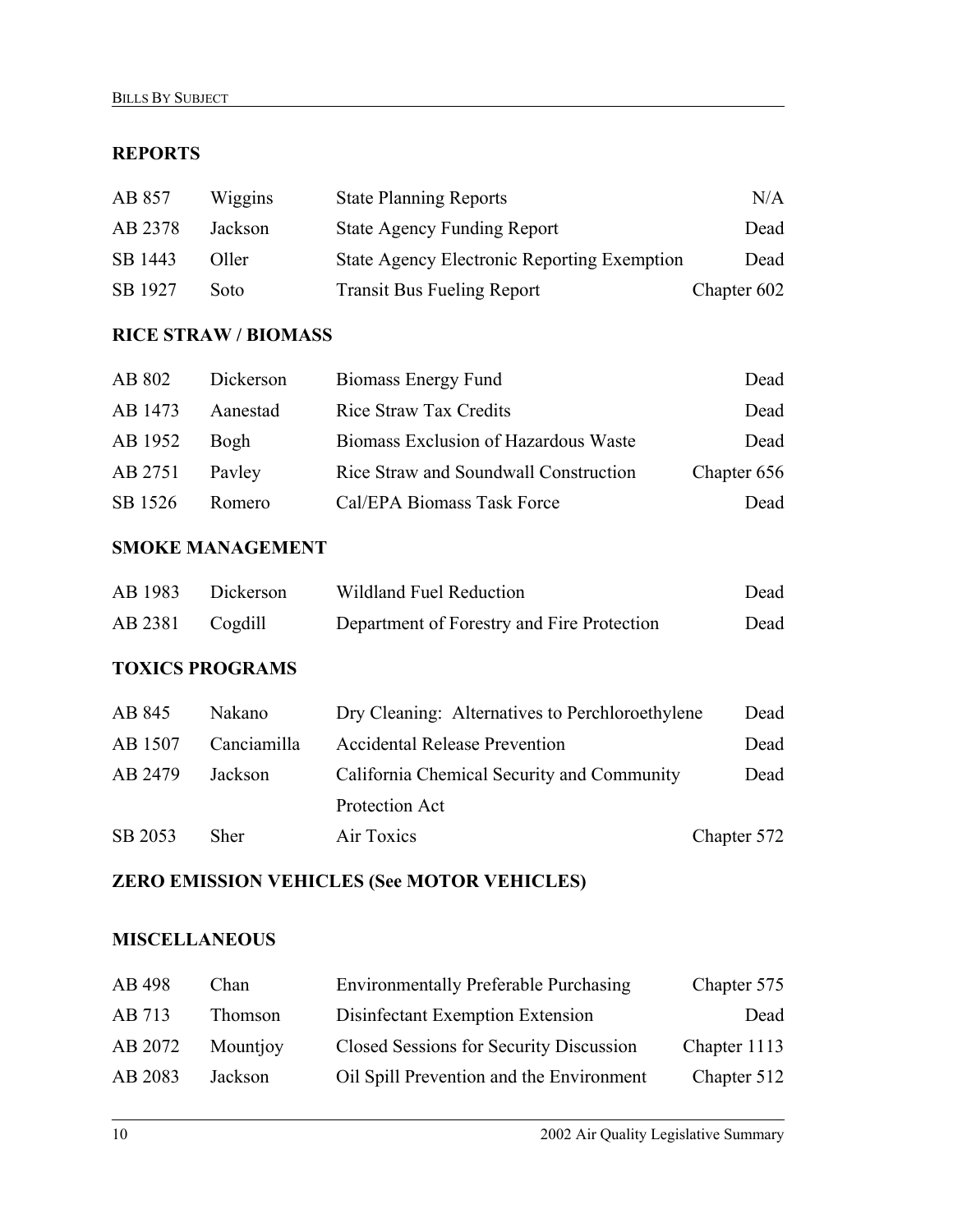## REPORTS

| | | | |
|---|---|---|---|
| AB 857 | Wiggins | State Planning Reports | N/A |
| AB 2378 | Jackson | State Agency Funding Report | Dead |
| SB 1443 | Oller | State Agency Electronic Reporting Exemption | Dead |
| SB 1927 | Soto | Transit Bus Fueling Report | Chapter 602 |

## RICE STRAW / BIOMASS

| | | | |
|---|---|---|---|
| AB 802 | Dickerson | Biomass Energy Fund | Dead |
| AB 1473 | Aanestad | Rice Straw Tax Credits | Dead |
| AB 1952 | Bogh | Biomass Exclusion of Hazardous Waste | Dead |
| AB 2751 | Pavley | Rice Straw and Soundwall Construction | Chapter 656 |
| SB 1526 | Romero | Cal/EPA Biomass Task Force | Dead |

## SMOKE MANAGEMENT

| | | | |
|---|---|---|---|
| AB 1983 | Dickerson | Wildland Fuel Reduction | Dead |
| AB 2381 | Cogdill | Department of Forestry and Fire Protection | Dead |

## TOXICS PROGRAMS

| | | | |
|---|---|---|---|
| AB 845 | Nakano | Dry Cleaning: Alternatives to Perchloroethylene | Dead |
| AB 1507 | Canciamilla | Accidental Release Prevention | Dead |
| AB 2479 | Jackson | California Chemical Security and Community Protection Act | Dead |
| SB 2053 | Sher | Air Toxics | Chapter 572 |

## ZERO EMISSION VEHICLES (See MOTOR VEHICLES)

## MISCELLANEOUS

| | | | |
|---|---|---|---|
| AB 498 | Chan | Environmentally Preferable Purchasing | Chapter 575 |
| AB 713 | Thomson | Disinfectant Exemption Extension | Dead |
| AB 2072 | Mountjoy | Closed Sessions for Security Discussion | Chapter 1113 |
| AB 2083 | Jackson | Oil Spill Prevention and the Environment | Chapter 512 |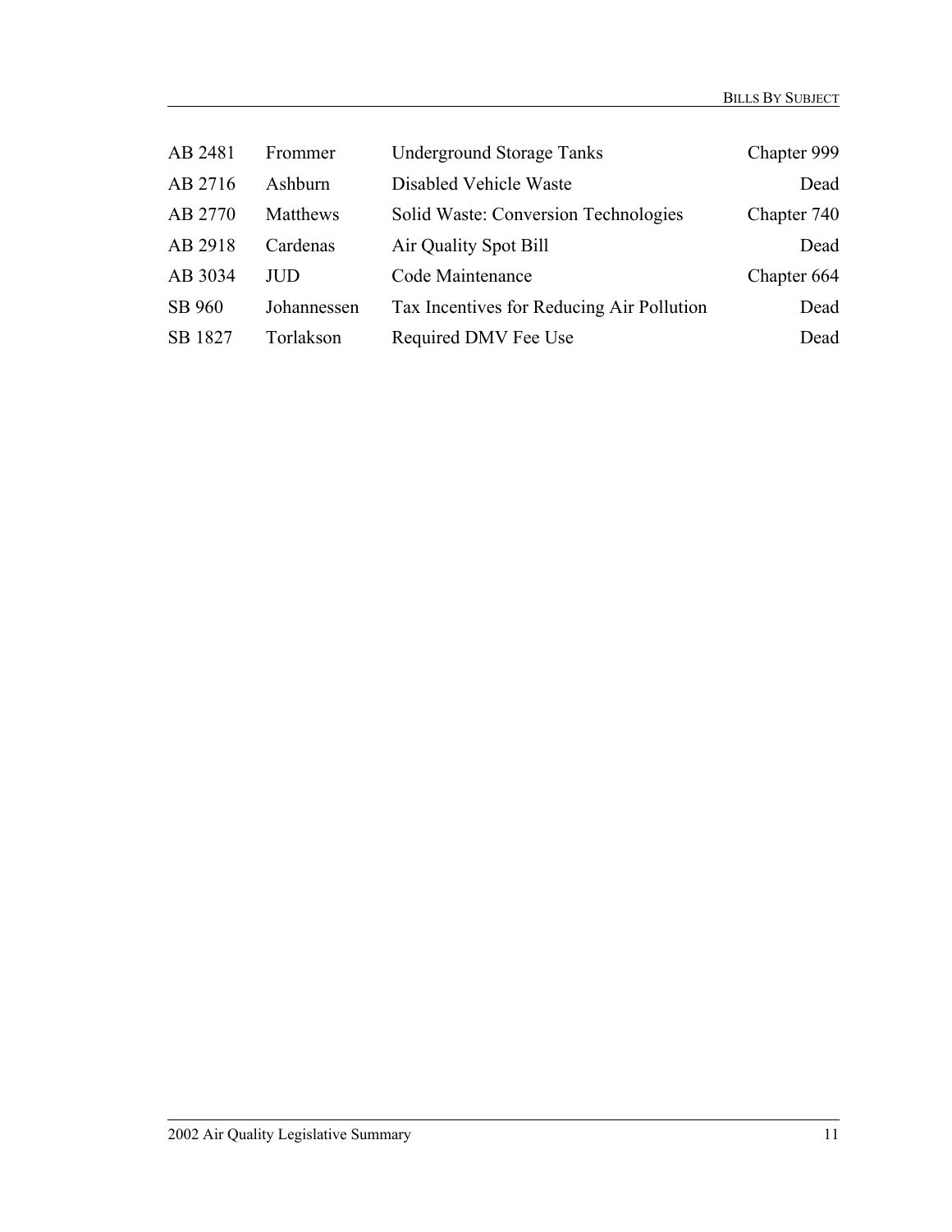| | | | |
|---|---|---|---|
| AB 2481 | Frommer | Underground Storage Tanks | Chapter 999 |
| AB 2716 | Ashburn | Disabled Vehicle Waste | Dead |
| AB 2770 | Matthews | Solid Waste: Conversion Technologies | Chapter 740 |
| AB 2918 | Cardenas | Air Quality Spot Bill | Dead |
| AB 3034 | JUD | Code Maintenance | Chapter 664 |
| SB 960 | Johannessen | Tax Incentives for Reducing Air Pollution | Dead |
| SB 1827 | Torlakson | Required DMV Fee Use | Dead |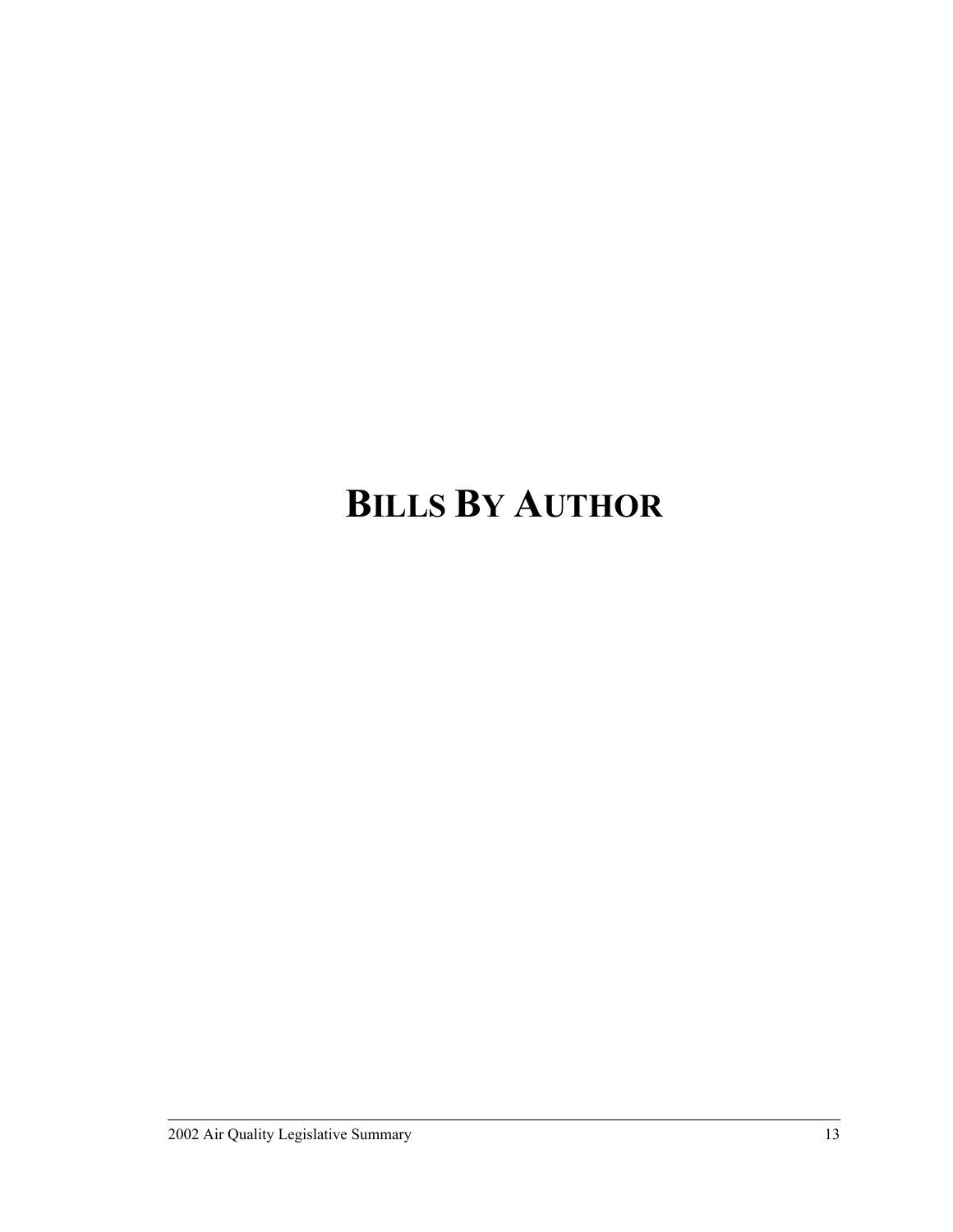# BILLS BY AUTHOR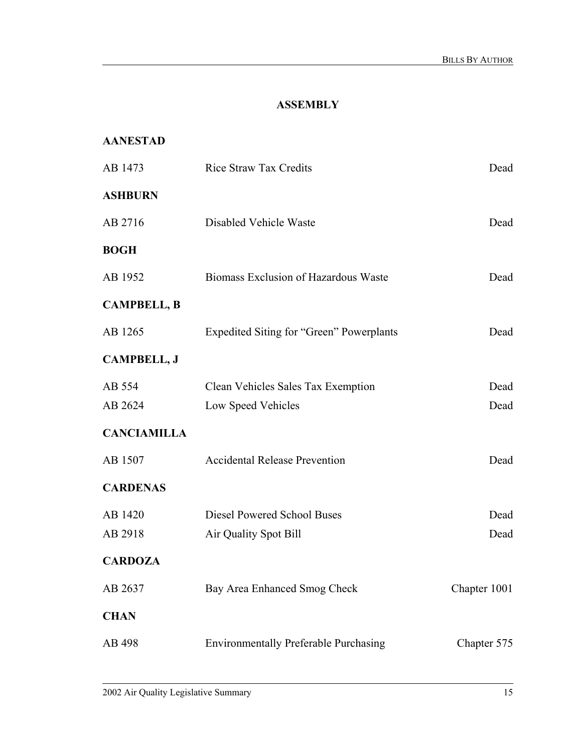## ASSEMBLY

**AANESTAD**

| | | |
|---|---|---|
| AB 1473 | Rice Straw Tax Credits | Dead |

**ASHBURN**

| | | |
|---|---|---|
| AB 2716 | Disabled Vehicle Waste | Dead |

**BOGH**

| | | |
|---|---|---|
| AB 1952 | Biomass Exclusion of Hazardous Waste | Dead |

**CAMPBELL, B**

| | | |
|---|---|---|
| AB 1265 | Expedited Siting for "Green" Powerplants | Dead |

**CAMPBELL, J**

| | | |
|---|---|---|
| AB 554 | Clean Vehicles Sales Tax Exemption | Dead |
| AB 2624 | Low Speed Vehicles | Dead |

**CANCIAMILLA**

| | | |
|---|---|---|
| AB 1507 | Accidental Release Prevention | Dead |

**CARDENAS**

| | | |
|---|---|---|
| AB 1420 | Diesel Powered School Buses | Dead |
| AB 2918 | Air Quality Spot Bill | Dead |

**CARDOZA**

| | | |
|---|---|---|
| AB 2637 | Bay Area Enhanced Smog Check | Chapter 1001 |

**CHAN**

| | | |
|---|---|---|
| AB 498 | Environmentally Preferable Purchasing | Chapter 575 |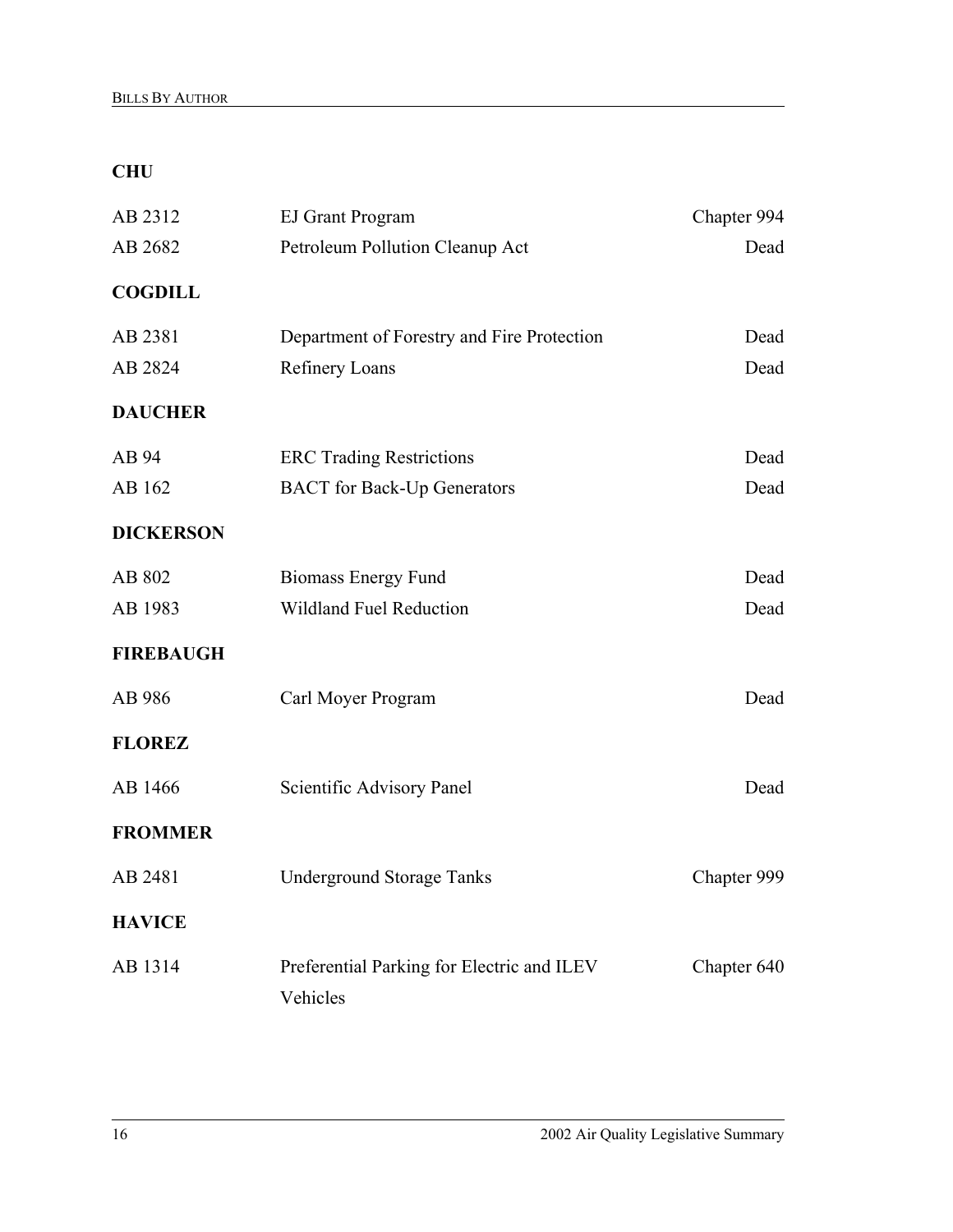**CHU**

| | | |
|---|---|---|
| AB 2312 | EJ Grant Program | Chapter 994 |
| AB 2682 | Petroleum Pollution Cleanup Act | Dead |

**COGDILL**

| | | |
|---|---|---|
| AB 2381 | Department of Forestry and Fire Protection | Dead |
| AB 2824 | Refinery Loans | Dead |

**DAUCHER**

| | | |
|---|---|---|
| AB 94 | ERC Trading Restrictions | Dead |
| AB 162 | BACT for Back-Up Generators | Dead |

**DICKERSON**

| | | |
|---|---|---|
| AB 802 | Biomass Energy Fund | Dead |
| AB 1983 | Wildland Fuel Reduction | Dead |

**FIREBAUGH**

| | | |
|---|---|---|
| AB 986 | Carl Moyer Program | Dead |

**FLOREZ**

| | | |
|---|---|---|
| AB 1466 | Scientific Advisory Panel | Dead |

**FROMMER**

| | | |
|---|---|---|
| AB 2481 | Underground Storage Tanks | Chapter 999 |

**HAVICE**

| | | |
|---|---|---|
| AB 1314 | Preferential Parking for Electric and ILEV Vehicles | Chapter 640 |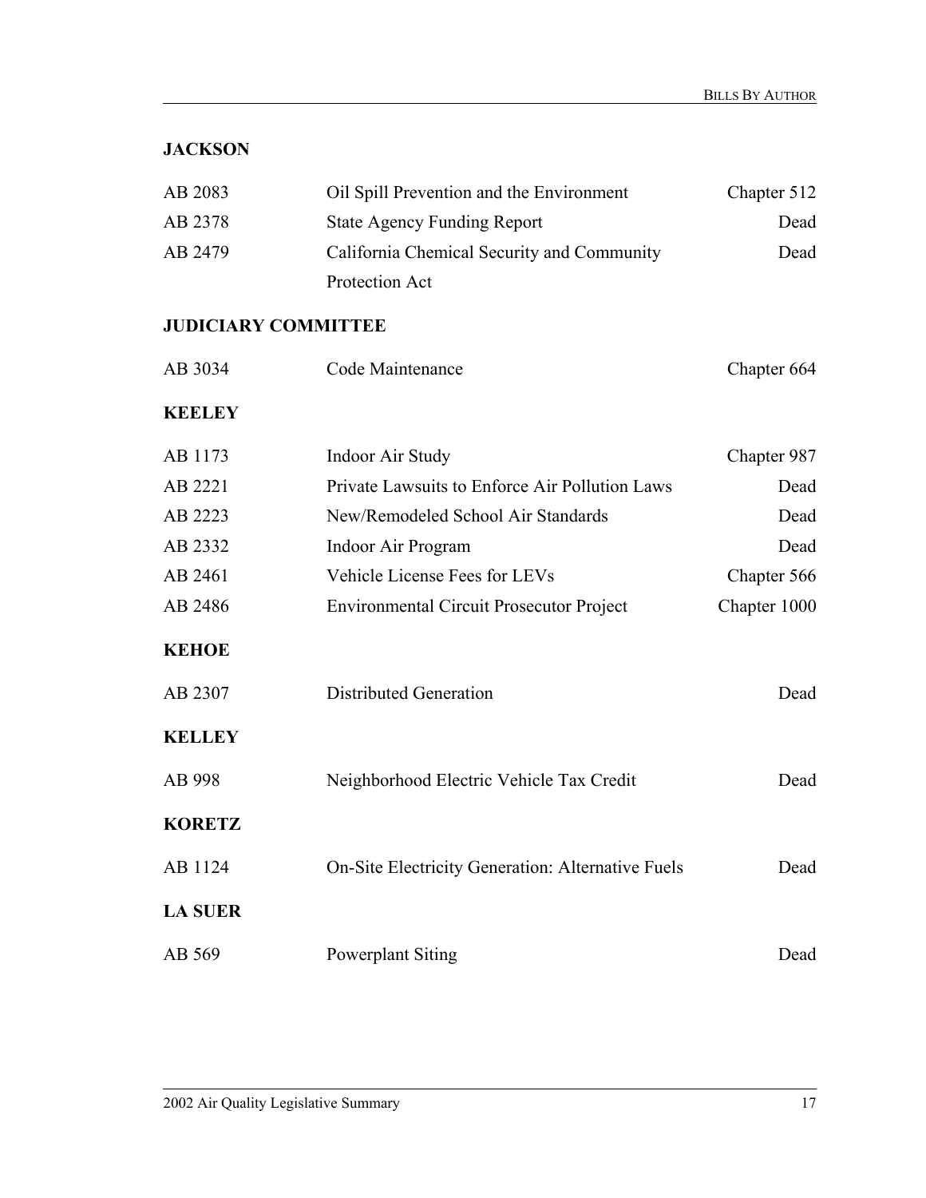## JACKSON

| | | |
|---|---|---|
| AB 2083 | Oil Spill Prevention and the Environment | Chapter 512 |
| AB 2378 | State Agency Funding Report | Dead |
| AB 2479 | California Chemical Security and Community Protection Act | Dead |

## JUDICIARY COMMITTEE

| | | |
|---|---|---|
| AB 3034 | Code Maintenance | Chapter 664 |

## KEELEY

| | | |
|---|---|---|
| AB 1173 | Indoor Air Study | Chapter 987 |
| AB 2221 | Private Lawsuits to Enforce Air Pollution Laws | Dead |
| AB 2223 | New/Remodeled School Air Standards | Dead |
| AB 2332 | Indoor Air Program | Dead |
| AB 2461 | Vehicle License Fees for LEVs | Chapter 566 |
| AB 2486 | Environmental Circuit Prosecutor Project | Chapter 1000 |

## KEHOE

| | | |
|---|---|---|
| AB 2307 | Distributed Generation | Dead |

## KELLEY

| | | |
|---|---|---|
| AB 998 | Neighborhood Electric Vehicle Tax Credit | Dead |

## KORETZ

| | | |
|---|---|---|
| AB 1124 | On-Site Electricity Generation: Alternative Fuels | Dead |

## LA SUER

| | | |
|---|---|---|
| AB 569 | Powerplant Siting | Dead |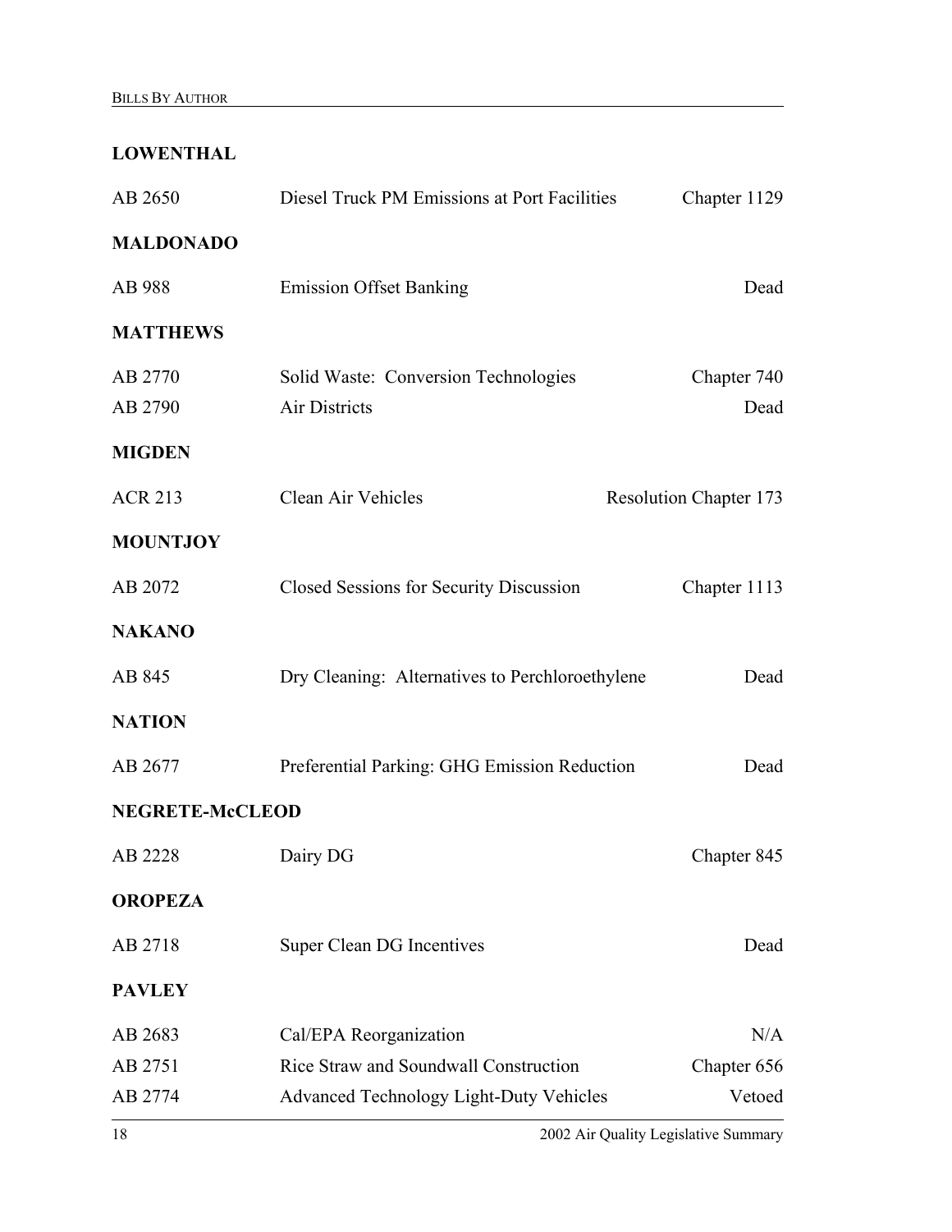**LOWENTHAL**

| | | |
|---|---|---|
| AB 2650 | Diesel Truck PM Emissions at Port Facilities | Chapter 1129 |

**MALDONADO**

| | | |
|---|---|---|
| AB 988 | Emission Offset Banking | Dead |

**MATTHEWS**

| | | |
|---|---|---|
| AB 2770 | Solid Waste: Conversion Technologies | Chapter 740 |
| AB 2790 | Air Districts | Dead |

**MIGDEN**

| | | |
|---|---|---|
| ACR 213 | Clean Air Vehicles | Resolution Chapter 173 |

**MOUNTJOY**

| | | |
|---|---|---|
| AB 2072 | Closed Sessions for Security Discussion | Chapter 1113 |

**NAKANO**

| | | |
|---|---|---|
| AB 845 | Dry Cleaning: Alternatives to Perchloroethylene | Dead |

**NATION**

| | | |
|---|---|---|
| AB 2677 | Preferential Parking: GHG Emission Reduction | Dead |

**NEGRETE-McCLEOD**

| | | |
|---|---|---|
| AB 2228 | Dairy DG | Chapter 845 |

**OROPEZA**

| | | |
|---|---|---|
| AB 2718 | Super Clean DG Incentives | Dead |

**PAVLEY**

| | | |
|---|---|---|
| AB 2683 | Cal/EPA Reorganization | N/A |
| AB 2751 | Rice Straw and Soundwall Construction | Chapter 656 |
| AB 2774 | Advanced Technology Light-Duty Vehicles | Vetoed |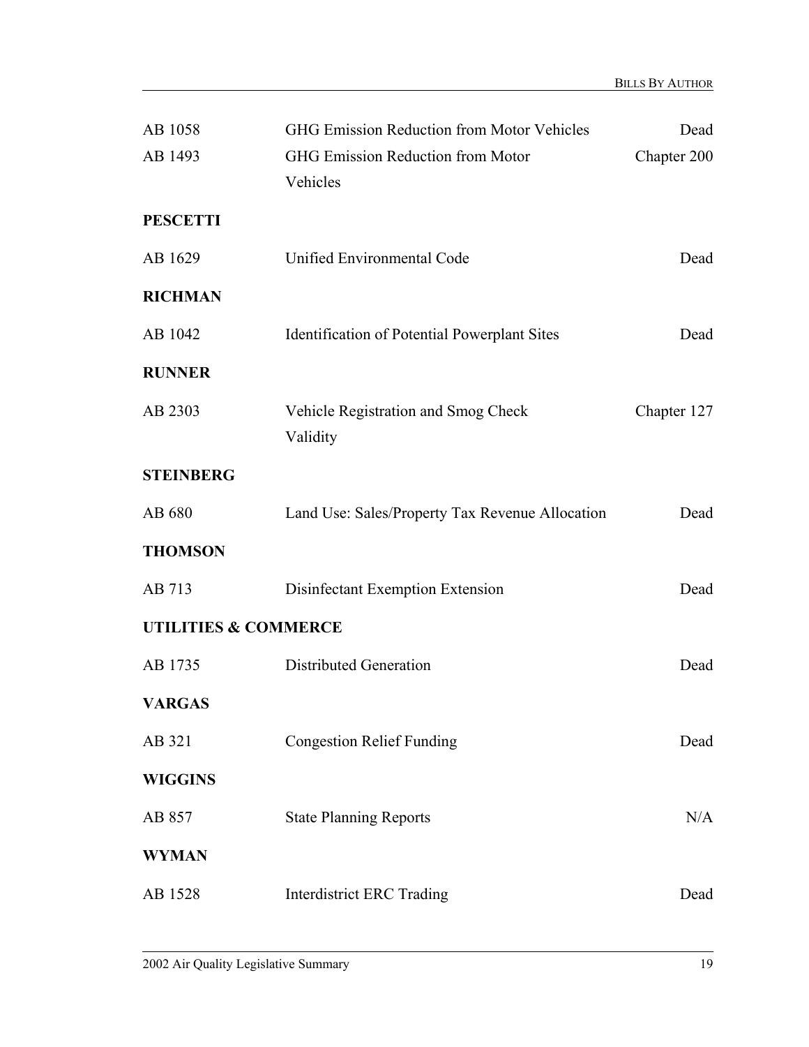| | | |
|---|---|---|
| AB 1058 | GHG Emission Reduction from Motor Vehicles | Dead |
| AB 1493 | GHG Emission Reduction from Motor Vehicles | Chapter 200 |

**PESCETTI**

| | | |
|---|---|---|
| AB 1629 | Unified Environmental Code | Dead |

**RICHMAN**

| | | |
|---|---|---|
| AB 1042 | Identification of Potential Powerplant Sites | Dead |

**RUNNER**

| | | |
|---|---|---|
| AB 2303 | Vehicle Registration and Smog Check Validity | Chapter 127 |

**STEINBERG**

| | | |
|---|---|---|
| AB 680 | Land Use: Sales/Property Tax Revenue Allocation | Dead |

**THOMSON**

| | | |
|---|---|---|
| AB 713 | Disinfectant Exemption Extension | Dead |

**UTILITIES & COMMERCE**

| | | |
|---|---|---|
| AB 1735 | Distributed Generation | Dead |

**VARGAS**

| | | |
|---|---|---|
| AB 321 | Congestion Relief Funding | Dead |

**WIGGINS**

| | | |
|---|---|---|
| AB 857 | State Planning Reports | N/A |

**WYMAN**

| | | |
|---|---|---|
| AB 1528 | Interdistrict ERC Trading | Dead |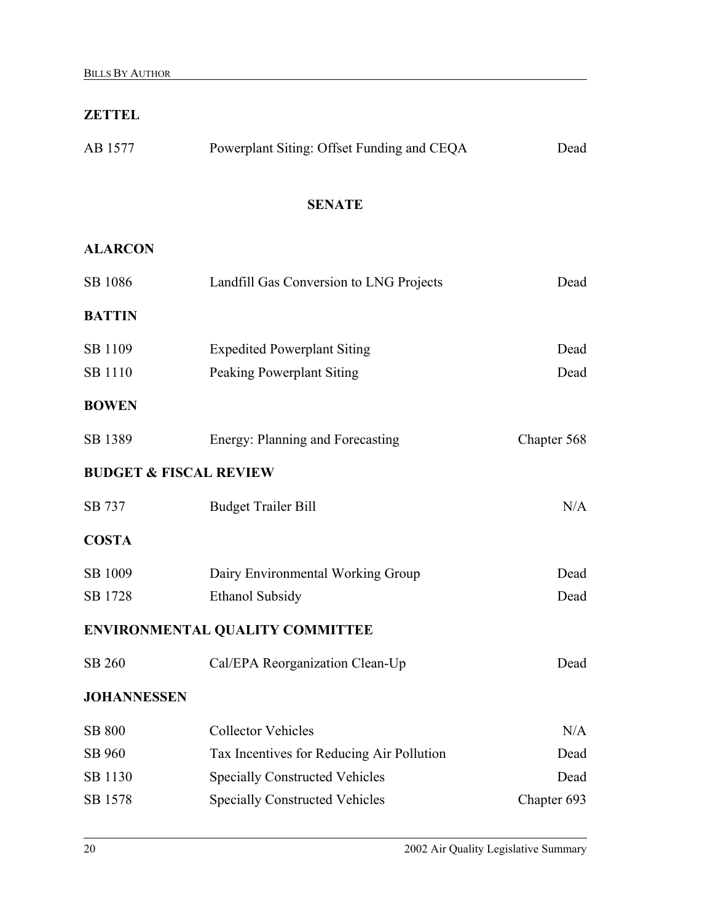### ZETTEL

| | | |
|---|---|---|
| AB 1577 | Powerplant Siting: Offset Funding and CEQA | Dead |

## SENATE

### ALARCON

| | | |
|---|---|---|
| SB 1086 | Landfill Gas Conversion to LNG Projects | Dead |

### BATTIN

| | | |
|---|---|---|
| SB 1109 | Expedited Powerplant Siting | Dead |
| SB 1110 | Peaking Powerplant Siting | Dead |

### BOWEN

| | | |
|---|---|---|
| SB 1389 | Energy: Planning and Forecasting | Chapter 568 |

### BUDGET & FISCAL REVIEW

| | | |
|---|---|---|
| SB 737 | Budget Trailer Bill | N/A |

### COSTA

| | | |
|---|---|---|
| SB 1009 | Dairy Environmental Working Group | Dead |
| SB 1728 | Ethanol Subsidy | Dead |

### ENVIRONMENTAL QUALITY COMMITTEE

| | | |
|---|---|---|
| SB 260 | Cal/EPA Reorganization Clean-Up | Dead |

### JOHANNESSEN

| | | |
|---|---|---|
| SB 800 | Collector Vehicles | N/A |
| SB 960 | Tax Incentives for Reducing Air Pollution | Dead |
| SB 1130 | Specially Constructed Vehicles | Dead |
| SB 1578 | Specially Constructed Vehicles | Chapter 693 |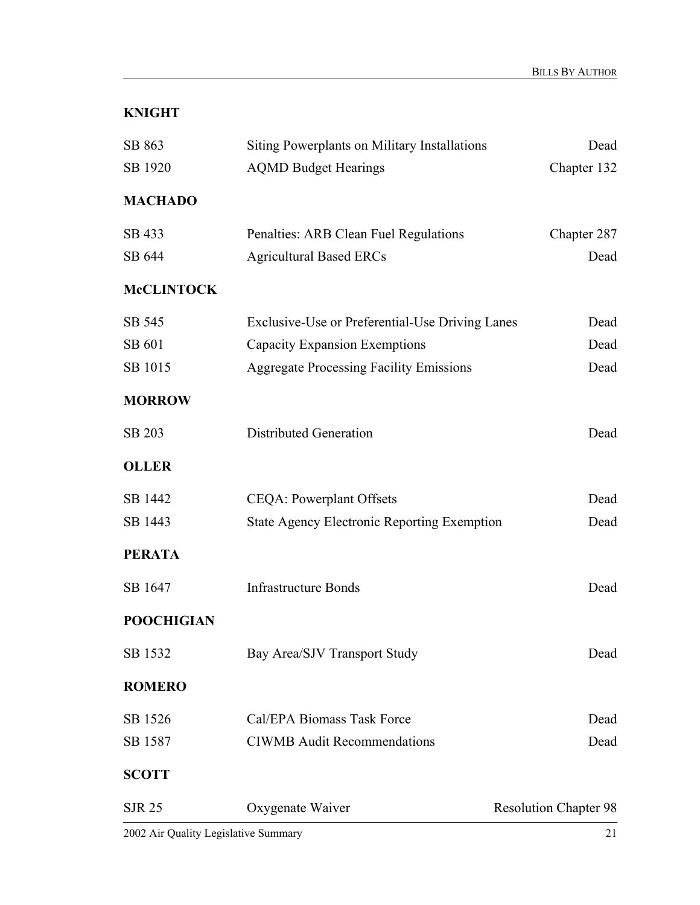**KNIGHT**

| | | |
|---|---|---|
| SB 863 | Siting Powerplants on Military Installations | Dead |
| SB 1920 | AQMD Budget Hearings | Chapter 132 |

**MACHADO**

| | | |
|---|---|---|
| SB 433 | Penalties: ARB Clean Fuel Regulations | Chapter 287 |
| SB 644 | Agricultural Based ERCs | Dead |

**McCLINTOCK**

| | | |
|---|---|---|
| SB 545 | Exclusive-Use or Preferential-Use Driving Lanes | Dead |
| SB 601 | Capacity Expansion Exemptions | Dead |
| SB 1015 | Aggregate Processing Facility Emissions | Dead |

**MORROW**

| | | |
|---|---|---|
| SB 203 | Distributed Generation | Dead |

**OLLER**

| | | |
|---|---|---|
| SB 1442 | CEQA: Powerplant Offsets | Dead |
| SB 1443 | State Agency Electronic Reporting Exemption | Dead |

**PERATA**

| | | |
|---|---|---|
| SB 1647 | Infrastructure Bonds | Dead |

**POOCHIGIAN**

| | | |
|---|---|---|
| SB 1532 | Bay Area/SJV Transport Study | Dead |

**ROMERO**

| | | |
|---|---|---|
| SB 1526 | Cal/EPA Biomass Task Force | Dead |
| SB 1587 | CIWMB Audit Recommendations | Dead |

**SCOTT**

| | | |
|---|---|---|
| SJR 25 | Oxygenate Waiver | Resolution Chapter 98 |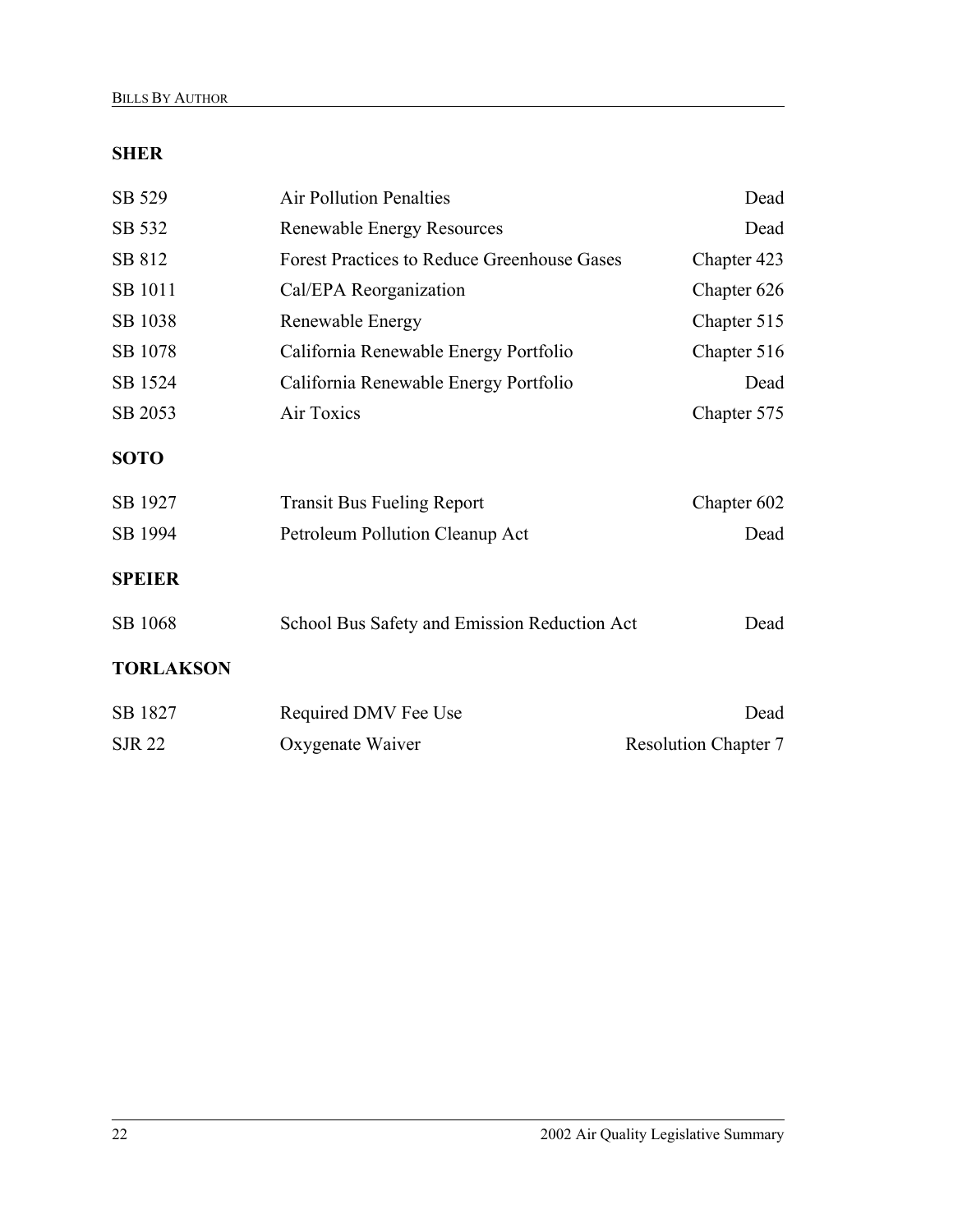**SHER**

| | | |
|---|---|---|
| SB 529 | Air Pollution Penalties | Dead |
| SB 532 | Renewable Energy Resources | Dead |
| SB 812 | Forest Practices to Reduce Greenhouse Gases | Chapter 423 |
| SB 1011 | Cal/EPA Reorganization | Chapter 626 |
| SB 1038 | Renewable Energy | Chapter 515 |
| SB 1078 | California Renewable Energy Portfolio | Chapter 516 |
| SB 1524 | California Renewable Energy Portfolio | Dead |
| SB 2053 | Air Toxics | Chapter 575 |

**SOTO**

| | | |
|---|---|---|
| SB 1927 | Transit Bus Fueling Report | Chapter 602 |
| SB 1994 | Petroleum Pollution Cleanup Act | Dead |

**SPEIER**

| | | |
|---|---|---|
| SB 1068 | School Bus Safety and Emission Reduction Act | Dead |

**TORLAKSON**

| | | |
|---|---|---|
| SB 1827 | Required DMV Fee Use | Dead |
| SJR 22 | Oxygenate Waiver | Resolution Chapter 7 |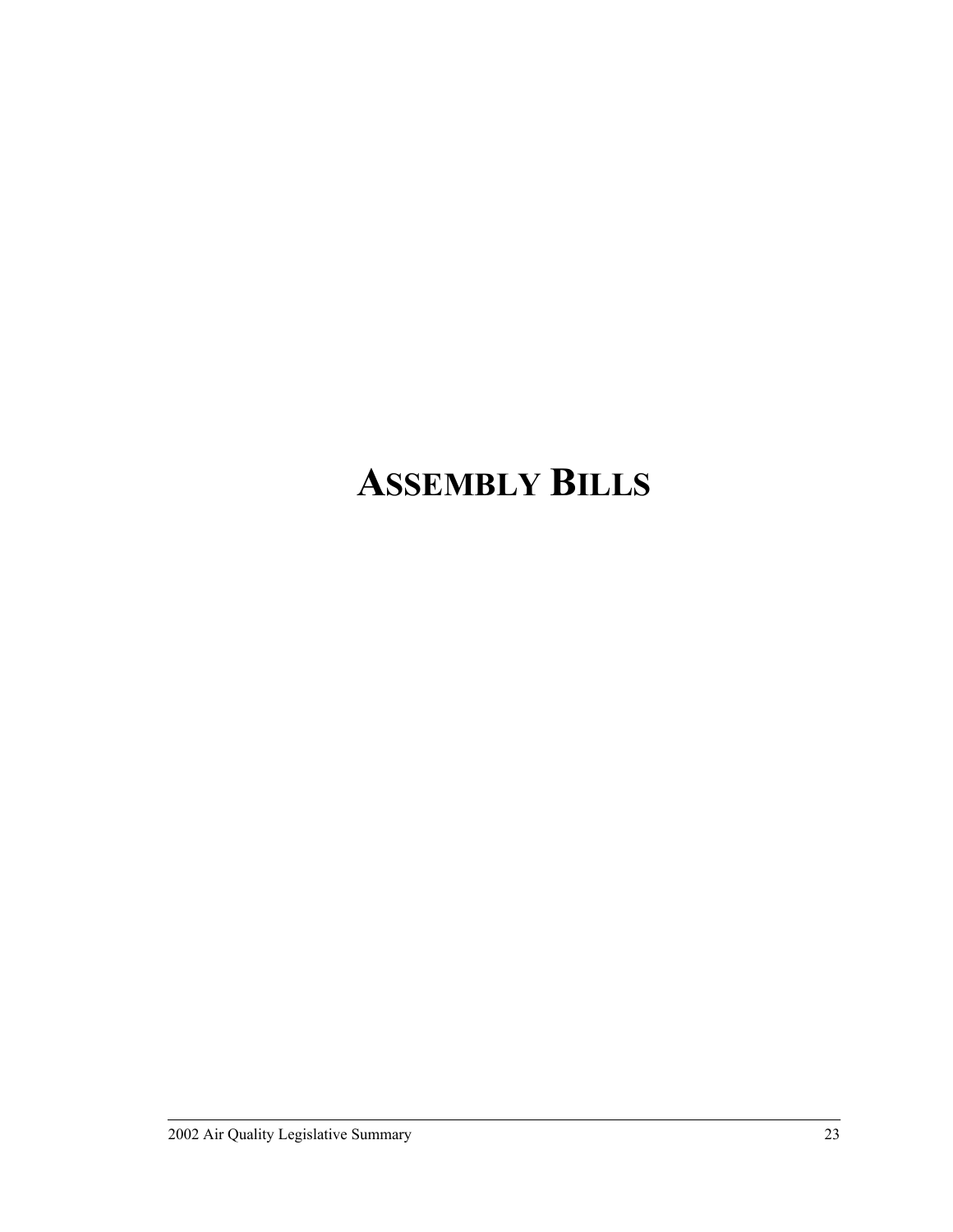# ASSEMBLY BILLS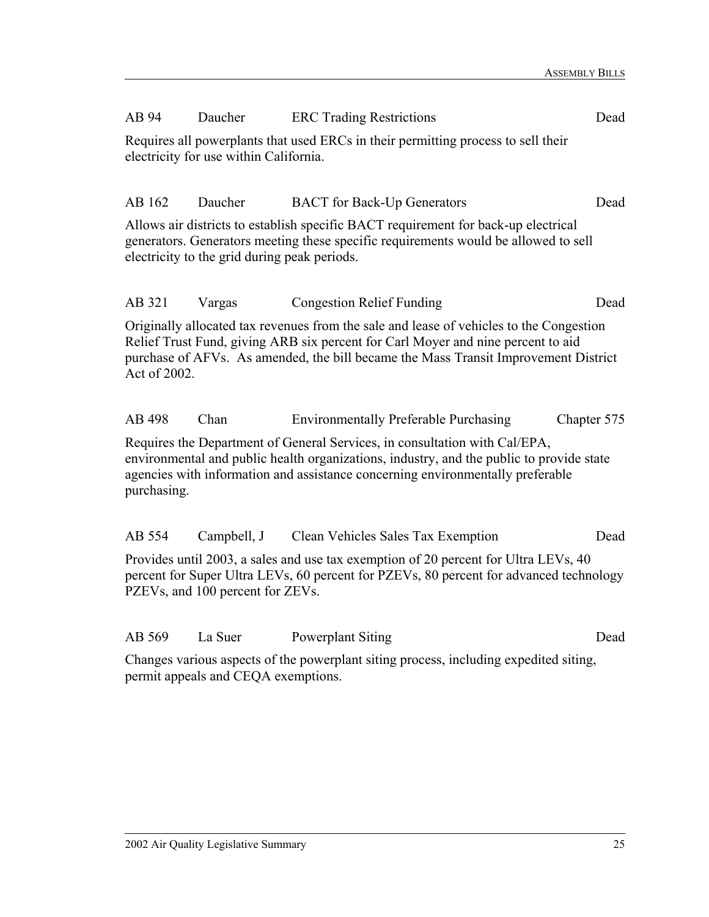AB 94 Daucher ERC Trading Restrictions Dead

Requires all powerplants that used ERCs in their permitting process to sell their electricity for use within California.

AB 162 Daucher BACT for Back-Up Generators Dead

Allows air districts to establish specific BACT requirement for back-up electrical generators. Generators meeting these specific requirements would be allowed to sell electricity to the grid during peak periods.

AB 321 Vargas Congestion Relief Funding Dead

Originally allocated tax revenues from the sale and lease of vehicles to the Congestion Relief Trust Fund, giving ARB six percent for Carl Moyer and nine percent to aid purchase of AFVs. As amended, the bill became the Mass Transit Improvement District Act of 2002.

AB 498 Chan Environmentally Preferable Purchasing Chapter 575

Requires the Department of General Services, in consultation with Cal/EPA, environmental and public health organizations, industry, and the public to provide state agencies with information and assistance concerning environmentally preferable purchasing.

AB 554 Campbell, J Clean Vehicles Sales Tax Exemption Dead

Provides until 2003, a sales and use tax exemption of 20 percent for Ultra LEVs, 40 percent for Super Ultra LEVs, 60 percent for PZEVs, 80 percent for advanced technology PZEVs, and 100 percent for ZEVs.

AB 569 La Suer Powerplant Siting Dead

Changes various aspects of the powerplant siting process, including expedited siting, permit appeals and CEQA exemptions.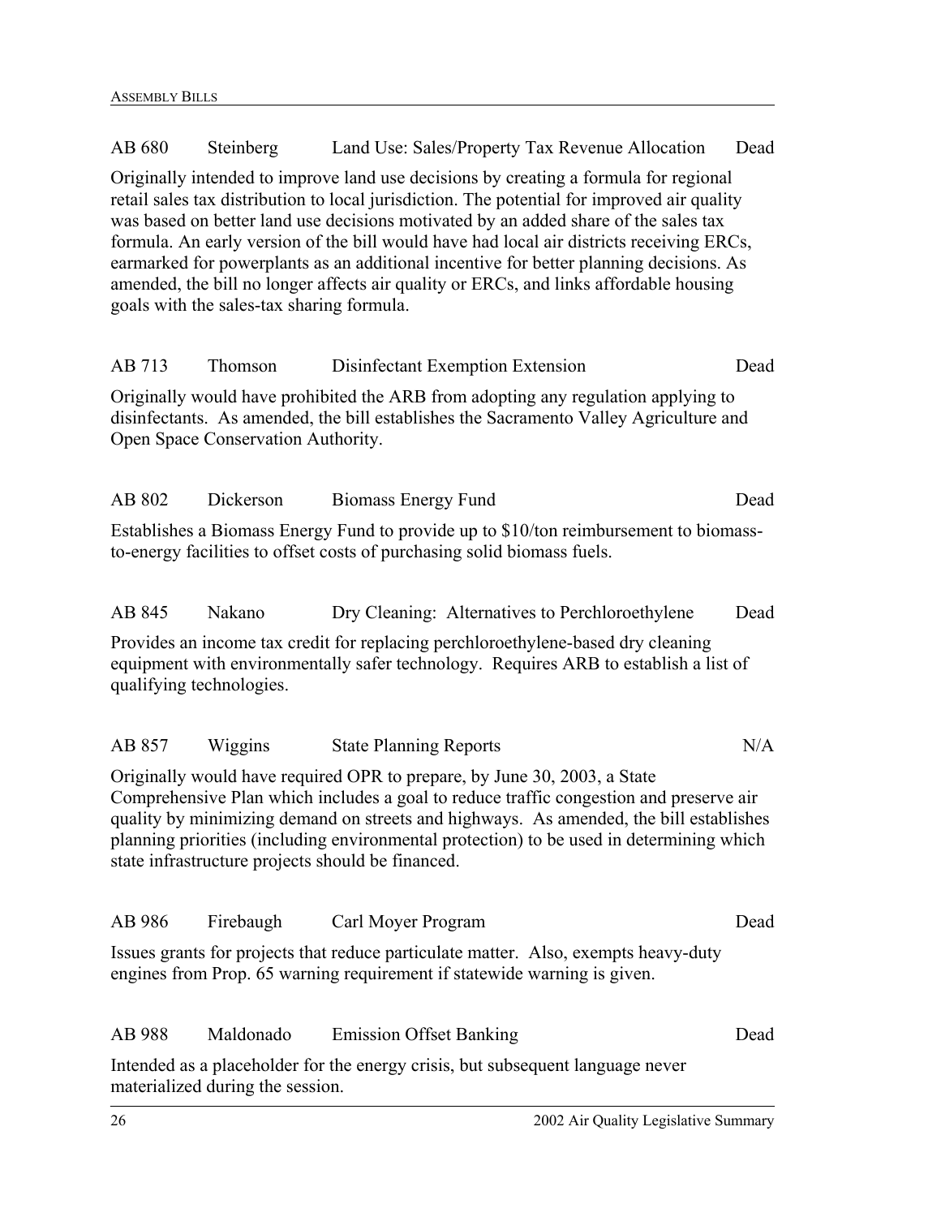**AB 680 — Steinberg — Land Use: Sales/Property Tax Revenue Allocation — Dead**

Originally intended to improve land use decisions by creating a formula for regional retail sales tax distribution to local jurisdiction. The potential for improved air quality was based on better land use decisions motivated by an added share of the sales tax formula. An early version of the bill would have had local air districts receiving ERCs, earmarked for powerplants as an additional incentive for better planning decisions. As amended, the bill no longer affects air quality or ERCs, and links affordable housing goals with the sales-tax sharing formula.

**AB 713 — Thomson — Disinfectant Exemption Extension — Dead**

Originally would have prohibited the ARB from adopting any regulation applying to disinfectants. As amended, the bill establishes the Sacramento Valley Agriculture and Open Space Conservation Authority.

**AB 802 — Dickerson — Biomass Energy Fund — Dead**

Establishes a Biomass Energy Fund to provide up to $10/ton reimbursement to biomass-to-energy facilities to offset costs of purchasing solid biomass fuels.

**AB 845 — Nakano — Dry Cleaning: Alternatives to Perchloroethylene — Dead**

Provides an income tax credit for replacing perchloroethylene-based dry cleaning equipment with environmentally safer technology. Requires ARB to establish a list of qualifying technologies.

**AB 857 — Wiggins — State Planning Reports — N/A**

Originally would have required OPR to prepare, by June 30, 2003, a State Comprehensive Plan which includes a goal to reduce traffic congestion and preserve air quality by minimizing demand on streets and highways. As amended, the bill establishes planning priorities (including environmental protection) to be used in determining which state infrastructure projects should be financed.

**AB 986 — Firebaugh — Carl Moyer Program — Dead**

Issues grants for projects that reduce particulate matter. Also, exempts heavy-duty engines from Prop. 65 warning requirement if statewide warning is given.

**AB 988 — Maldonado — Emission Offset Banking — Dead**

Intended as a placeholder for the energy crisis, but subsequent language never materialized during the session.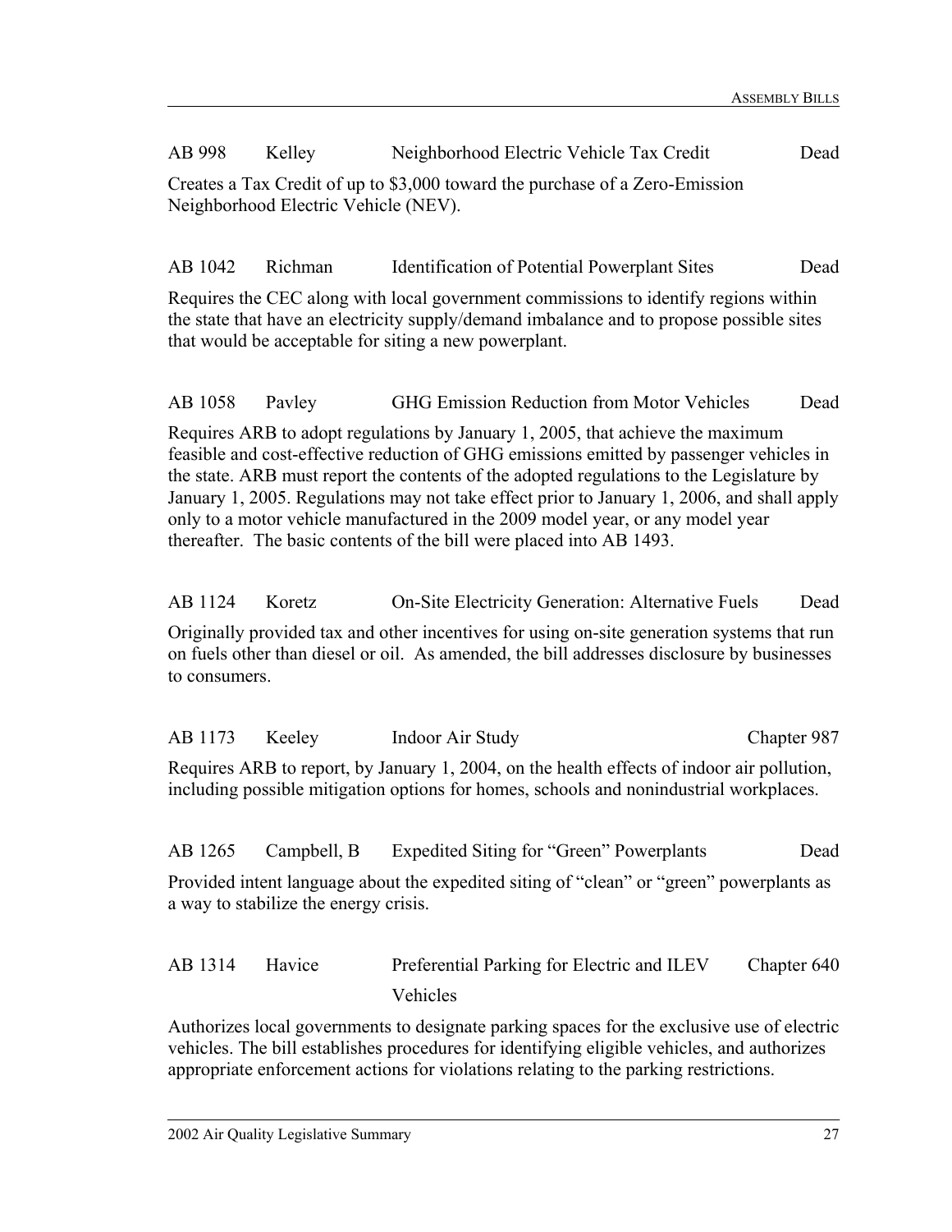AB 998 Kelley Neighborhood Electric Vehicle Tax Credit Dead

Creates a Tax Credit of up to $3,000 toward the purchase of a Zero-Emission Neighborhood Electric Vehicle (NEV).

AB 1042 Richman Identification of Potential Powerplant Sites Dead

Requires the CEC along with local government commissions to identify regions within the state that have an electricity supply/demand imbalance and to propose possible sites that would be acceptable for siting a new powerplant.

AB 1058 Pavley GHG Emission Reduction from Motor Vehicles Dead

Requires ARB to adopt regulations by January 1, 2005, that achieve the maximum feasible and cost-effective reduction of GHG emissions emitted by passenger vehicles in the state. ARB must report the contents of the adopted regulations to the Legislature by January 1, 2005. Regulations may not take effect prior to January 1, 2006, and shall apply only to a motor vehicle manufactured in the 2009 model year, or any model year thereafter. The basic contents of the bill were placed into AB 1493.

AB 1124 Koretz On-Site Electricity Generation: Alternative Fuels Dead

Originally provided tax and other incentives for using on-site generation systems that run on fuels other than diesel or oil. As amended, the bill addresses disclosure by businesses to consumers.

AB 1173 Keeley Indoor Air Study Chapter 987

Requires ARB to report, by January 1, 2004, on the health effects of indoor air pollution, including possible mitigation options for homes, schools and nonindustrial workplaces.

AB 1265 Campbell, B Expedited Siting for "Green" Powerplants Dead

Provided intent language about the expedited siting of "clean" or "green" powerplants as a way to stabilize the energy crisis.

AB 1314 Havice Preferential Parking for Electric and ILEV Vehicles Chapter 640

Authorizes local governments to designate parking spaces for the exclusive use of electric vehicles. The bill establishes procedures for identifying eligible vehicles, and authorizes appropriate enforcement actions for violations relating to the parking restrictions.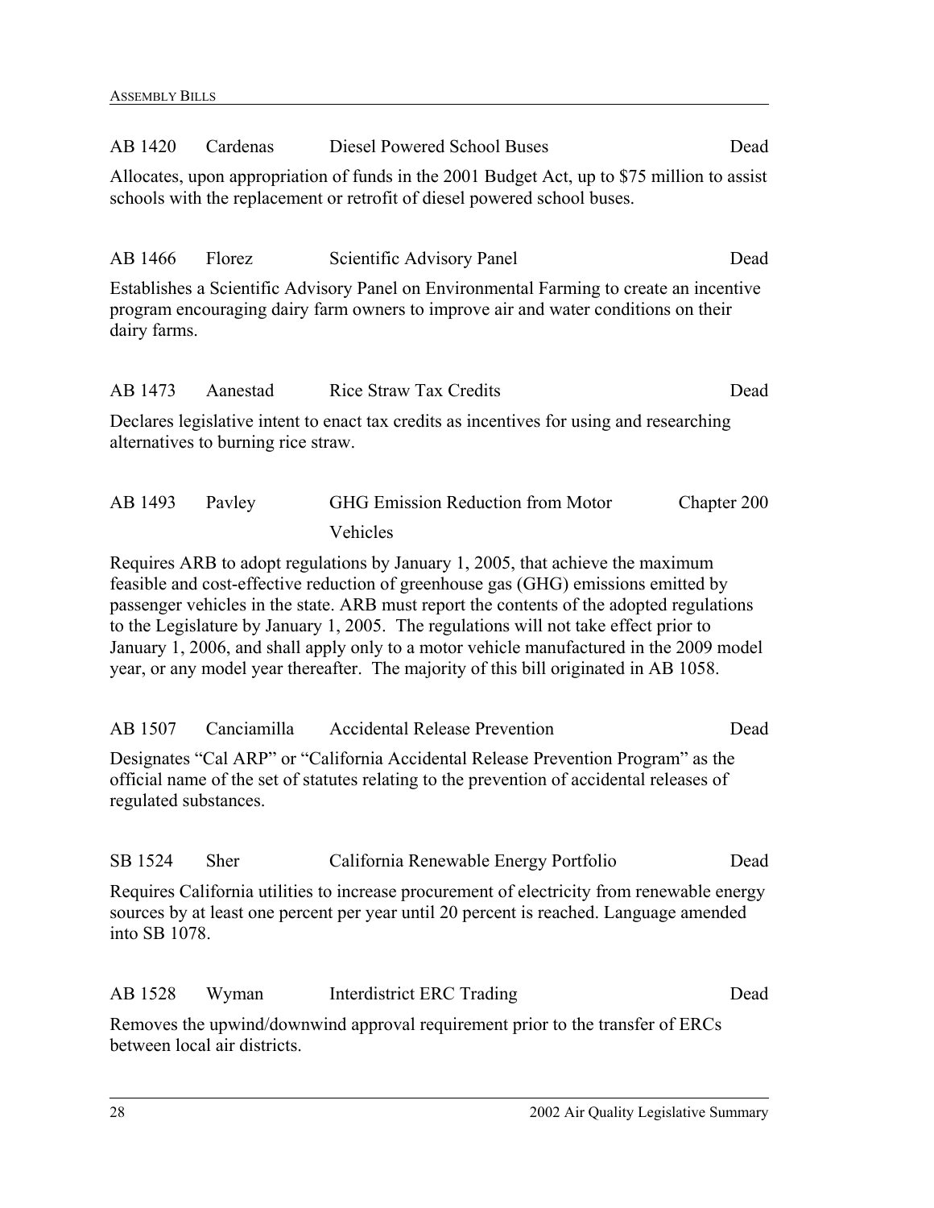| | | | |
|---|---|---|---|
| AB 1420 | Cardenas | Diesel Powered School Buses | Dead |

Allocates, upon appropriation of funds in the 2001 Budget Act, up to $75 million to assist schools with the replacement or retrofit of diesel powered school buses.

| | | | |
|---|---|---|---|
| AB 1466 | Florez | Scientific Advisory Panel | Dead |

Establishes a Scientific Advisory Panel on Environmental Farming to create an incentive program encouraging dairy farm owners to improve air and water conditions on their dairy farms.

| | | | |
|---|---|---|---|
| AB 1473 | Aanestad | Rice Straw Tax Credits | Dead |

Declares legislative intent to enact tax credits as incentives for using and researching alternatives to burning rice straw.

| | | | |
|---|---|---|---|
| AB 1493 | Pavley | GHG Emission Reduction from Motor Vehicles | Chapter 200 |

Requires ARB to adopt regulations by January 1, 2005, that achieve the maximum feasible and cost-effective reduction of greenhouse gas (GHG) emissions emitted by passenger vehicles in the state. ARB must report the contents of the adopted regulations to the Legislature by January 1, 2005. The regulations will not take effect prior to January 1, 2006, and shall apply only to a motor vehicle manufactured in the 2009 model year, or any model year thereafter. The majority of this bill originated in AB 1058.

| | | | |
|---|---|---|---|
| AB 1507 | Canciamilla | Accidental Release Prevention | Dead |

Designates "Cal ARP" or "California Accidental Release Prevention Program" as the official name of the set of statutes relating to the prevention of accidental releases of regulated substances.

| | | | |
|---|---|---|---|
| SB 1524 | Sher | California Renewable Energy Portfolio | Dead |

Requires California utilities to increase procurement of electricity from renewable energy sources by at least one percent per year until 20 percent is reached. Language amended into SB 1078.

| | | | |
|---|---|---|---|
| AB 1528 | Wyman | Interdistrict ERC Trading | Dead |

Removes the upwind/downwind approval requirement prior to the transfer of ERCs between local air districts.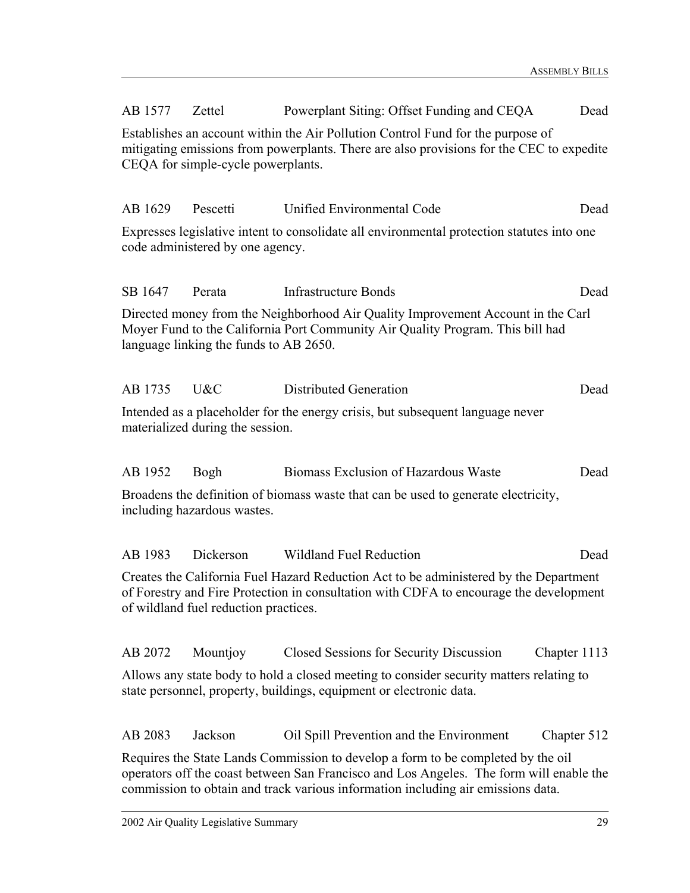AB 1577 Zettel Powerplant Siting: Offset Funding and CEQA Dead

Establishes an account within the Air Pollution Control Fund for the purpose of mitigating emissions from powerplants. There are also provisions for the CEC to expedite CEQA for simple-cycle powerplants.

AB 1629 Pescetti Unified Environmental Code Dead

Expresses legislative intent to consolidate all environmental protection statutes into one code administered by one agency.

SB 1647 Perata Infrastructure Bonds Dead

Directed money from the Neighborhood Air Quality Improvement Account in the Carl Moyer Fund to the California Port Community Air Quality Program. This bill had language linking the funds to AB 2650.

AB 1735 U&C Distributed Generation Dead

Intended as a placeholder for the energy crisis, but subsequent language never materialized during the session.

AB 1952 Bogh Biomass Exclusion of Hazardous Waste Dead

Broadens the definition of biomass waste that can be used to generate electricity, including hazardous wastes.

AB 1983 Dickerson Wildland Fuel Reduction Dead

Creates the California Fuel Hazard Reduction Act to be administered by the Department of Forestry and Fire Protection in consultation with CDFA to encourage the development of wildland fuel reduction practices.

AB 2072 Mountjoy Closed Sessions for Security Discussion Chapter 1113

Allows any state body to hold a closed meeting to consider security matters relating to state personnel, property, buildings, equipment or electronic data.

AB 2083 Jackson Oil Spill Prevention and the Environment Chapter 512

Requires the State Lands Commission to develop a form to be completed by the oil operators off the coast between San Francisco and Los Angeles. The form will enable the commission to obtain and track various information including air emissions data.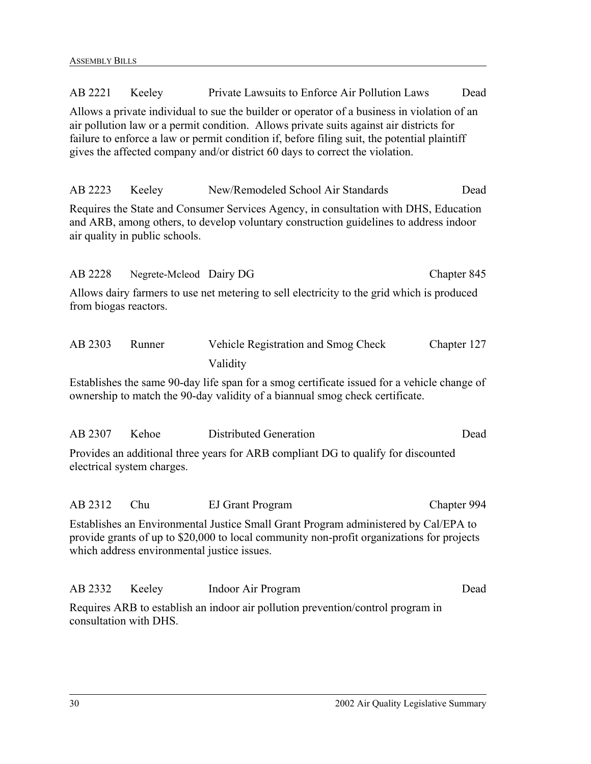AB 2221 | Keeley | Private Lawsuits to Enforce Air Pollution Laws | Dead

Allows a private individual to sue the builder or operator of a business in violation of an air pollution law or a permit condition. Allows private suits against air districts for failure to enforce a law or permit condition if, before filing suit, the potential plaintiff gives the affected company and/or district 60 days to correct the violation.

AB 2223 | Keeley | New/Remodeled School Air Standards | Dead

Requires the State and Consumer Services Agency, in consultation with DHS, Education and ARB, among others, to develop voluntary construction guidelines to address indoor air quality in public schools.

AB 2228 | Negrete-Mcleod | Dairy DG | Chapter 845

Allows dairy farmers to use net metering to sell electricity to the grid which is produced from biogas reactors.

AB 2303 | Runner | Vehicle Registration and Smog Check Validity | Chapter 127

Establishes the same 90-day life span for a smog certificate issued for a vehicle change of ownership to match the 90-day validity of a biannual smog check certificate.

AB 2307 | Kehoe | Distributed Generation | Dead

Provides an additional three years for ARB compliant DG to qualify for discounted electrical system charges.

AB 2312 | Chu | EJ Grant Program | Chapter 994

Establishes an Environmental Justice Small Grant Program administered by Cal/EPA to provide grants of up to $20,000 to local community non-profit organizations for projects which address environmental justice issues.

AB 2332 | Keeley | Indoor Air Program | Dead

Requires ARB to establish an indoor air pollution prevention/control program in consultation with DHS.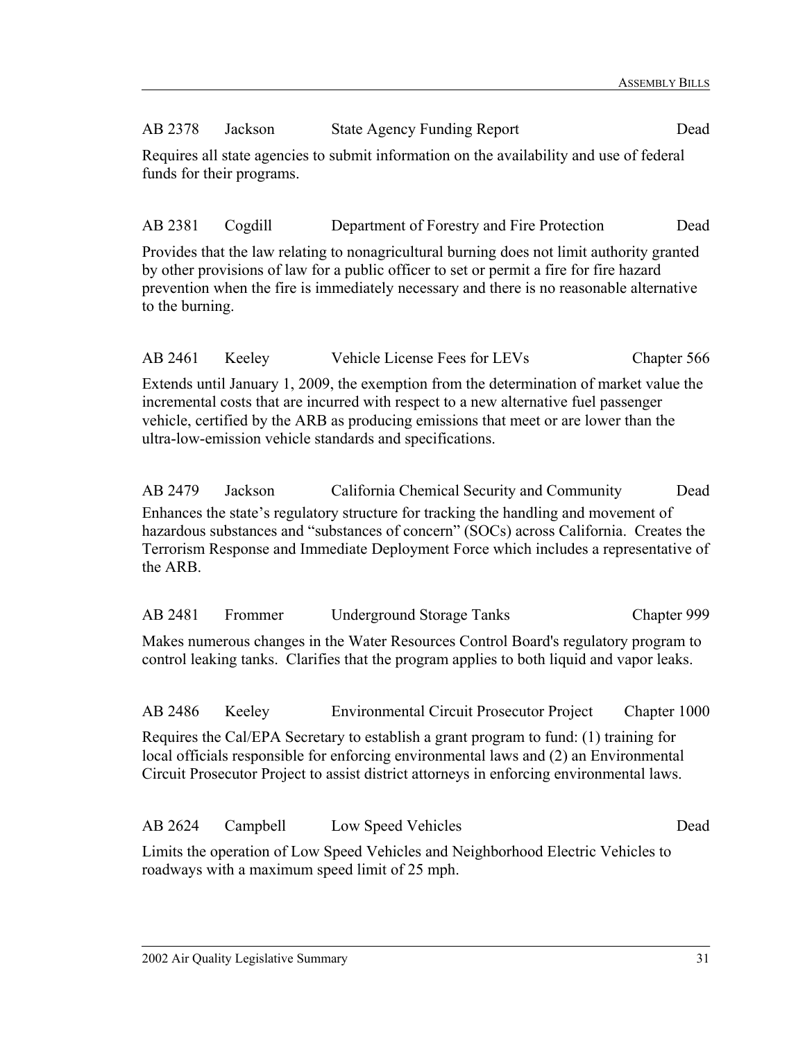AB 2378 Jackson State Agency Funding Report Dead

Requires all state agencies to submit information on the availability and use of federal funds for their programs.

AB 2381 Cogdill Department of Forestry and Fire Protection Dead

Provides that the law relating to nonagricultural burning does not limit authority granted by other provisions of law for a public officer to set or permit a fire for fire hazard prevention when the fire is immediately necessary and there is no reasonable alternative to the burning.

AB 2461 Keeley Vehicle License Fees for LEVs Chapter 566

Extends until January 1, 2009, the exemption from the determination of market value the incremental costs that are incurred with respect to a new alternative fuel passenger vehicle, certified by the ARB as producing emissions that meet or are lower than the ultra-low-emission vehicle standards and specifications.

AB 2479 Jackson California Chemical Security and Community Dead

Enhances the state's regulatory structure for tracking the handling and movement of hazardous substances and "substances of concern" (SOCs) across California. Creates the Terrorism Response and Immediate Deployment Force which includes a representative of the ARB.

AB 2481 Frommer Underground Storage Tanks Chapter 999

Makes numerous changes in the Water Resources Control Board's regulatory program to control leaking tanks. Clarifies that the program applies to both liquid and vapor leaks.

AB 2486 Keeley Environmental Circuit Prosecutor Project Chapter 1000

Requires the Cal/EPA Secretary to establish a grant program to fund: (1) training for local officials responsible for enforcing environmental laws and (2) an Environmental Circuit Prosecutor Project to assist district attorneys in enforcing environmental laws.

AB 2624 Campbell Low Speed Vehicles Dead

Limits the operation of Low Speed Vehicles and Neighborhood Electric Vehicles to roadways with a maximum speed limit of 25 mph.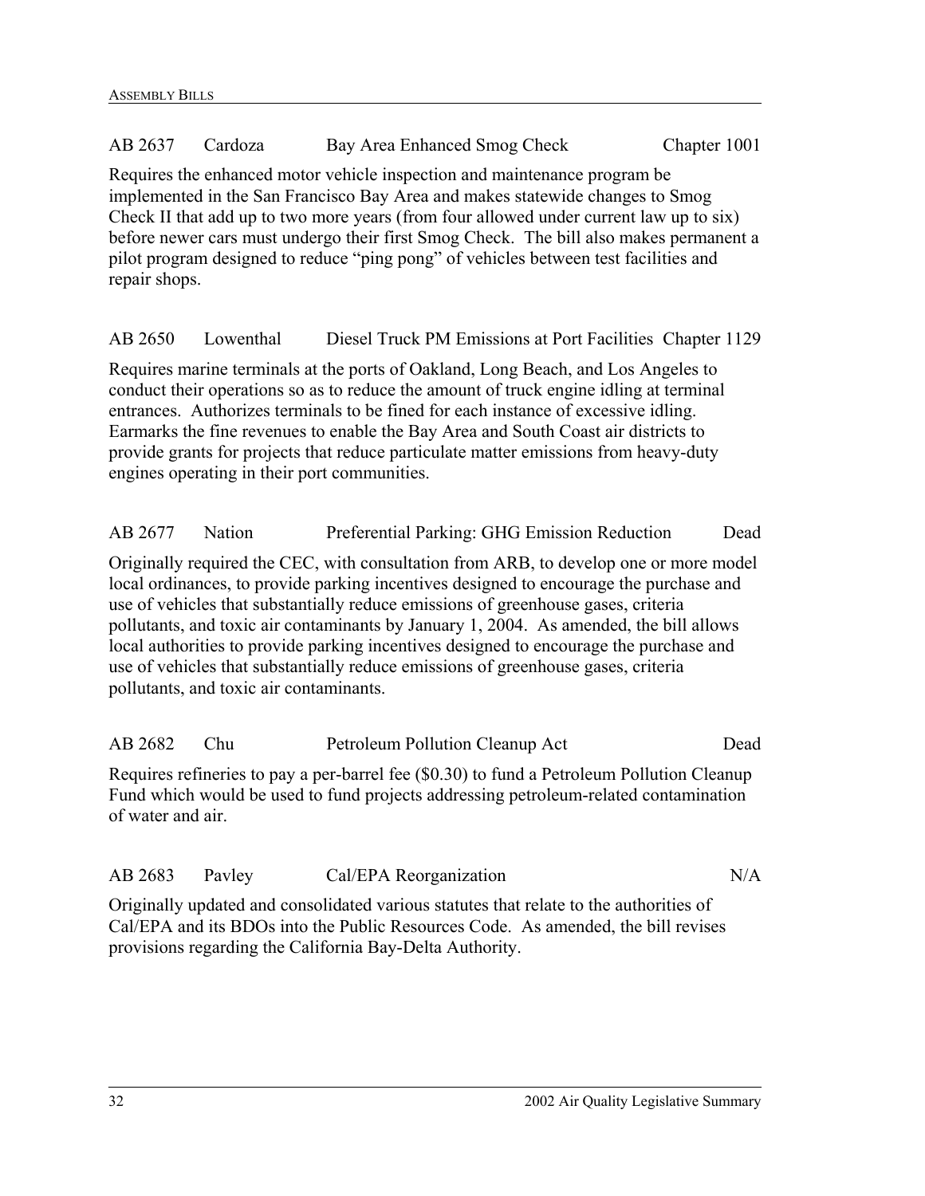AB 2637 Cardoza Bay Area Enhanced Smog Check Chapter 1001

Requires the enhanced motor vehicle inspection and maintenance program be implemented in the San Francisco Bay Area and makes statewide changes to Smog Check II that add up to two more years (from four allowed under current law up to six) before newer cars must undergo their first Smog Check. The bill also makes permanent a pilot program designed to reduce "ping pong" of vehicles between test facilities and repair shops.

AB 2650 Lowenthal Diesel Truck PM Emissions at Port Facilities Chapter 1129

Requires marine terminals at the ports of Oakland, Long Beach, and Los Angeles to conduct their operations so as to reduce the amount of truck engine idling at terminal entrances. Authorizes terminals to be fined for each instance of excessive idling. Earmarks the fine revenues to enable the Bay Area and South Coast air districts to provide grants for projects that reduce particulate matter emissions from heavy-duty engines operating in their port communities.

AB 2677 Nation Preferential Parking: GHG Emission Reduction Dead

Originally required the CEC, with consultation from ARB, to develop one or more model local ordinances, to provide parking incentives designed to encourage the purchase and use of vehicles that substantially reduce emissions of greenhouse gases, criteria pollutants, and toxic air contaminants by January 1, 2004. As amended, the bill allows local authorities to provide parking incentives designed to encourage the purchase and use of vehicles that substantially reduce emissions of greenhouse gases, criteria pollutants, and toxic air contaminants.

AB 2682 Chu Petroleum Pollution Cleanup Act Dead

Requires refineries to pay a per-barrel fee ($0.30) to fund a Petroleum Pollution Cleanup Fund which would be used to fund projects addressing petroleum-related contamination of water and air.

AB 2683 Pavley Cal/EPA Reorganization N/A

Originally updated and consolidated various statutes that relate to the authorities of Cal/EPA and its BDOs into the Public Resources Code. As amended, the bill revises provisions regarding the California Bay-Delta Authority.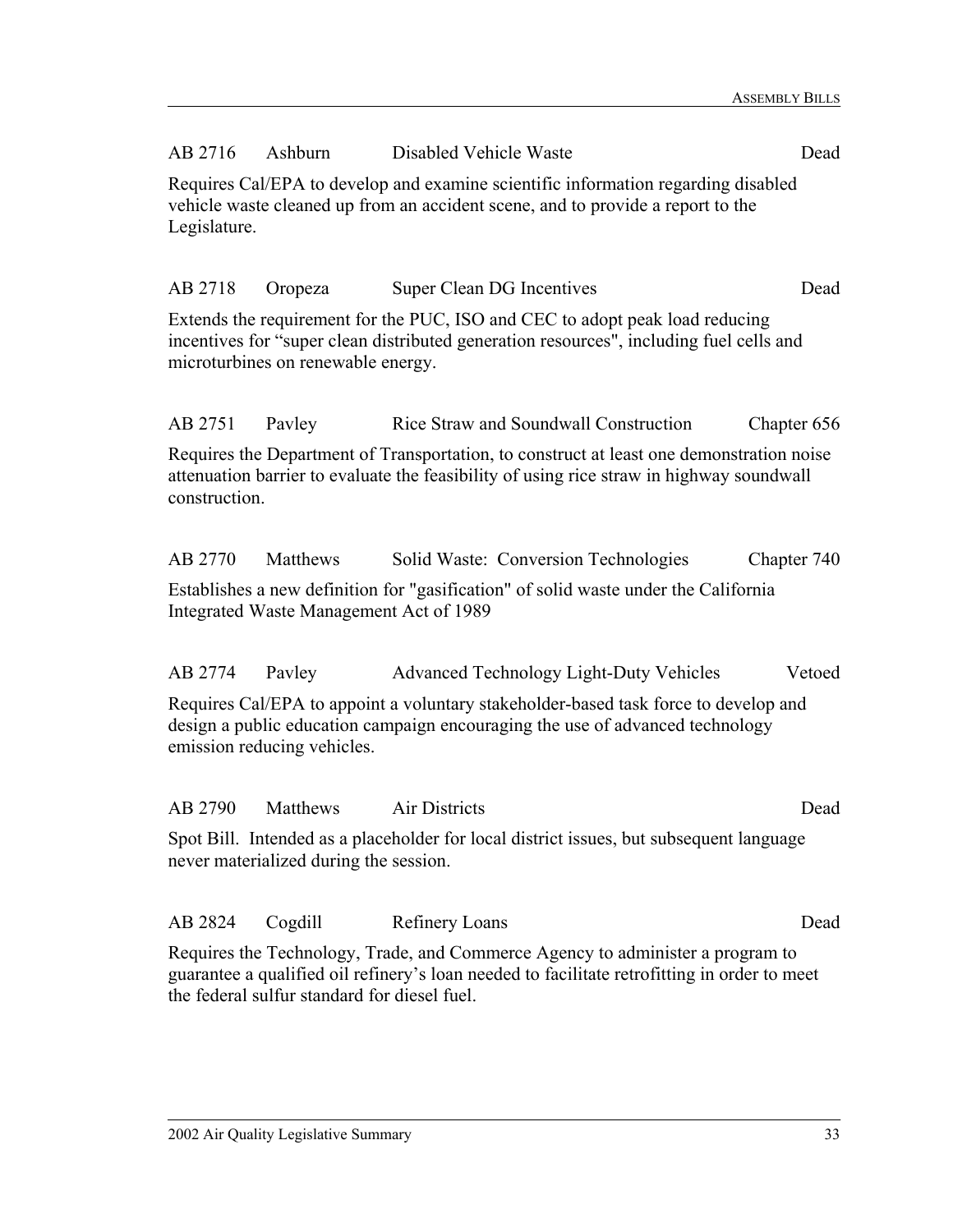AB 2716 Ashburn Disabled Vehicle Waste Dead

Requires Cal/EPA to develop and examine scientific information regarding disabled vehicle waste cleaned up from an accident scene, and to provide a report to the Legislature.

AB 2718 Oropeza Super Clean DG Incentives Dead

Extends the requirement for the PUC, ISO and CEC to adopt peak load reducing incentives for "super clean distributed generation resources", including fuel cells and microturbines on renewable energy.

AB 2751 Pavley Rice Straw and Soundwall Construction Chapter 656

Requires the Department of Transportation, to construct at least one demonstration noise attenuation barrier to evaluate the feasibility of using rice straw in highway soundwall construction.

AB 2770 Matthews Solid Waste: Conversion Technologies Chapter 740

Establishes a new definition for "gasification" of solid waste under the California Integrated Waste Management Act of 1989

AB 2774 Pavley Advanced Technology Light-Duty Vehicles Vetoed

Requires Cal/EPA to appoint a voluntary stakeholder-based task force to develop and design a public education campaign encouraging the use of advanced technology emission reducing vehicles.

AB 2790 Matthews Air Districts Dead

Spot Bill. Intended as a placeholder for local district issues, but subsequent language never materialized during the session.

AB 2824 Cogdill Refinery Loans Dead

Requires the Technology, Trade, and Commerce Agency to administer a program to guarantee a qualified oil refinery's loan needed to facilitate retrofitting in order to meet the federal sulfur standard for diesel fuel.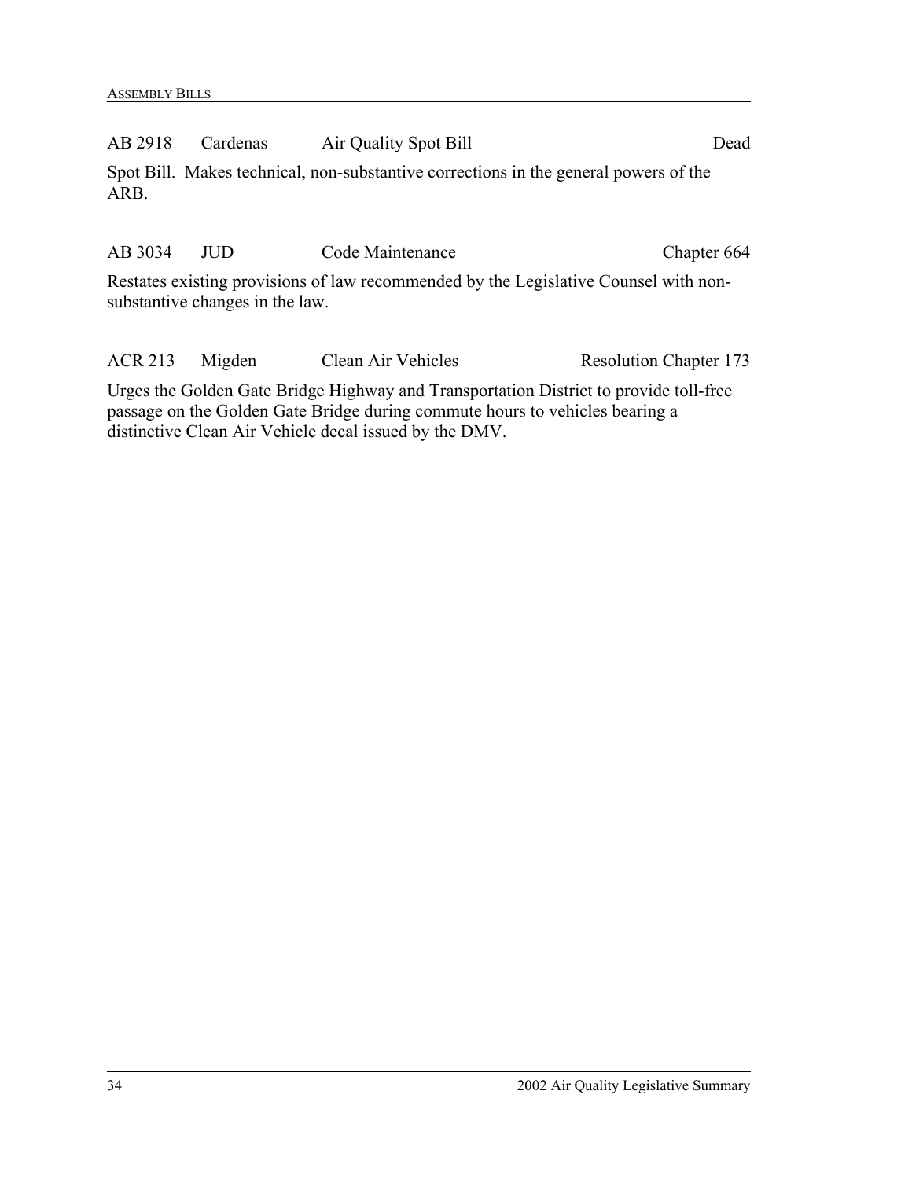AB 2918 Cardenas Air Quality Spot Bill Dead

Spot Bill. Makes technical, non-substantive corrections in the general powers of the ARB.

AB 3034 JUD Code Maintenance Chapter 664

Restates existing provisions of law recommended by the Legislative Counsel with non-substantive changes in the law.

ACR 213 Migden Clean Air Vehicles Resolution Chapter 173

Urges the Golden Gate Bridge Highway and Transportation District to provide toll-free passage on the Golden Gate Bridge during commute hours to vehicles bearing a distinctive Clean Air Vehicle decal issued by the DMV.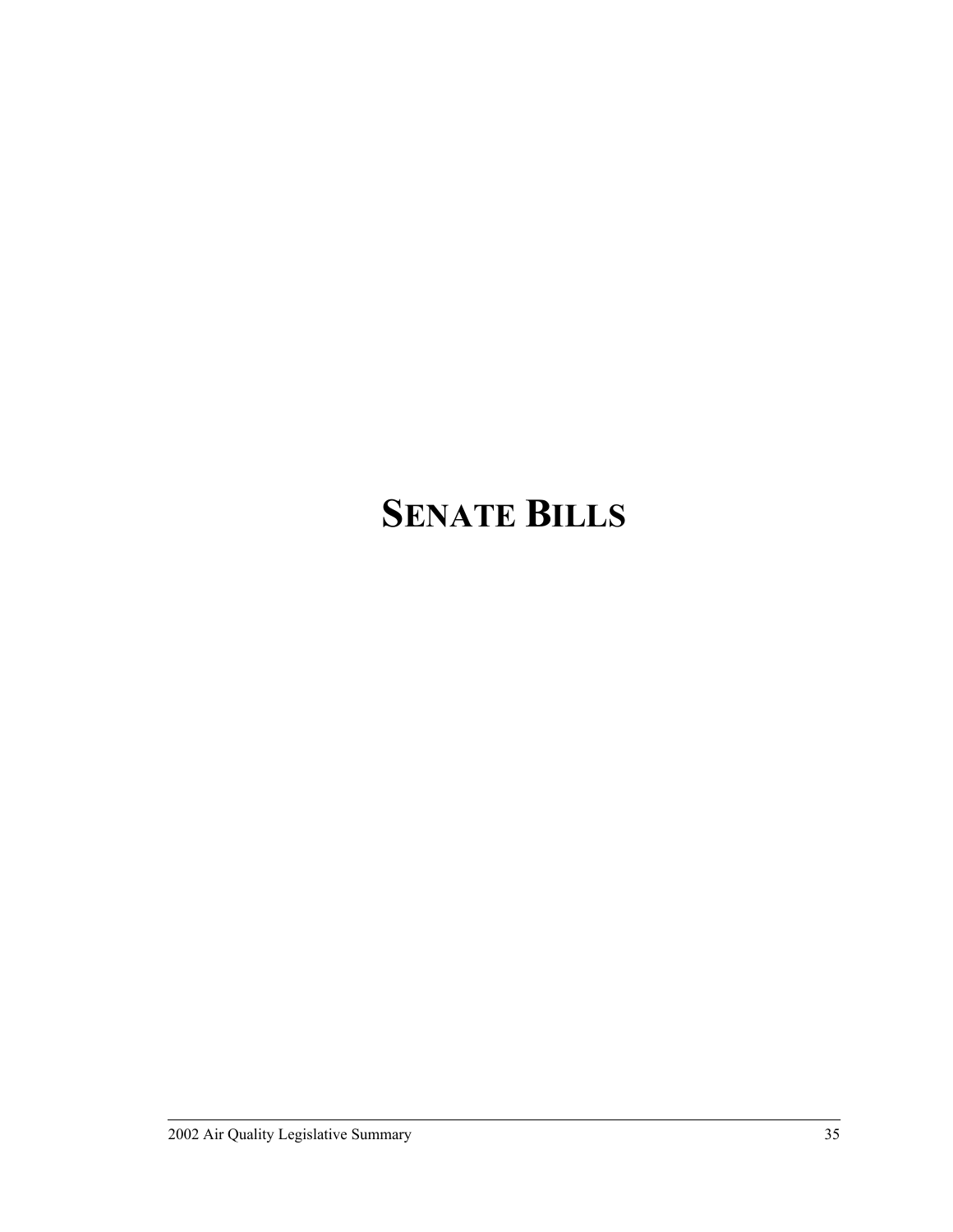# SENATE BILLS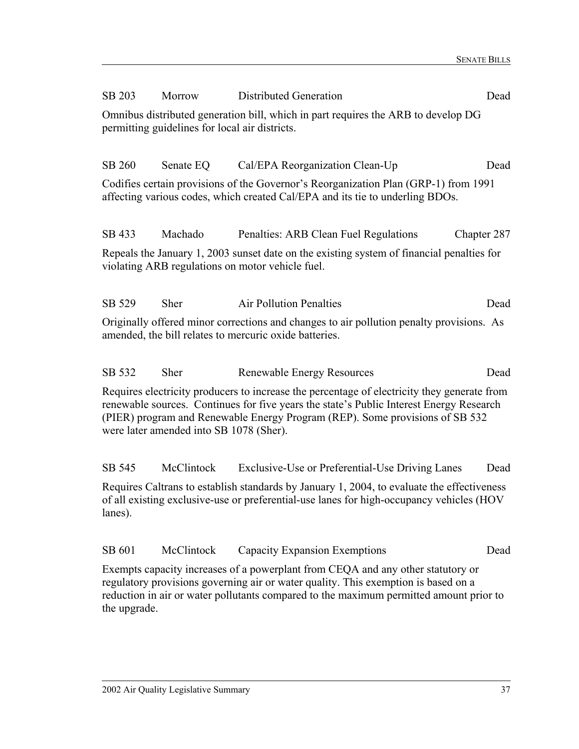SB 203 Morrow Distributed Generation Dead

Omnibus distributed generation bill, which in part requires the ARB to develop DG permitting guidelines for local air districts.

SB 260 Senate EQ Cal/EPA Reorganization Clean-Up Dead

Codifies certain provisions of the Governor's Reorganization Plan (GRP-1) from 1991 affecting various codes, which created Cal/EPA and its tie to underling BDOs.

SB 433 Machado Penalties: ARB Clean Fuel Regulations Chapter 287

Repeals the January 1, 2003 sunset date on the existing system of financial penalties for violating ARB regulations on motor vehicle fuel.

SB 529 Sher Air Pollution Penalties Dead

Originally offered minor corrections and changes to air pollution penalty provisions. As amended, the bill relates to mercuric oxide batteries.

SB 532 Sher Renewable Energy Resources Dead

Requires electricity producers to increase the percentage of electricity they generate from renewable sources. Continues for five years the state's Public Interest Energy Research (PIER) program and Renewable Energy Program (REP). Some provisions of SB 532 were later amended into SB 1078 (Sher).

SB 545 McClintock Exclusive-Use or Preferential-Use Driving Lanes Dead

Requires Caltrans to establish standards by January 1, 2004, to evaluate the effectiveness of all existing exclusive-use or preferential-use lanes for high-occupancy vehicles (HOV lanes).

SB 601 McClintock Capacity Expansion Exemptions Dead

Exempts capacity increases of a powerplant from CEQA and any other statutory or regulatory provisions governing air or water quality. This exemption is based on a reduction in air or water pollutants compared to the maximum permitted amount prior to the upgrade.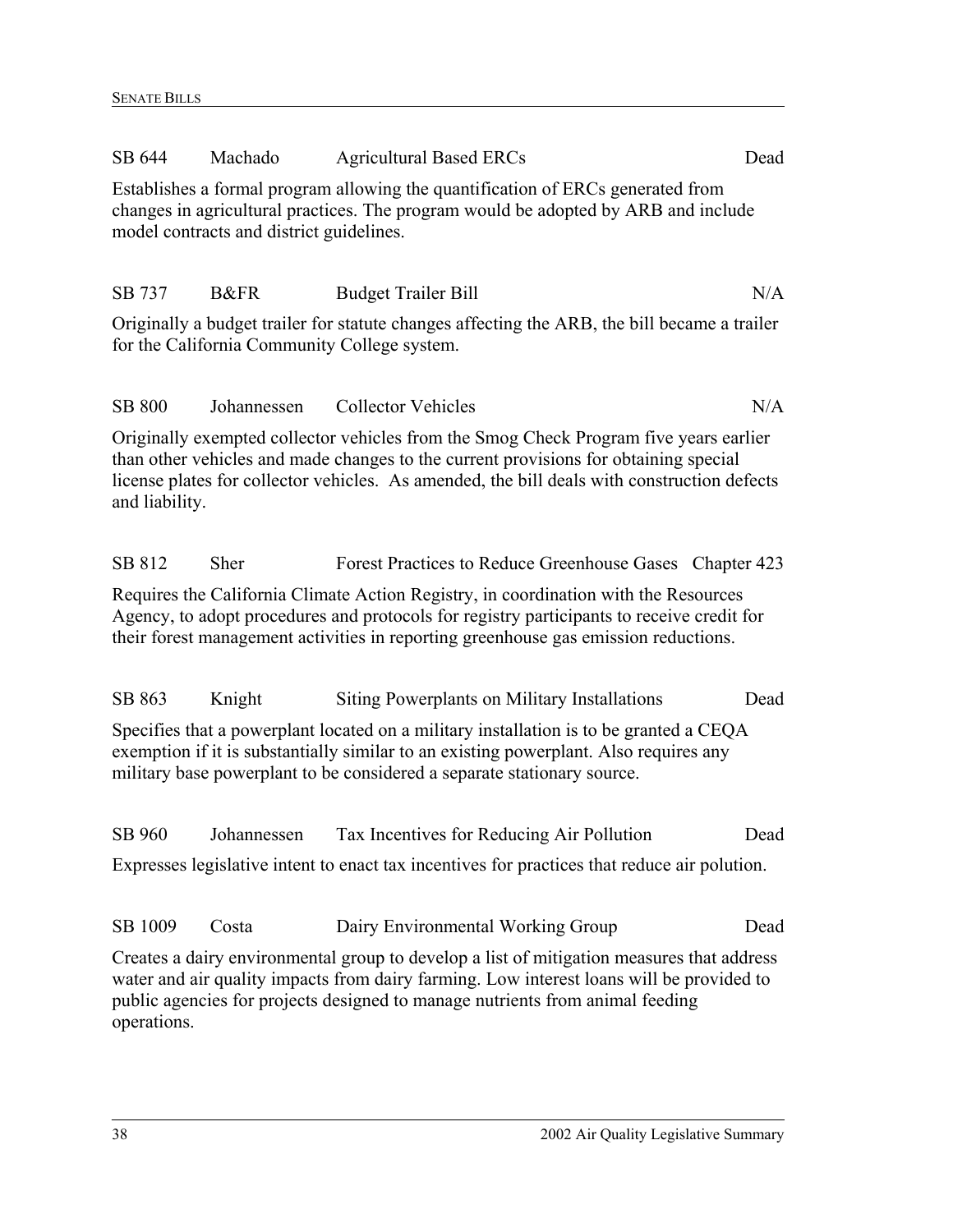SB 644 Machado Agricultural Based ERCs Dead

Establishes a formal program allowing the quantification of ERCs generated from changes in agricultural practices. The program would be adopted by ARB and include model contracts and district guidelines.

SB 737 B&FR Budget Trailer Bill N/A

Originally a budget trailer for statute changes affecting the ARB, the bill became a trailer for the California Community College system.

SB 800 Johannessen Collector Vehicles N/A

Originally exempted collector vehicles from the Smog Check Program five years earlier than other vehicles and made changes to the current provisions for obtaining special license plates for collector vehicles. As amended, the bill deals with construction defects and liability.

SB 812 Sher Forest Practices to Reduce Greenhouse Gases Chapter 423

Requires the California Climate Action Registry, in coordination with the Resources Agency, to adopt procedures and protocols for registry participants to receive credit for their forest management activities in reporting greenhouse gas emission reductions.

SB 863 Knight Siting Powerplants on Military Installations Dead

Specifies that a powerplant located on a military installation is to be granted a CEQA exemption if it is substantially similar to an existing powerplant. Also requires any military base powerplant to be considered a separate stationary source.

SB 960 Johannessen Tax Incentives for Reducing Air Pollution Dead

Expresses legislative intent to enact tax incentives for practices that reduce air polution.

SB 1009 Costa Dairy Environmental Working Group Dead

Creates a dairy environmental group to develop a list of mitigation measures that address water and air quality impacts from dairy farming. Low interest loans will be provided to public agencies for projects designed to manage nutrients from animal feeding operations.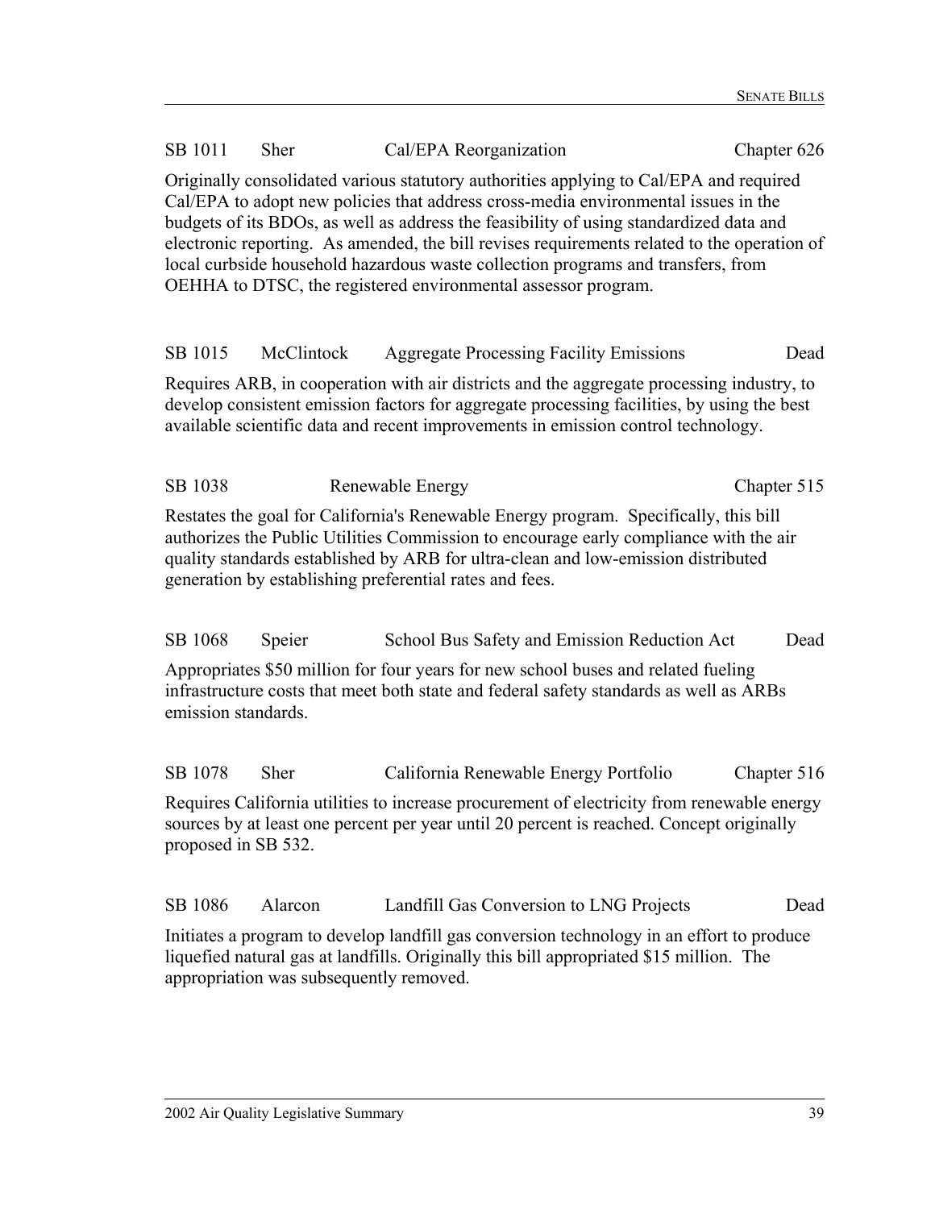SB 1011 Sher Cal/EPA Reorganization Chapter 626

Originally consolidated various statutory authorities applying to Cal/EPA and required Cal/EPA to adopt new policies that address cross-media environmental issues in the budgets of its BDOs, as well as address the feasibility of using standardized data and electronic reporting. As amended, the bill revises requirements related to the operation of local curbside household hazardous waste collection programs and transfers, from OEHHA to DTSC, the registered environmental assessor program.

SB 1015 McClintock Aggregate Processing Facility Emissions Dead

Requires ARB, in cooperation with air districts and the aggregate processing industry, to develop consistent emission factors for aggregate processing facilities, by using the best available scientific data and recent improvements in emission control technology.

SB 1038 Renewable Energy Chapter 515

Restates the goal for California's Renewable Energy program. Specifically, this bill authorizes the Public Utilities Commission to encourage early compliance with the air quality standards established by ARB for ultra-clean and low-emission distributed generation by establishing preferential rates and fees.

SB 1068 Speier School Bus Safety and Emission Reduction Act Dead

Appropriates $50 million for four years for new school buses and related fueling infrastructure costs that meet both state and federal safety standards as well as ARBs emission standards.

SB 1078 Sher California Renewable Energy Portfolio Chapter 516

Requires California utilities to increase procurement of electricity from renewable energy sources by at least one percent per year until 20 percent is reached. Concept originally proposed in SB 532.

SB 1086 Alarcon Landfill Gas Conversion to LNG Projects Dead

Initiates a program to develop landfill gas conversion technology in an effort to produce liquefied natural gas at landfills. Originally this bill appropriated $15 million. The appropriation was subsequently removed.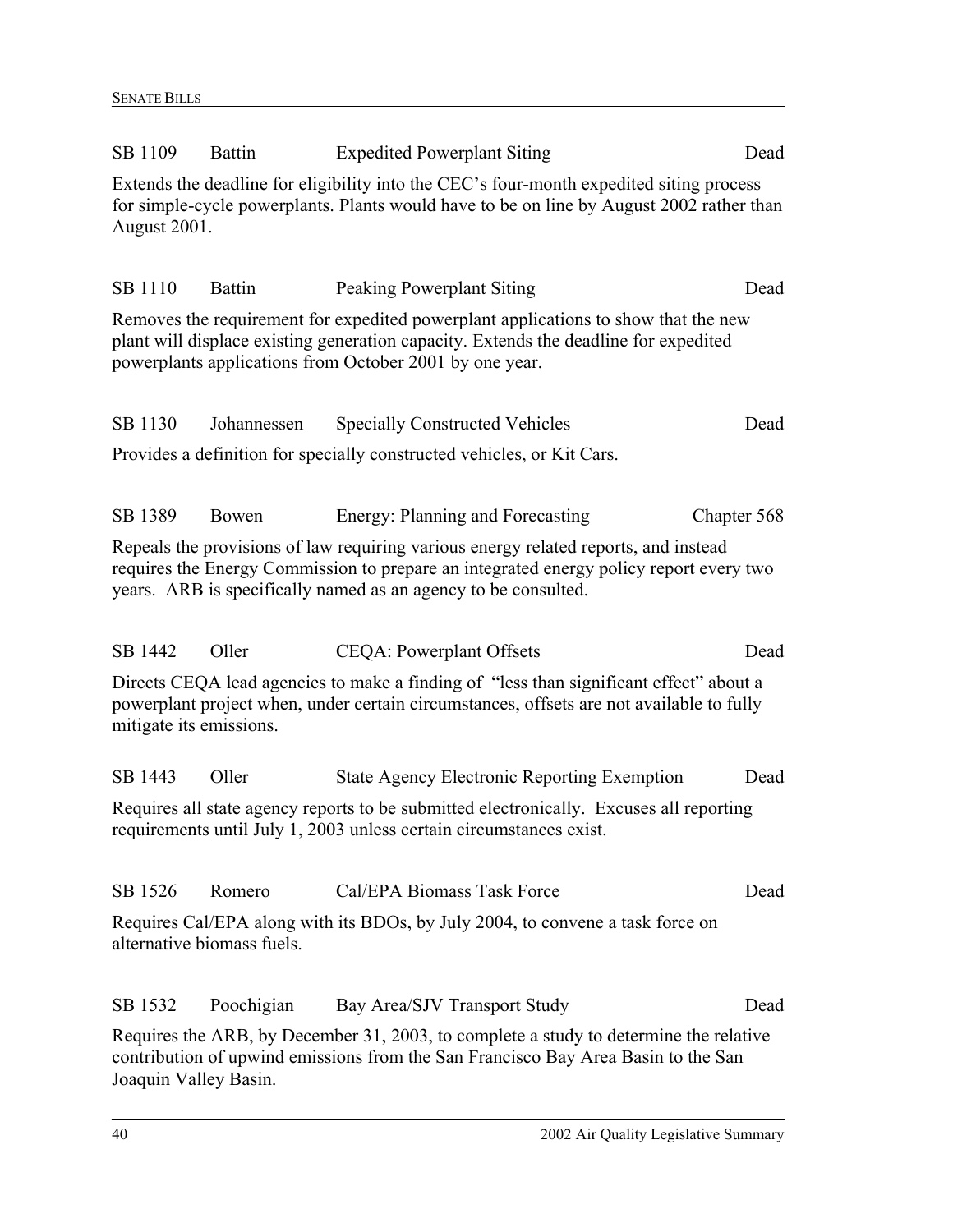| | | | |
|---|---|---|---|
| SB 1109 | Battin | Expedited Powerplant Siting | Dead |

Extends the deadline for eligibility into the CEC's four-month expedited siting process for simple-cycle powerplants. Plants would have to be on line by August 2002 rather than August 2001.

| | | | |
|---|---|---|---|
| SB 1110 | Battin | Peaking Powerplant Siting | Dead |

Removes the requirement for expedited powerplant applications to show that the new plant will displace existing generation capacity. Extends the deadline for expedited powerplants applications from October 2001 by one year.

| | | | |
|---|---|---|---|
| SB 1130 | Johannessen | Specially Constructed Vehicles | Dead |

Provides a definition for specially constructed vehicles, or Kit Cars.

| | | | |
|---|---|---|---|
| SB 1389 | Bowen | Energy: Planning and Forecasting | Chapter 568 |

Repeals the provisions of law requiring various energy related reports, and instead requires the Energy Commission to prepare an integrated energy policy report every two years. ARB is specifically named as an agency to be consulted.

| | | | |
|---|---|---|---|
| SB 1442 | Oller | CEQA: Powerplant Offsets | Dead |

Directs CEQA lead agencies to make a finding of "less than significant effect" about a powerplant project when, under certain circumstances, offsets are not available to fully mitigate its emissions.

| | | | |
|---|---|---|---|
| SB 1443 | Oller | State Agency Electronic Reporting Exemption | Dead |

Requires all state agency reports to be submitted electronically. Excuses all reporting requirements until July 1, 2003 unless certain circumstances exist.

| | | | |
|---|---|---|---|
| SB 1526 | Romero | Cal/EPA Biomass Task Force | Dead |

Requires Cal/EPA along with its BDOs, by July 2004, to convene a task force on alternative biomass fuels.

| | | | |
|---|---|---|---|
| SB 1532 | Poochigian | Bay Area/SJV Transport Study | Dead |

Requires the ARB, by December 31, 2003, to complete a study to determine the relative contribution of upwind emissions from the San Francisco Bay Area Basin to the San Joaquin Valley Basin.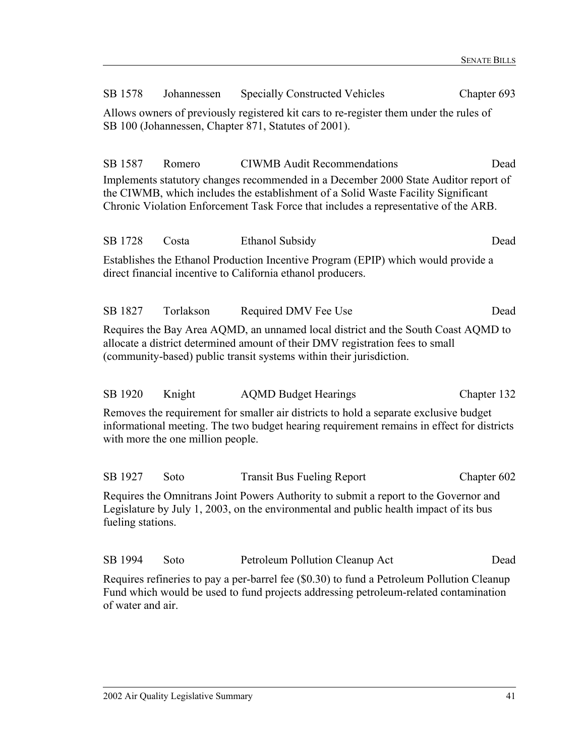SB 1578 Johannessen Specially Constructed Vehicles Chapter 693

Allows owners of previously registered kit cars to re-register them under the rules of SB 100 (Johannessen, Chapter 871, Statutes of 2001).

SB 1587 Romero CIWMB Audit Recommendations Dead

Implements statutory changes recommended in a December 2000 State Auditor report of the CIWMB, which includes the establishment of a Solid Waste Facility Significant Chronic Violation Enforcement Task Force that includes a representative of the ARB.

SB 1728 Costa Ethanol Subsidy Dead

Establishes the Ethanol Production Incentive Program (EPIP) which would provide a direct financial incentive to California ethanol producers.

SB 1827 Torlakson Required DMV Fee Use Dead

Requires the Bay Area AQMD, an unnamed local district and the South Coast AQMD to allocate a district determined amount of their DMV registration fees to small (community-based) public transit systems within their jurisdiction.

SB 1920 Knight AQMD Budget Hearings Chapter 132

Removes the requirement for smaller air districts to hold a separate exclusive budget informational meeting. The two budget hearing requirement remains in effect for districts with more the one million people.

SB 1927 Soto Transit Bus Fueling Report Chapter 602

Requires the Omnitrans Joint Powers Authority to submit a report to the Governor and Legislature by July 1, 2003, on the environmental and public health impact of its bus fueling stations.

SB 1994 Soto Petroleum Pollution Cleanup Act Dead

Requires refineries to pay a per-barrel fee ($0.30) to fund a Petroleum Pollution Cleanup Fund which would be used to fund projects addressing petroleum-related contamination of water and air.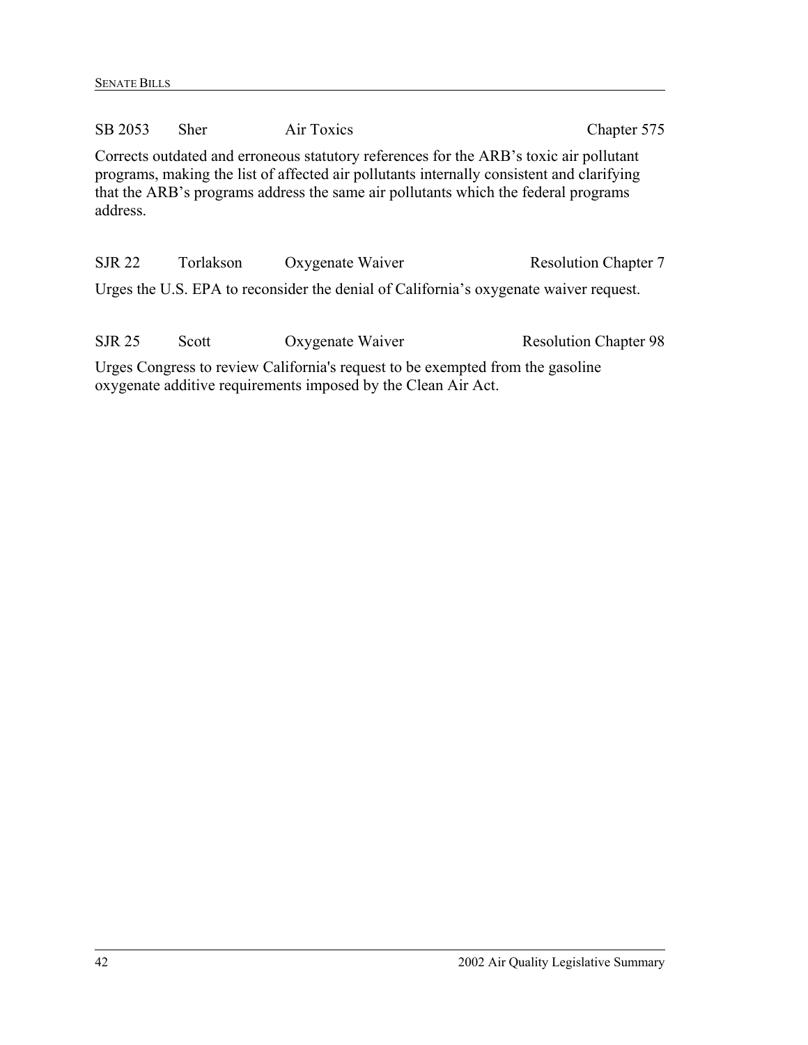| SB 2053 | Sher | Air Toxics | Chapter 575 |
|---|---|---|---|

Corrects outdated and erroneous statutory references for the ARB's toxic air pollutant programs, making the list of affected air pollutants internally consistent and clarifying that the ARB's programs address the same air pollutants which the federal programs address.

| SJR 22 | Torlakson | Oxygenate Waiver | Resolution Chapter 7 |
|---|---|---|---|

Urges the U.S. EPA to reconsider the denial of California's oxygenate waiver request.

| SJR 25 | Scott | Oxygenate Waiver | Resolution Chapter 98 |
|---|---|---|---|

Urges Congress to review California's request to be exempted from the gasoline oxygenate additive requirements imposed by the Clean Air Act.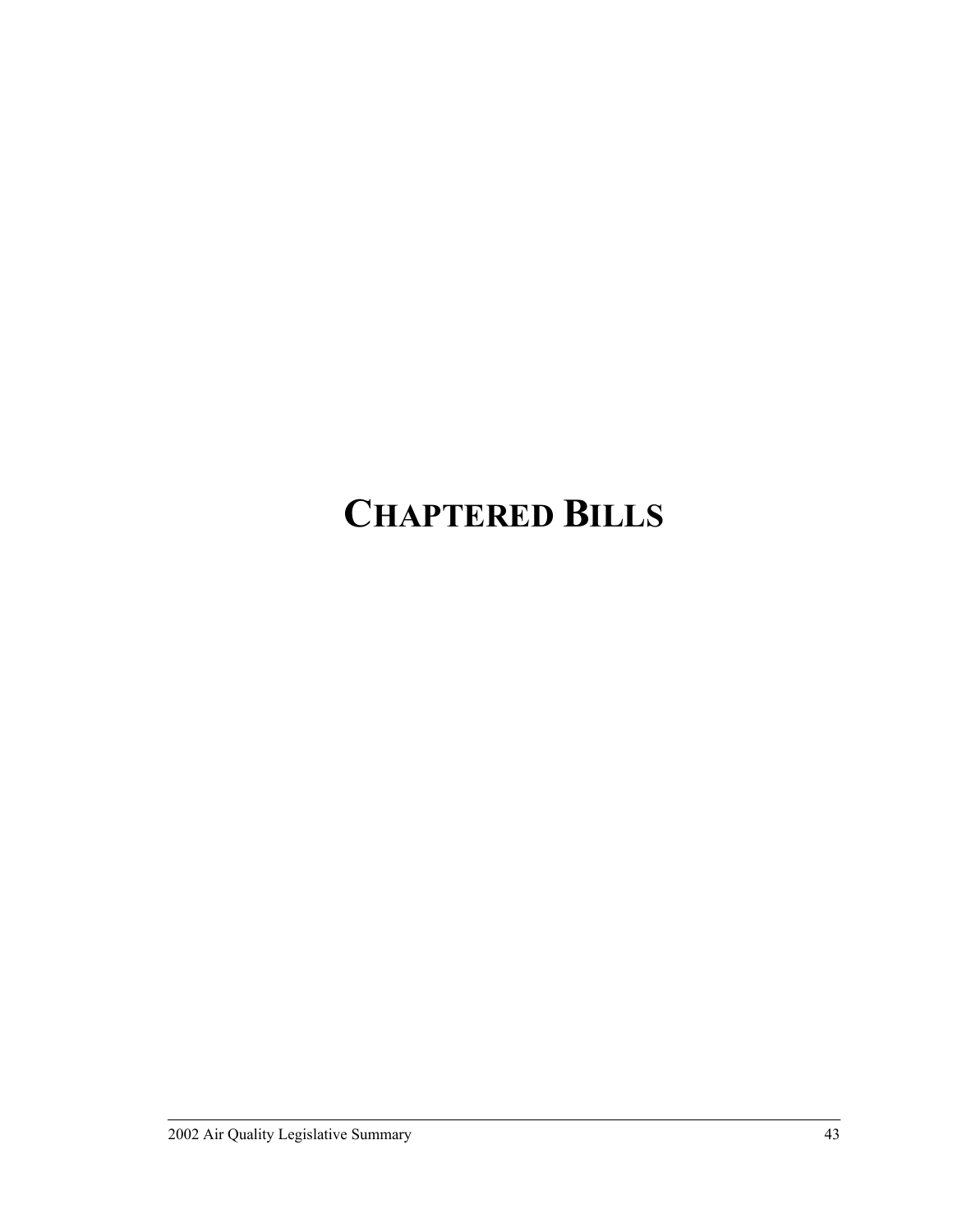# CHAPTERED BILLS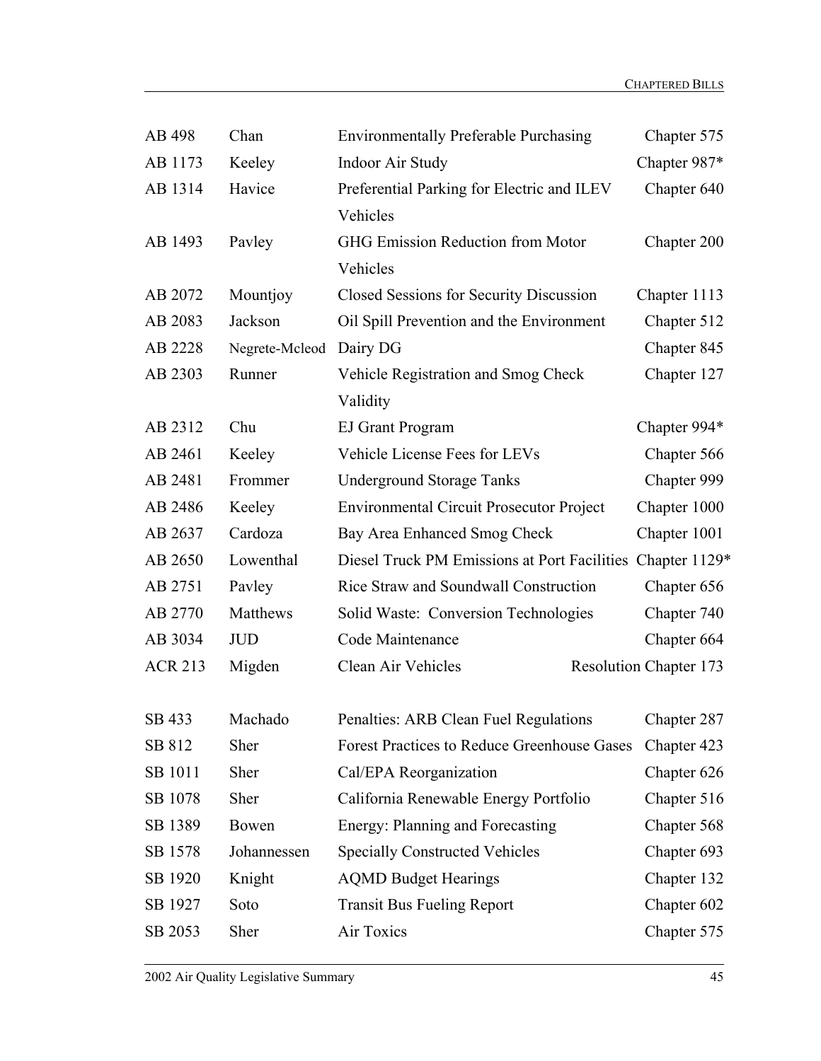| | | | |
|---|---|---|---|
| AB 498 | Chan | Environmentally Preferable Purchasing | Chapter 575 |
| AB 1173 | Keeley | Indoor Air Study | Chapter 987* |
| AB 1314 | Havice | Preferential Parking for Electric and ILEV Vehicles | Chapter 640 |
| AB 1493 | Pavley | GHG Emission Reduction from Motor Vehicles | Chapter 200 |
| AB 2072 | Mountjoy | Closed Sessions for Security Discussion | Chapter 1113 |
| AB 2083 | Jackson | Oil Spill Prevention and the Environment | Chapter 512 |
| AB 2228 | Negrete-Mcleod | Dairy DG | Chapter 845 |
| AB 2303 | Runner | Vehicle Registration and Smog Check Validity | Chapter 127 |
| AB 2312 | Chu | EJ Grant Program | Chapter 994* |
| AB 2461 | Keeley | Vehicle License Fees for LEVs | Chapter 566 |
| AB 2481 | Frommer | Underground Storage Tanks | Chapter 999 |
| AB 2486 | Keeley | Environmental Circuit Prosecutor Project | Chapter 1000 |
| AB 2637 | Cardoza | Bay Area Enhanced Smog Check | Chapter 1001 |
| AB 2650 | Lowenthal | Diesel Truck PM Emissions at Port Facilities | Chapter 1129* |
| AB 2751 | Pavley | Rice Straw and Soundwall Construction | Chapter 656 |
| AB 2770 | Matthews | Solid Waste: Conversion Technologies | Chapter 740 |
| AB 3034 | JUD | Code Maintenance | Chapter 664 |
| ACR 213 | Migden | Clean Air Vehicles | Resolution Chapter 173 |
| | | | |
| SB 433 | Machado | Penalties: ARB Clean Fuel Regulations | Chapter 287 |
| SB 812 | Sher | Forest Practices to Reduce Greenhouse Gases | Chapter 423 |
| SB 1011 | Sher | Cal/EPA Reorganization | Chapter 626 |
| SB 1078 | Sher | California Renewable Energy Portfolio | Chapter 516 |
| SB 1389 | Bowen | Energy: Planning and Forecasting | Chapter 568 |
| SB 1578 | Johannessen | Specially Constructed Vehicles | Chapter 693 |
| SB 1920 | Knight | AQMD Budget Hearings | Chapter 132 |
| SB 1927 | Soto | Transit Bus Fueling Report | Chapter 602 |
| SB 2053 | Sher | Air Toxics | Chapter 575 |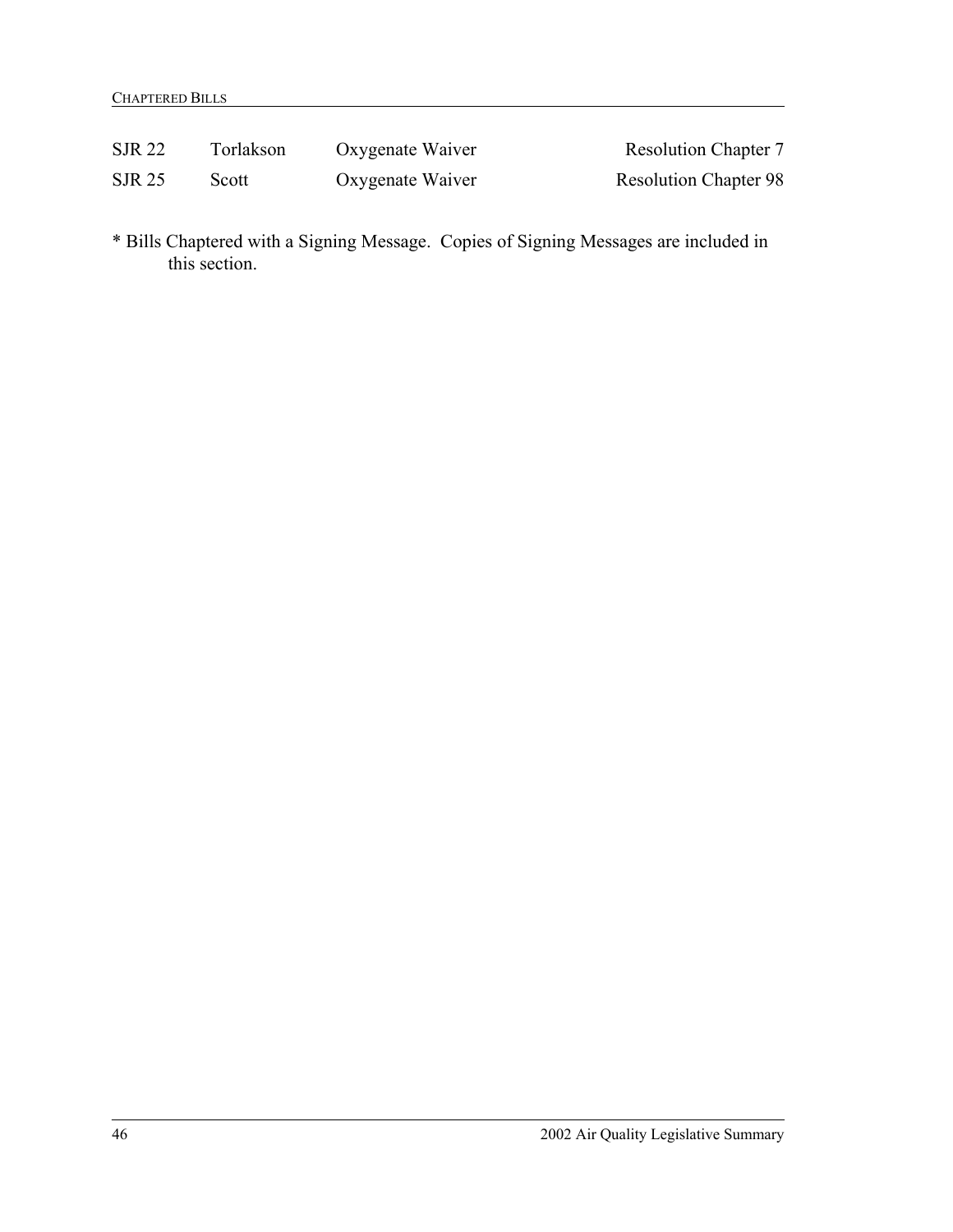| | | | |
|---|---|---|---|
| SJR 22 | Torlakson | Oxygenate Waiver | Resolution Chapter 7 |
| SJR 25 | Scott | Oxygenate Waiver | Resolution Chapter 98 |

* Bills Chaptered with a Signing Message. Copies of Signing Messages are included in this section.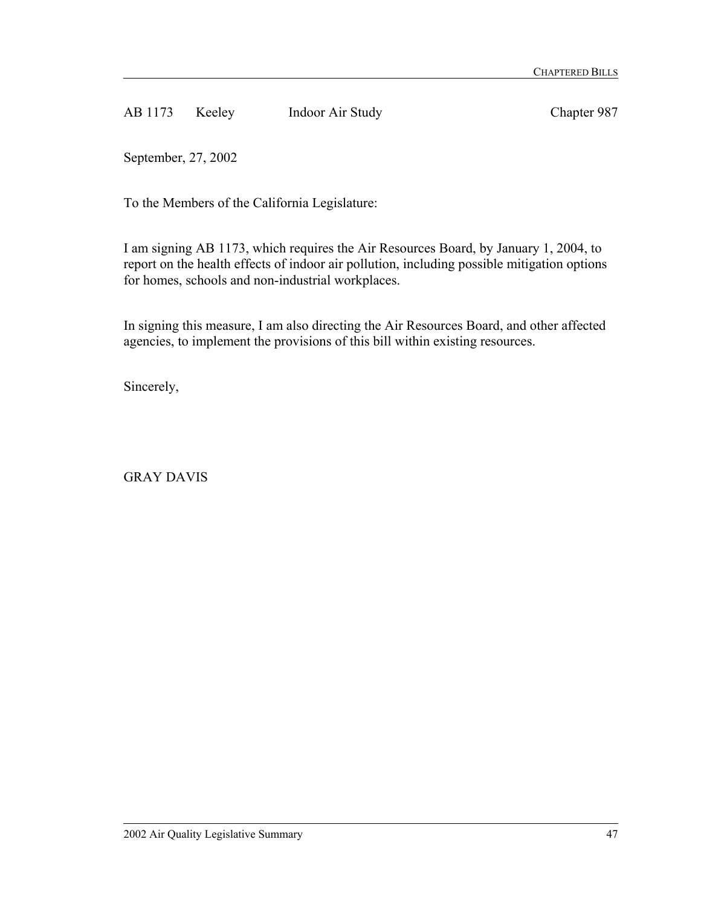AB 1173 Keeley Indoor Air Study Chapter 987

September, 27, 2002

To the Members of the California Legislature:

I am signing AB 1173, which requires the Air Resources Board, by January 1, 2004, to report on the health effects of indoor air pollution, including possible mitigation options for homes, schools and non-industrial workplaces.

In signing this measure, I am also directing the Air Resources Board, and other affected agencies, to implement the provisions of this bill within existing resources.

Sincerely,

GRAY DAVIS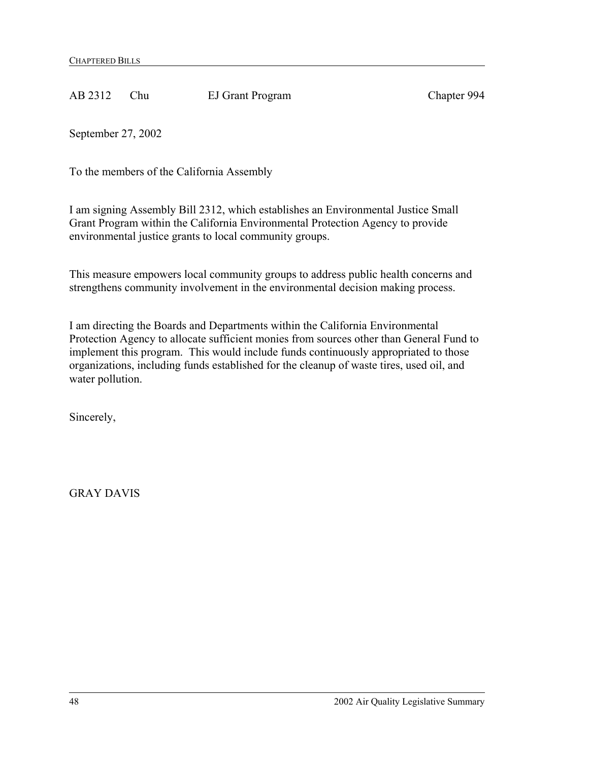AB 2312 Chu EJ Grant Program Chapter 994

September 27, 2002

To the members of the California Assembly

I am signing Assembly Bill 2312, which establishes an Environmental Justice Small Grant Program within the California Environmental Protection Agency to provide environmental justice grants to local community groups.

This measure empowers local community groups to address public health concerns and strengthens community involvement in the environmental decision making process.

I am directing the Boards and Departments within the California Environmental Protection Agency to allocate sufficient monies from sources other than General Fund to implement this program. This would include funds continuously appropriated to those organizations, including funds established for the cleanup of waste tires, used oil, and water pollution.

Sincerely,

GRAY DAVIS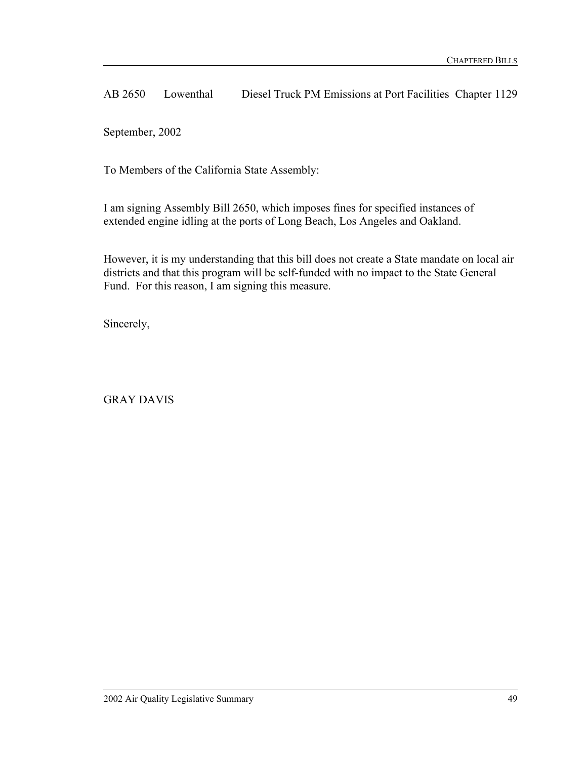AB 2650 Lowenthal Diesel Truck PM Emissions at Port Facilities Chapter 1129

September, 2002

To Members of the California State Assembly:

I am signing Assembly Bill 2650, which imposes fines for specified instances of extended engine idling at the ports of Long Beach, Los Angeles and Oakland.

However, it is my understanding that this bill does not create a State mandate on local air districts and that this program will be self-funded with no impact to the State General Fund. For this reason, I am signing this measure.

Sincerely,

GRAY DAVIS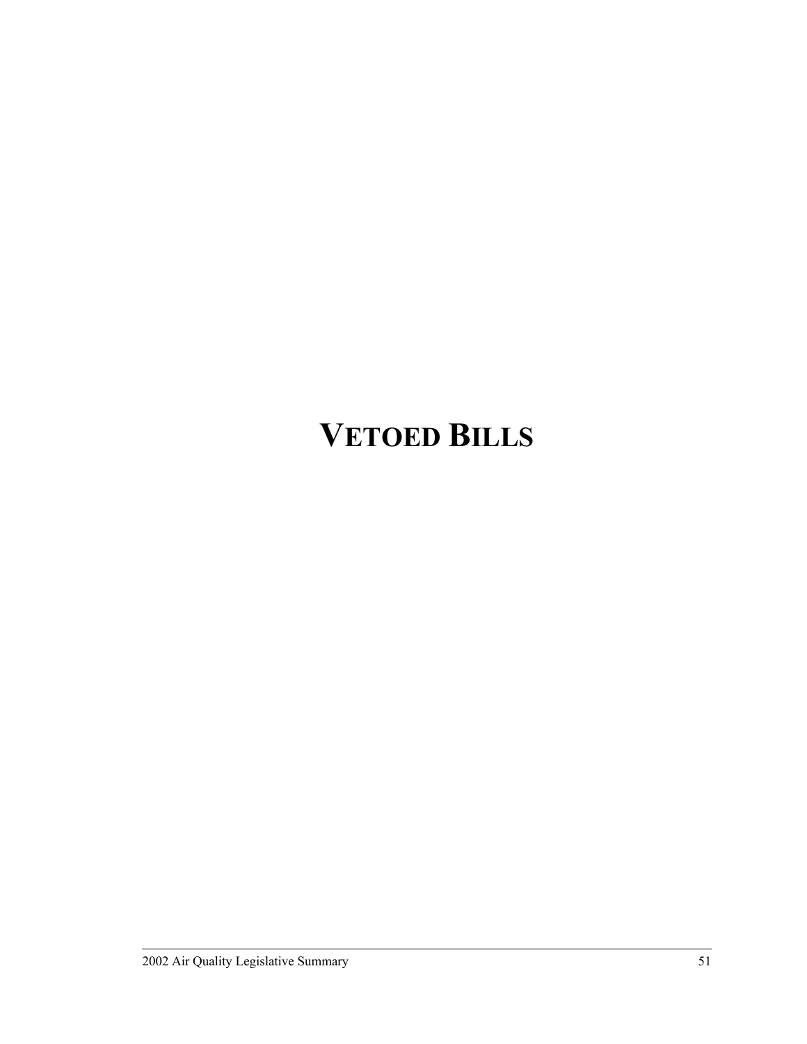# VETOED BILLS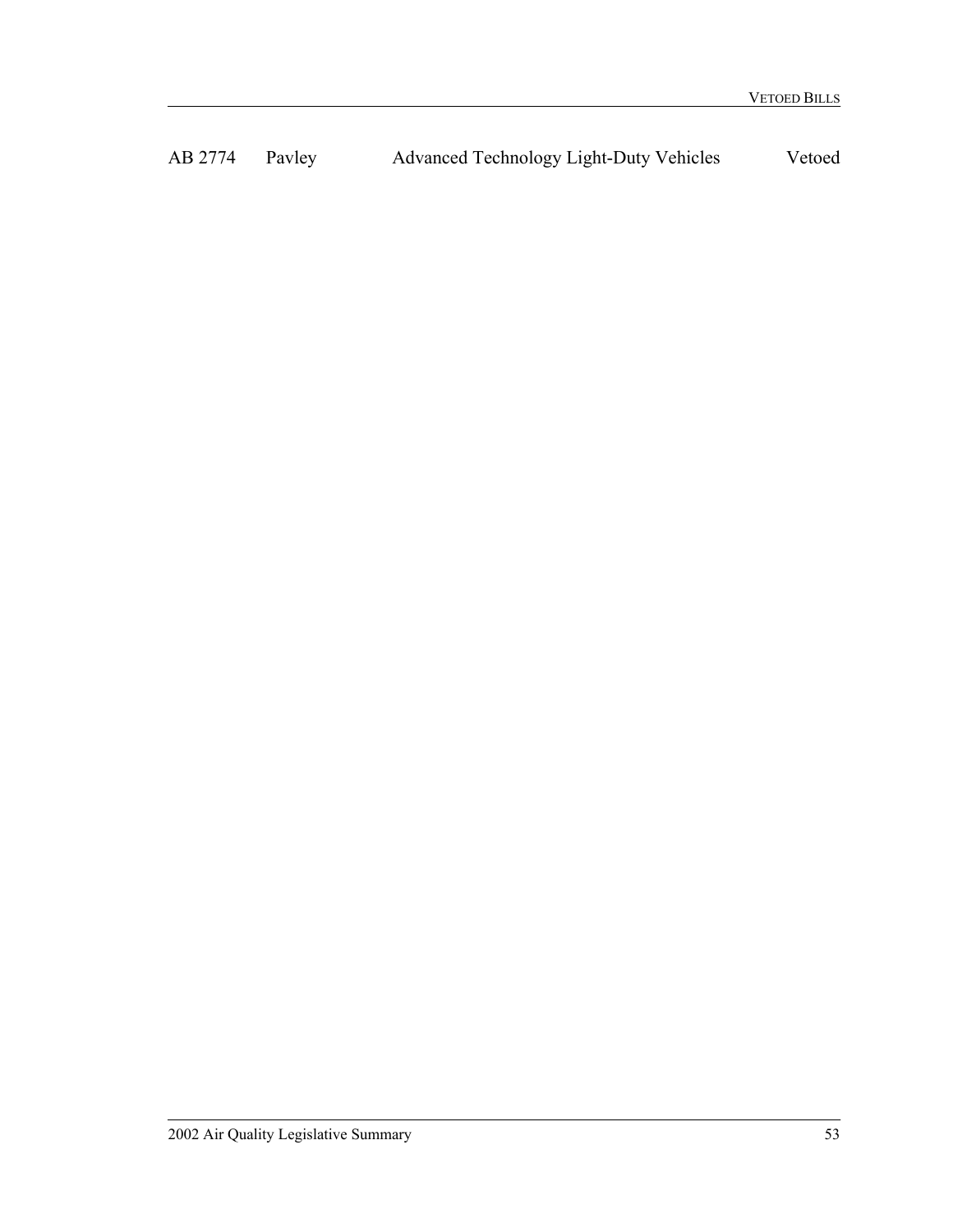| AB 2774 | Pavley | Advanced Technology Light-Duty Vehicles | Vetoed |
|---|---|---|---|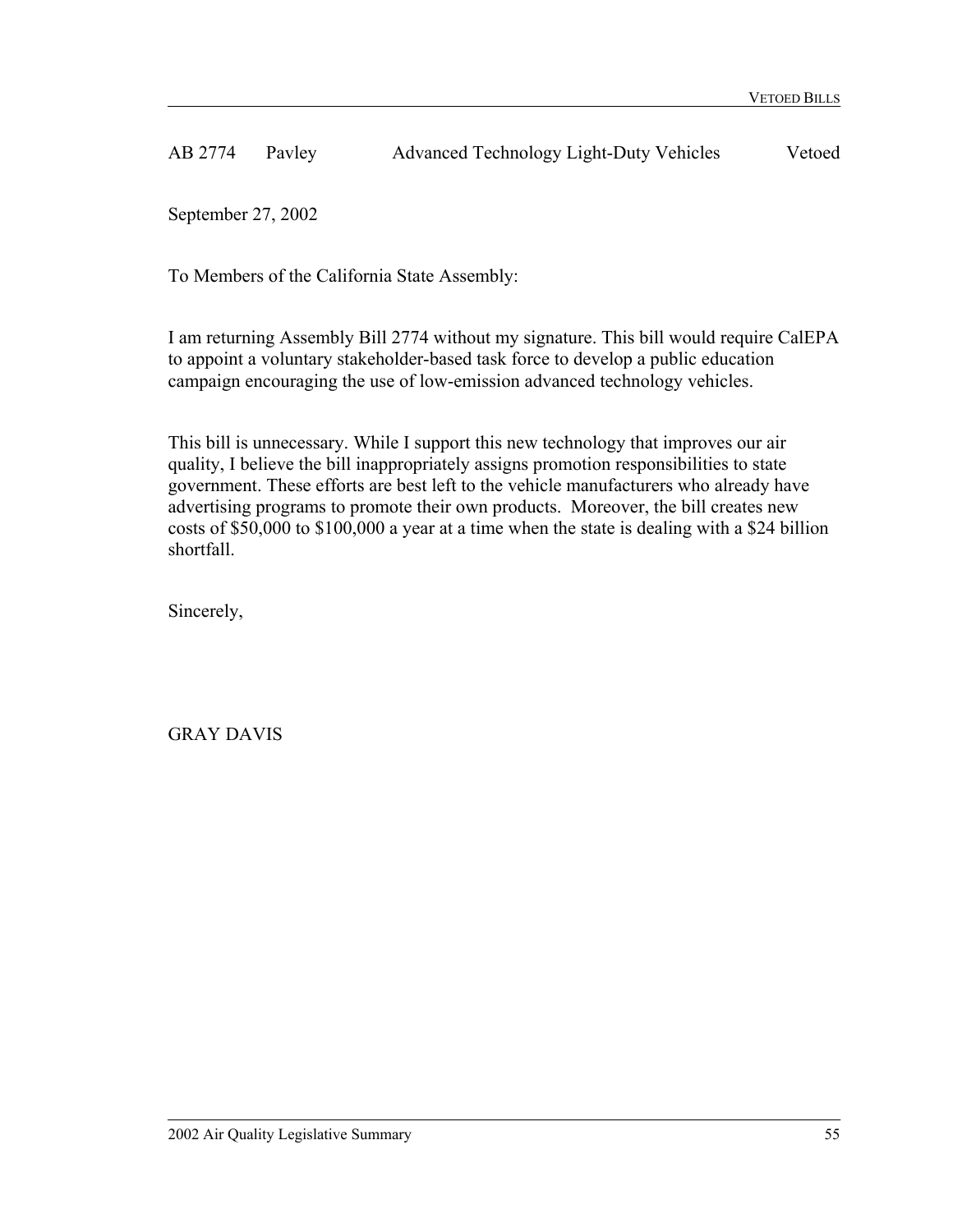AB 2774 Pavley Advanced Technology Light-Duty Vehicles Vetoed

September 27, 2002

To Members of the California State Assembly:

I am returning Assembly Bill 2774 without my signature. This bill would require CalEPA to appoint a voluntary stakeholder-based task force to develop a public education campaign encouraging the use of low-emission advanced technology vehicles.

This bill is unnecessary. While I support this new technology that improves our air quality, I believe the bill inappropriately assigns promotion responsibilities to state government. These efforts are best left to the vehicle manufacturers who already have advertising programs to promote their own products. Moreover, the bill creates new costs of $50,000 to $100,000 a year at a time when the state is dealing with a $24 billion shortfall.

Sincerely,

GRAY DAVIS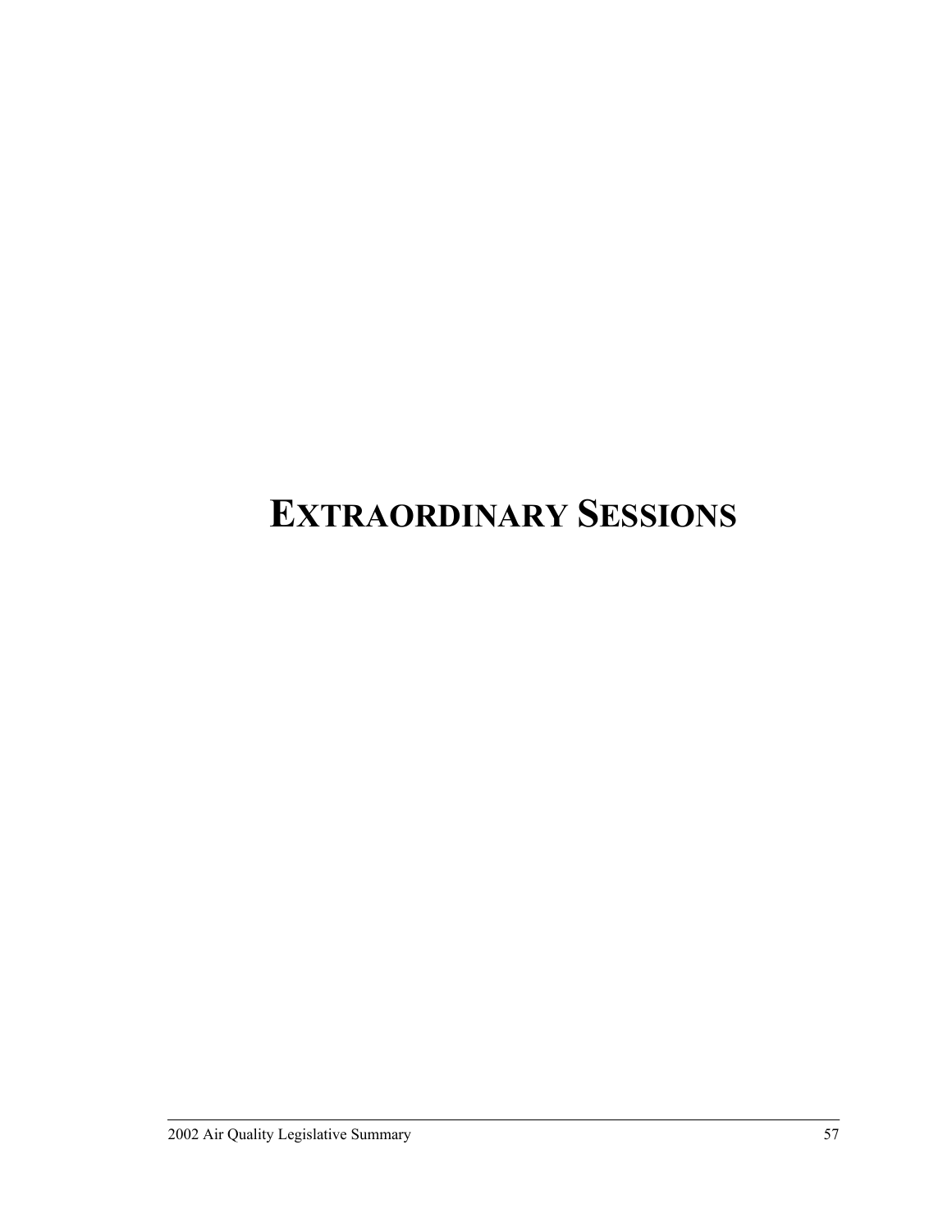# EXTRAORDINARY SESSIONS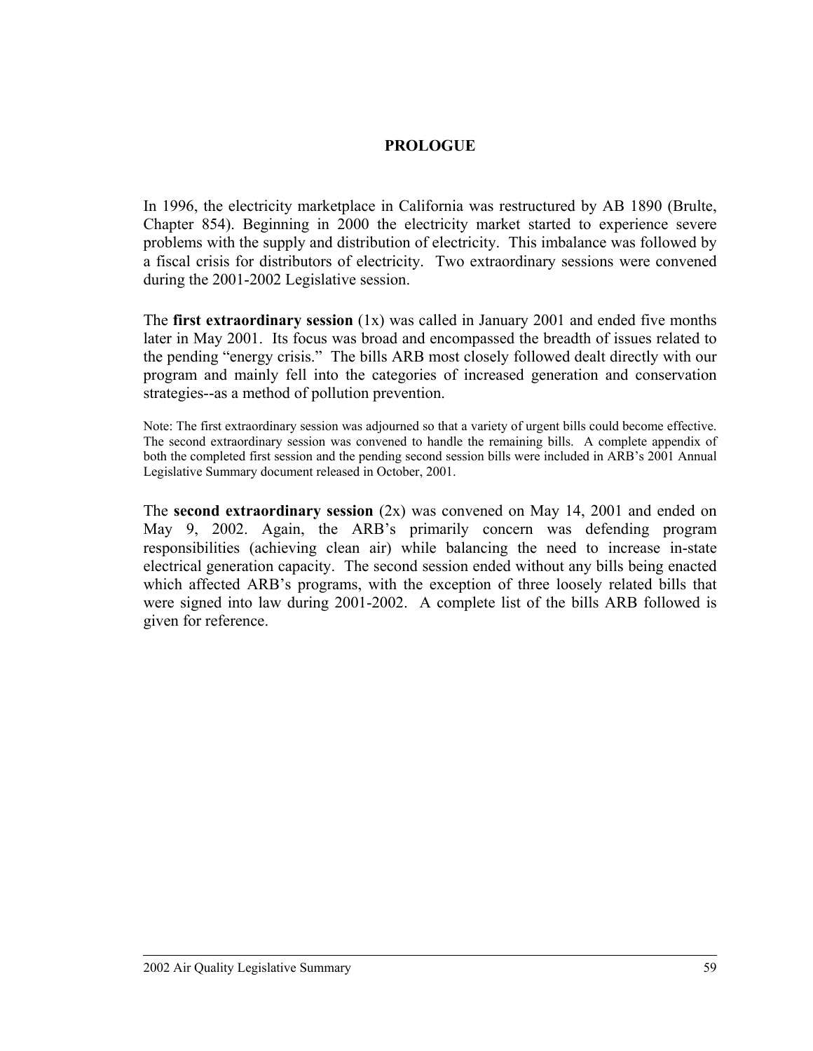# PROLOGUE

In 1996, the electricity marketplace in California was restructured by AB 1890 (Brulte, Chapter 854). Beginning in 2000 the electricity market started to experience severe problems with the supply and distribution of electricity. This imbalance was followed by a fiscal crisis for distributors of electricity. Two extraordinary sessions were convened during the 2001-2002 Legislative session.

The **first extraordinary session** (1x) was called in January 2001 and ended five months later in May 2001. Its focus was broad and encompassed the breadth of issues related to the pending "energy crisis." The bills ARB most closely followed dealt directly with our program and mainly fell into the categories of increased generation and conservation strategies--as a method of pollution prevention.

Note: The first extraordinary session was adjourned so that a variety of urgent bills could become effective. The second extraordinary session was convened to handle the remaining bills. A complete appendix of both the completed first session and the pending second session bills were included in ARB's 2001 Annual Legislative Summary document released in October, 2001.

The **second extraordinary session** (2x) was convened on May 14, 2001 and ended on May 9, 2002. Again, the ARB's primarily concern was defending program responsibilities (achieving clean air) while balancing the need to increase in-state electrical generation capacity. The second session ended without any bills being enacted which affected ARB's programs, with the exception of three loosely related bills that were signed into law during 2001-2002. A complete list of the bills ARB followed is given for reference.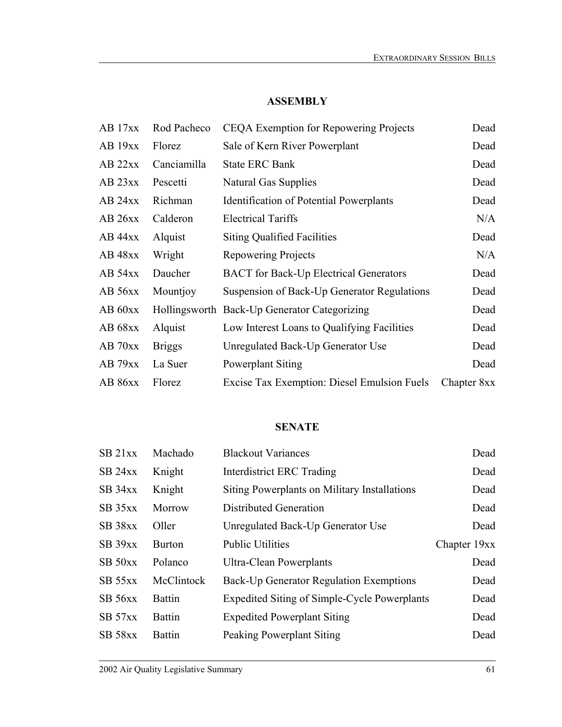## ASSEMBLY

| | | | |
|---|---|---|---|
| AB 17xx | Rod Pacheco | CEQA Exemption for Repowering Projects | Dead |
| AB 19xx | Florez | Sale of Kern River Powerplant | Dead |
| AB 22xx | Canciamilla | State ERC Bank | Dead |
| AB 23xx | Pescetti | Natural Gas Supplies | Dead |
| AB 24xx | Richman | Identification of Potential Powerplants | Dead |
| AB 26xx | Calderon | Electrical Tariffs | N/A |
| AB 44xx | Alquist | Siting Qualified Facilities | Dead |
| AB 48xx | Wright | Repowering Projects | N/A |
| AB 54xx | Daucher | BACT for Back-Up Electrical Generators | Dead |
| AB 56xx | Mountjoy | Suspension of Back-Up Generator Regulations | Dead |
| AB 60xx | Hollingsworth | Back-Up Generator Categorizing | Dead |
| AB 68xx | Alquist | Low Interest Loans to Qualifying Facilities | Dead |
| AB 70xx | Briggs | Unregulated Back-Up Generator Use | Dead |
| AB 79xx | La Suer | Powerplant Siting | Dead |
| AB 86xx | Florez | Excise Tax Exemption: Diesel Emulsion Fuels | Chapter 8xx |

## SENATE

| | | | |
|---|---|---|---|
| SB 21xx | Machado | Blackout Variances | Dead |
| SB 24xx | Knight | Interdistrict ERC Trading | Dead |
| SB 34xx | Knight | Siting Powerplants on Military Installations | Dead |
| SB 35xx | Morrow | Distributed Generation | Dead |
| SB 38xx | Oller | Unregulated Back-Up Generator Use | Dead |
| SB 39xx | Burton | Public Utilities | Chapter 19xx |
| SB 50xx | Polanco | Ultra-Clean Powerplants | Dead |
| SB 55xx | McClintock | Back-Up Generator Regulation Exemptions | Dead |
| SB 56xx | Battin | Expedited Siting of Simple-Cycle Powerplants | Dead |
| SB 57xx | Battin | Expedited Powerplant Siting | Dead |
| SB 58xx | Battin | Peaking Powerplant Siting | Dead |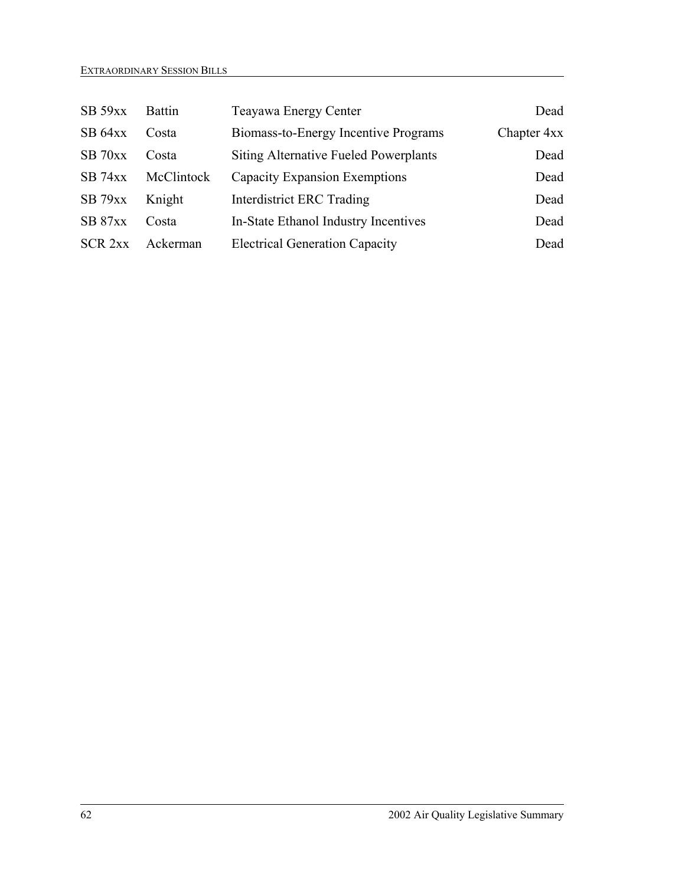| | | | |
|---|---|---|---|
| SB 59xx | Battin | Teayawa Energy Center | Dead |
| SB 64xx | Costa | Biomass-to-Energy Incentive Programs | Chapter 4xx |
| SB 70xx | Costa | Siting Alternative Fueled Powerplants | Dead |
| SB 74xx | McClintock | Capacity Expansion Exemptions | Dead |
| SB 79xx | Knight | Interdistrict ERC Trading | Dead |
| SB 87xx | Costa | In-State Ethanol Industry Incentives | Dead |
| SCR 2xx | Ackerman | Electrical Generation Capacity | Dead |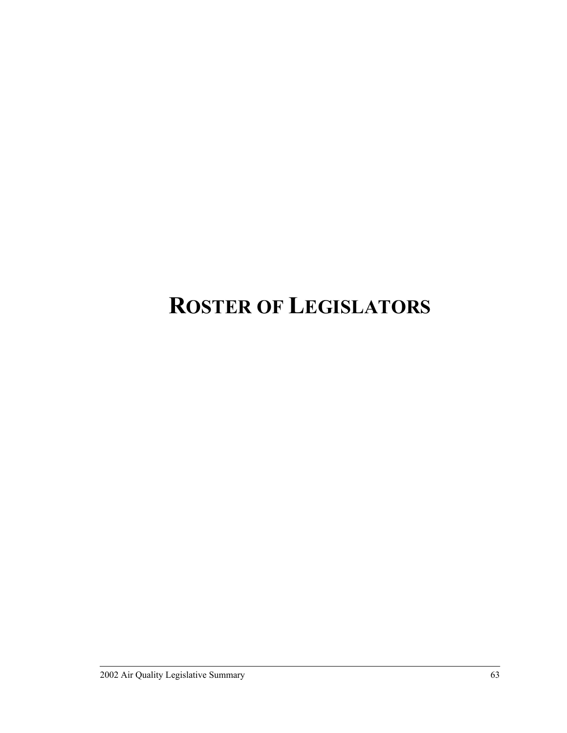# ROSTER OF LEGISLATORS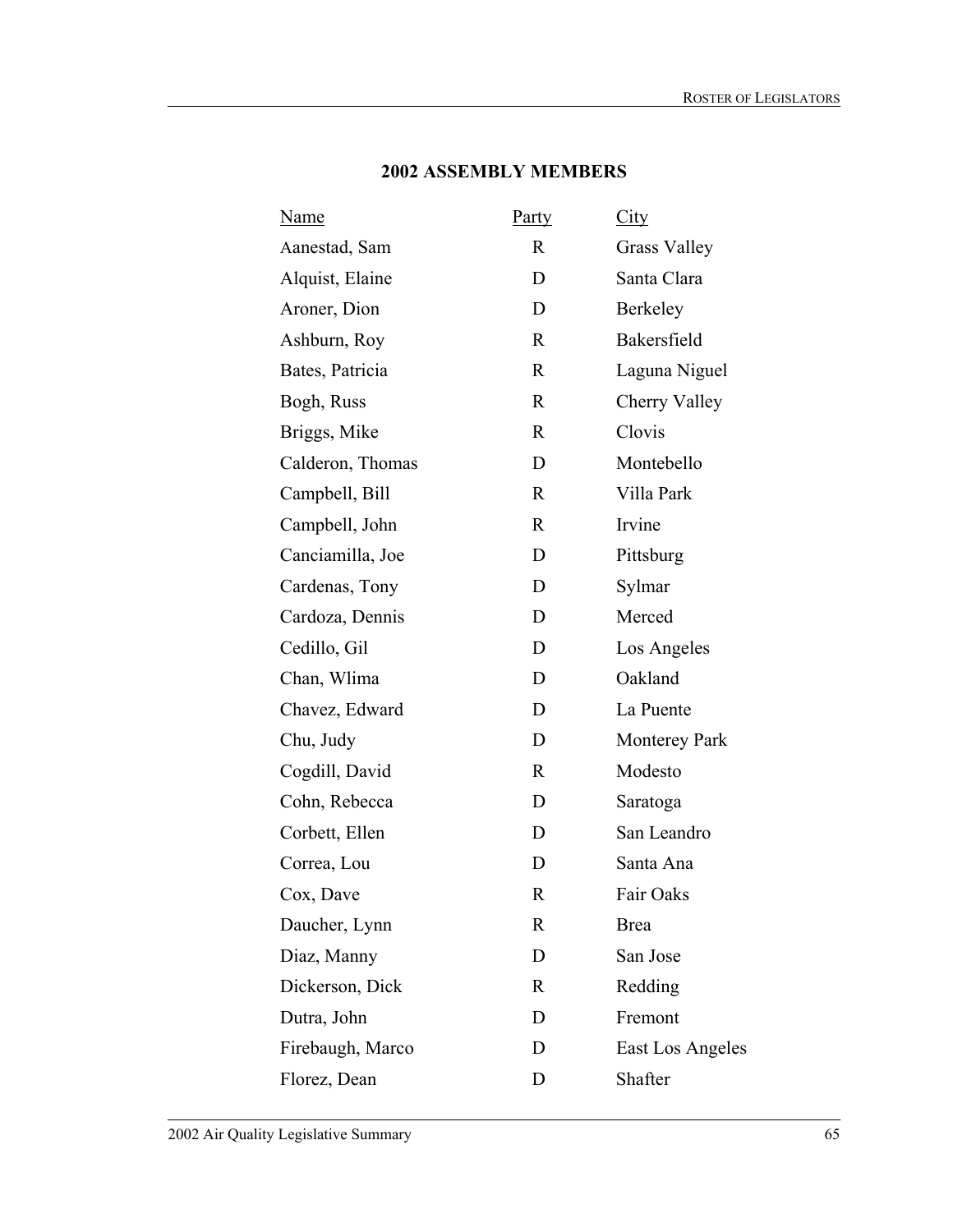## 2002 ASSEMBLY MEMBERS

| Name | Party | City |
|---|---|---|
| Aanestad, Sam | R | Grass Valley |
| Alquist, Elaine | D | Santa Clara |
| Aroner, Dion | D | Berkeley |
| Ashburn, Roy | R | Bakersfield |
| Bates, Patricia | R | Laguna Niguel |
| Bogh, Russ | R | Cherry Valley |
| Briggs, Mike | R | Clovis |
| Calderon, Thomas | D | Montebello |
| Campbell, Bill | R | Villa Park |
| Campbell, John | R | Irvine |
| Canciamilla, Joe | D | Pittsburg |
| Cardenas, Tony | D | Sylmar |
| Cardoza, Dennis | D | Merced |
| Cedillo, Gil | D | Los Angeles |
| Chan, Wlima | D | Oakland |
| Chavez, Edward | D | La Puente |
| Chu, Judy | D | Monterey Park |
| Cogdill, David | R | Modesto |
| Cohn, Rebecca | D | Saratoga |
| Corbett, Ellen | D | San Leandro |
| Correa, Lou | D | Santa Ana |
| Cox, Dave | R | Fair Oaks |
| Daucher, Lynn | R | Brea |
| Diaz, Manny | D | San Jose |
| Dickerson, Dick | R | Redding |
| Dutra, John | D | Fremont |
| Firebaugh, Marco | D | East Los Angeles |
| Florez, Dean | D | Shafter |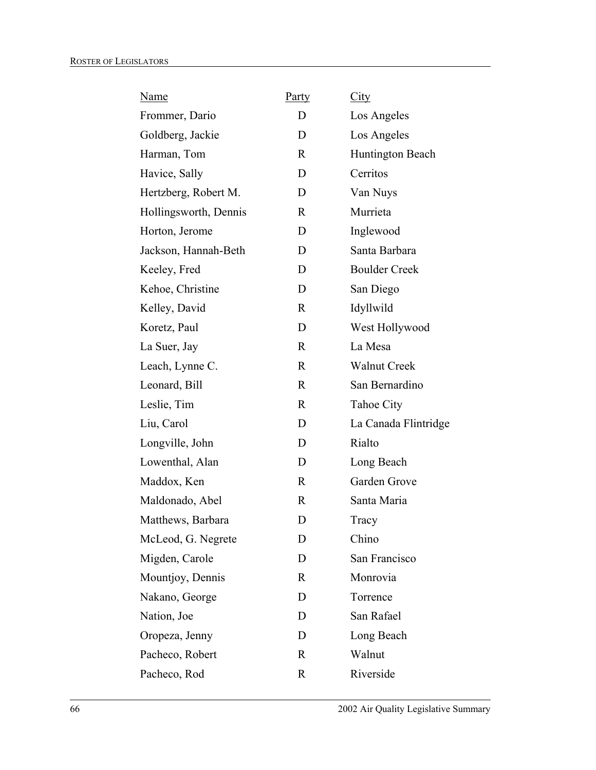| Name | Party | City |
|---|---|---|
| Frommer, Dario | D | Los Angeles |
| Goldberg, Jackie | D | Los Angeles |
| Harman, Tom | R | Huntington Beach |
| Havice, Sally | D | Cerritos |
| Hertzberg, Robert M. | D | Van Nuys |
| Hollingsworth, Dennis | R | Murrieta |
| Horton, Jerome | D | Inglewood |
| Jackson, Hannah-Beth | D | Santa Barbara |
| Keeley, Fred | D | Boulder Creek |
| Kehoe, Christine | D | San Diego |
| Kelley, David | R | Idyllwild |
| Koretz, Paul | D | West Hollywood |
| La Suer, Jay | R | La Mesa |
| Leach, Lynne C. | R | Walnut Creek |
| Leonard, Bill | R | San Bernardino |
| Leslie, Tim | R | Tahoe City |
| Liu, Carol | D | La Canada Flintridge |
| Longville, John | D | Rialto |
| Lowenthal, Alan | D | Long Beach |
| Maddox, Ken | R | Garden Grove |
| Maldonado, Abel | R | Santa Maria |
| Matthews, Barbara | D | Tracy |
| McLeod, G. Negrete | D | Chino |
| Migden, Carole | D | San Francisco |
| Mountjoy, Dennis | R | Monrovia |
| Nakano, George | D | Torrence |
| Nation, Joe | D | San Rafael |
| Oropeza, Jenny | D | Long Beach |
| Pacheco, Robert | R | Walnut |
| Pacheco, Rod | R | Riverside |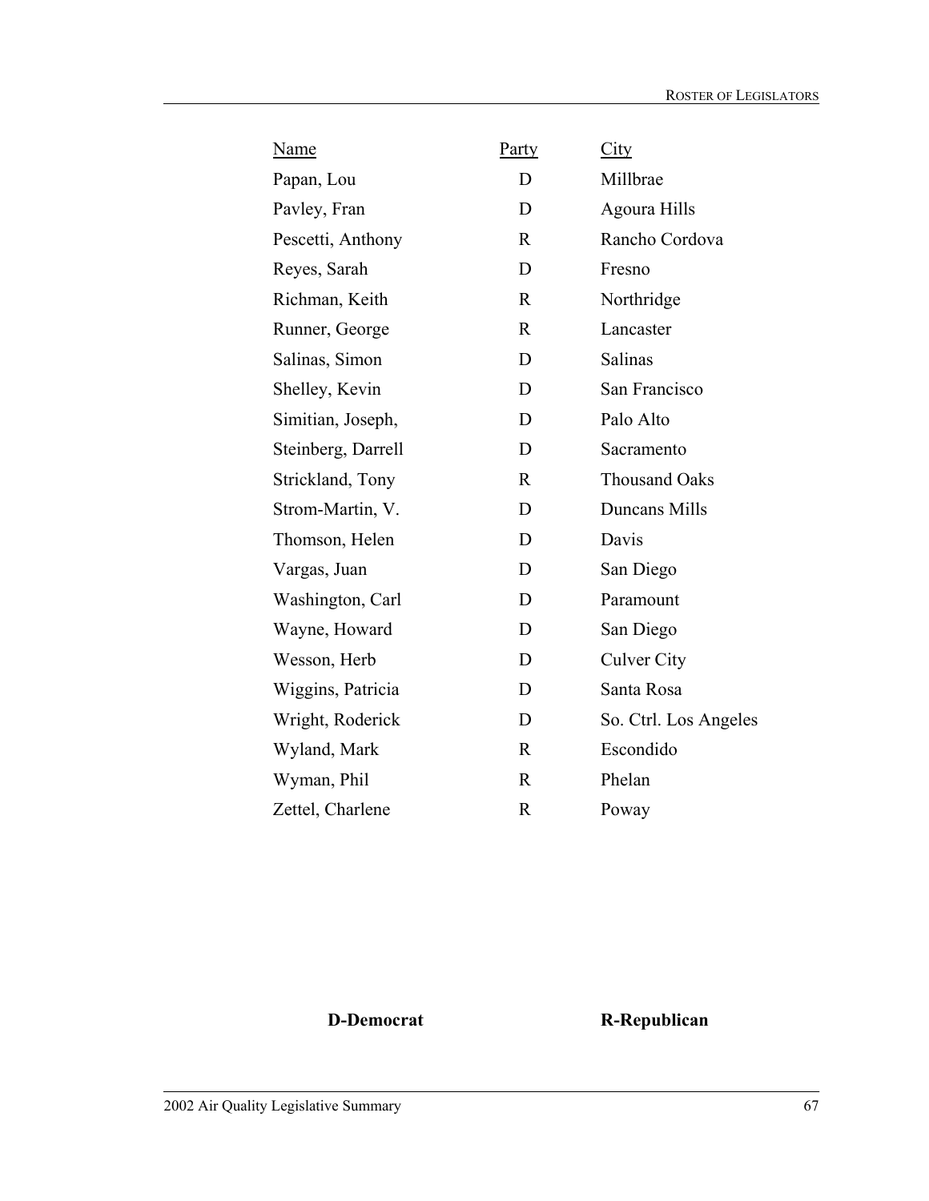| Name | Party | City |
|---|---|---|
| Papan, Lou | D | Millbrae |
| Pavley, Fran | D | Agoura Hills |
| Pescetti, Anthony | R | Rancho Cordova |
| Reyes, Sarah | D | Fresno |
| Richman, Keith | R | Northridge |
| Runner, George | R | Lancaster |
| Salinas, Simon | D | Salinas |
| Shelley, Kevin | D | San Francisco |
| Simitian, Joseph, | D | Palo Alto |
| Steinberg, Darrell | D | Sacramento |
| Strickland, Tony | R | Thousand Oaks |
| Strom-Martin, V. | D | Duncans Mills |
| Thomson, Helen | D | Davis |
| Vargas, Juan | D | San Diego |
| Washington, Carl | D | Paramount |
| Wayne, Howard | D | San Diego |
| Wesson, Herb | D | Culver City |
| Wiggins, Patricia | D | Santa Rosa |
| Wright, Roderick | D | So. Ctrl. Los Angeles |
| Wyland, Mark | R | Escondido |
| Wyman, Phil | R | Phelan |
| Zettel, Charlene | R | Poway |

**D-Democrat** **R-Republican**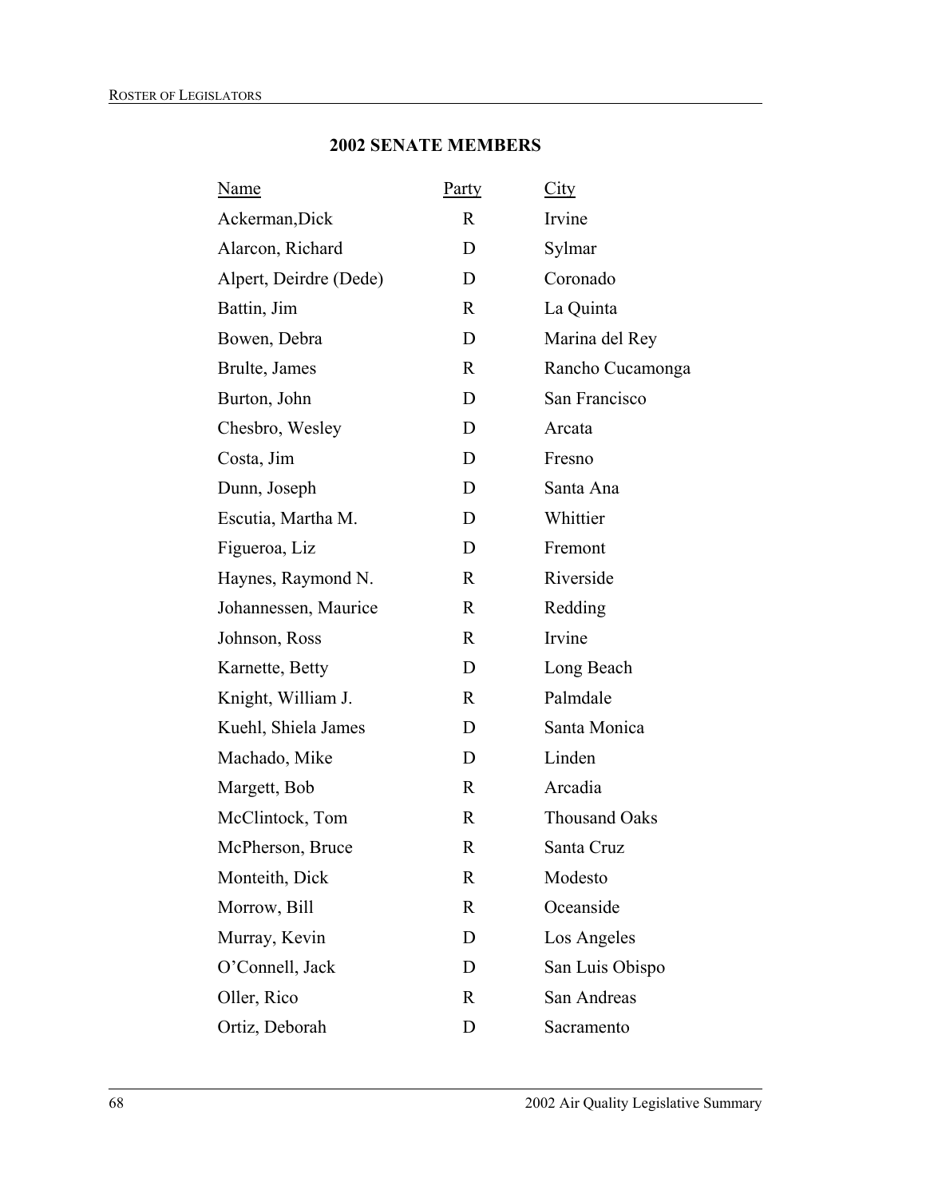## 2002 SENATE MEMBERS

| Name | Party | City |
|---|---|---|
| Ackerman,Dick | R | Irvine |
| Alarcon, Richard | D | Sylmar |
| Alpert, Deirdre (Dede) | D | Coronado |
| Battin, Jim | R | La Quinta |
| Bowen, Debra | D | Marina del Rey |
| Brulte, James | R | Rancho Cucamonga |
| Burton, John | D | San Francisco |
| Chesbro, Wesley | D | Arcata |
| Costa, Jim | D | Fresno |
| Dunn, Joseph | D | Santa Ana |
| Escutia, Martha M. | D | Whittier |
| Figueroa, Liz | D | Fremont |
| Haynes, Raymond N. | R | Riverside |
| Johannessen, Maurice | R | Redding |
| Johnson, Ross | R | Irvine |
| Karnette, Betty | D | Long Beach |
| Knight, William J. | R | Palmdale |
| Kuehl, Shiela James | D | Santa Monica |
| Machado, Mike | D | Linden |
| Margett, Bob | R | Arcadia |
| McClintock, Tom | R | Thousand Oaks |
| McPherson, Bruce | R | Santa Cruz |
| Monteith, Dick | R | Modesto |
| Morrow, Bill | R | Oceanside |
| Murray, Kevin | D | Los Angeles |
| O'Connell, Jack | D | San Luis Obispo |
| Oller, Rico | R | San Andreas |
| Ortiz, Deborah | D | Sacramento |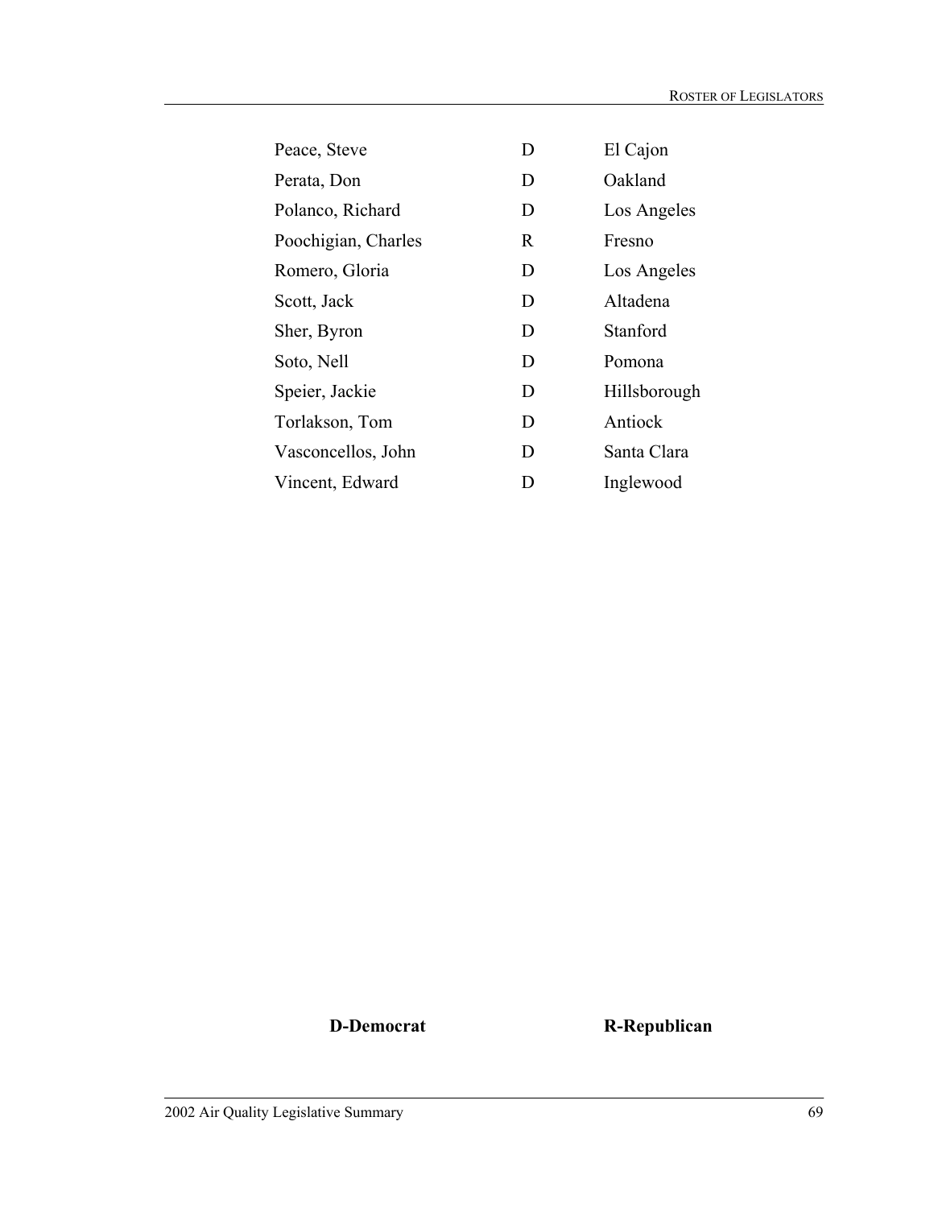| | | |
|---|---|---|
| Peace, Steve | D | El Cajon |
| Perata, Don | D | Oakland |
| Polanco, Richard | D | Los Angeles |
| Poochigian, Charles | R | Fresno |
| Romero, Gloria | D | Los Angeles |
| Scott, Jack | D | Altadena |
| Sher, Byron | D | Stanford |
| Soto, Nell | D | Pomona |
| Speier, Jackie | D | Hillsborough |
| Torlakson, Tom | D | Antiock |
| Vasconcellos, John | D | Santa Clara |
| Vincent, Edward | D | Inglewood |

**D-Democrat** **R-Republican**